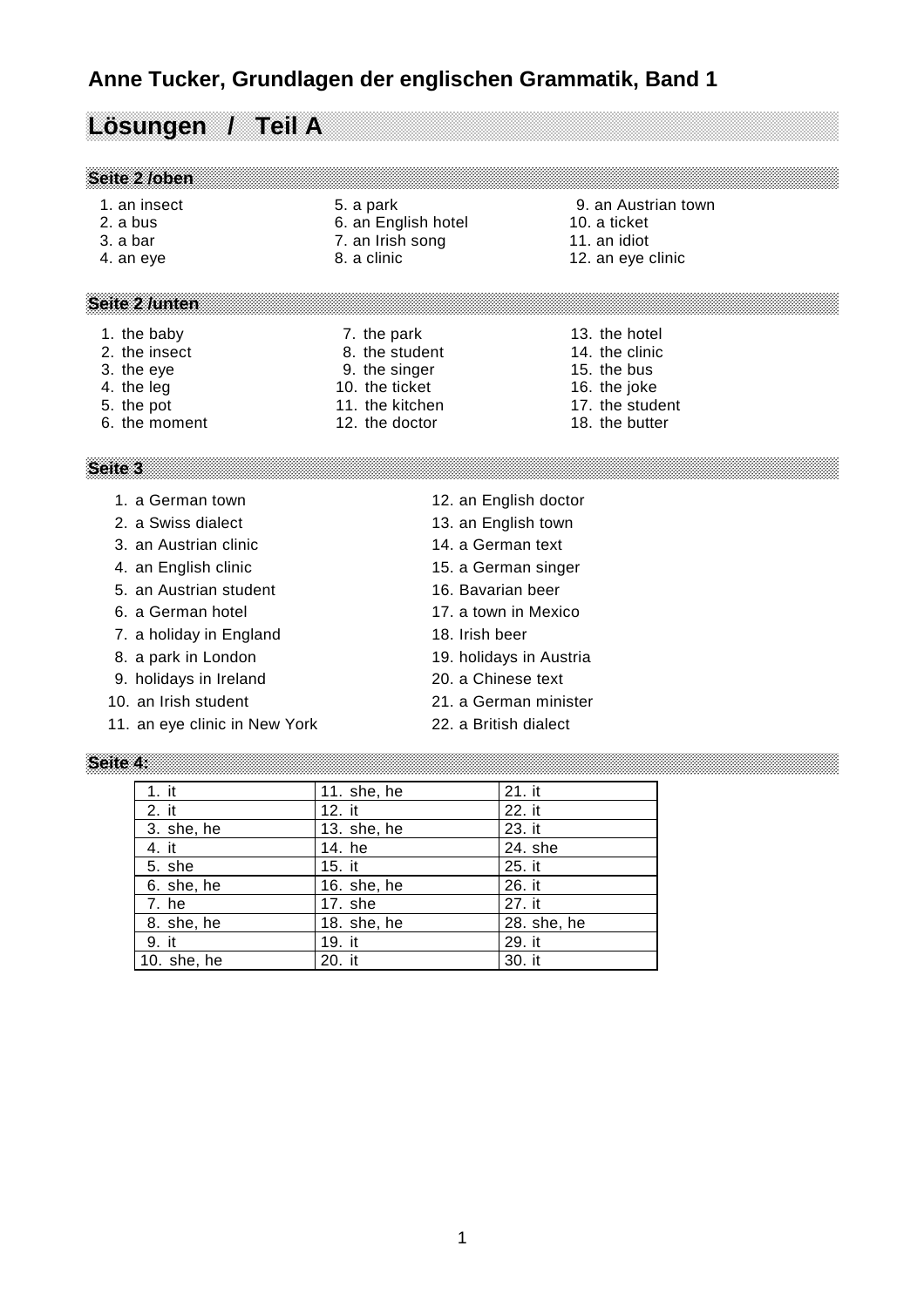# Anne Tucker, Grundlagen der englischen Grammatik, Band 1

## Lösungen / Teil A

### Seite 2 /oben

1. an insect
2. a bus
3. a bar
4. an eye
5. a park
6. an English hotel
7. an Irish song
8. a clinic
9. an Austrian town
10. a ticket
11. an idiot
12. an eye clinic

### Seite 2 /unten

1. the baby
2. the insect
3. the eye
4. the leg
5. the pot
6. the moment
7. the park
8. the student
9. the singer
10. the ticket
11. the kitchen
12. the doctor
13. the hotel
14. the clinic
15. the bus
16. the joke
17. the student
18. the butter

### Seite 3

1. a German town
2. a Swiss dialect
3. an Austrian clinic
4. an English clinic
5. an Austrian student
6. a German hotel
7. a holiday in England
8. a park in London
9. holidays in Ireland
10. an Irish student
11. an eye clinic in New York
12. an English doctor
13. an English town
14. a German text
15. a German singer
16. Bavarian beer
17. a town in Mexico
18. Irish beer
19. holidays in Austria
20. a Chinese text
21. a German minister
22. a British dialect

### Seite 4:

| | | |
|---|---|---|
| 1. it | 11. she, he | 21. it |
| 2. it | 12. it | 22. it |
| 3. she, he | 13. she, he | 23. it |
| 4. it | 14. he | 24. she |
| 5. she | 15. it | 25. it |
| 6. she, he | 16. she, he | 26. it |
| 7. he | 17. she | 27. it |
| 8. she, he | 18. she, he | 28. she, he |
| 9. it | 19. it | 29. it |
| 10. she, he | 20. it | 30. it |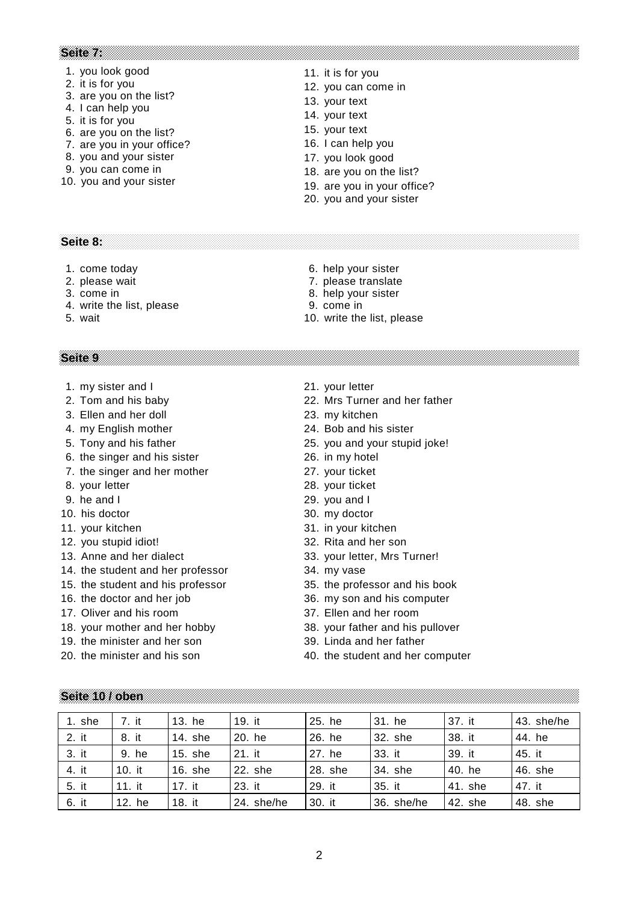## Seite 7:

1. you look good
2. it is for you
3. are you on the list?
4. I can help you
5. it is for you
6. are you on the list?
7. are you in your office?
8. you and your sister
9. you can come in
10. you and your sister
11. it is for you
12. you can come in
13. your text
14. your text
15. your text
16. I can help you
17. you look good
18. are you on the list?
19. are you in your office?
20. you and your sister

## Seite 8:

1. come today
2. please wait
3. come in
4. write the list, please
5. wait
6. help your sister
7. please translate
8. help your sister
9. come in
10. write the list, please

## Seite 9

1. my sister and I
2. Tom and his baby
3. Ellen and her doll
4. my English mother
5. Tony and his father
6. the singer and his sister
7. the singer and her mother
8. your letter
9. he and I
10. his doctor
11. your kitchen
12. you stupid idiot!
13. Anne and her dialect
14. the student and her professor
15. the student and his professor
16. the doctor and her job
17. Oliver and his room
18. your mother and her hobby
19. the minister and her son
20. the minister and his son
21. your letter
22. Mrs Turner and her father
23. my kitchen
24. Bob and his sister
25. you and your stupid joke!
26. in my hotel
27. your ticket
28. your ticket
29. you and I
30. my doctor
31. in your kitchen
32. Rita and her son
33. your letter, Mrs Turner!
34. my vase
35. the professor and his book
36. my son and his computer
37. Ellen and her room
38. your father and his pullover
39. Linda and her father
40. the student and her computer

## Seite 10 / oben

| | | | | | | | |
|---|---|---|---|---|---|---|---|
| 1. she | 7. it | 13. he | 19. it | 25. he | 31. he | 37. it | 43. she/he |
| 2. it | 8. it | 14. she | 20. he | 26. he | 32. she | 38. it | 44. he |
| 3. it | 9. he | 15. she | 21. it | 27. he | 33. it | 39. it | 45. it |
| 4. it | 10. it | 16. she | 22. she | 28. she | 34. she | 40. he | 46. she |
| 5. it | 11. it | 17. it | 23. it | 29. it | 35. it | 41. she | 47. it |
| 6. it | 12. he | 18. it | 24. she/he | 30. it | 36. she/he | 42. she | 48. she |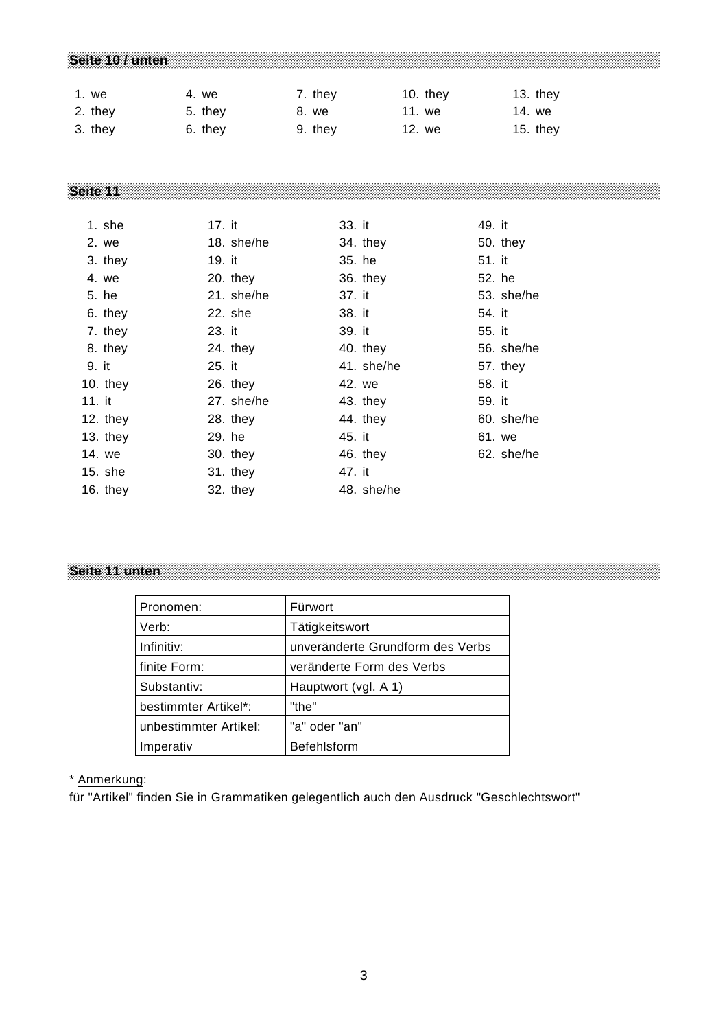## Seite 10 / unten

1. we
2. they
3. they
4. we
5. they
6. they
7. they
8. we
9. they
10. they
11. we
12. we
13. they
14. we
15. they

## Seite 11

1. she
2. we
3. they
4. we
5. he
6. they
7. they
8. they
9. it
10. they
11. it
12. they
13. they
14. we
15. she
16. they
17. it
18. she/he
19. it
20. they
21. she/he
22. she
23. it
24. they
25. it
26. they
27. she/he
28. they
29. he
30. they
31. they
32. they
33. it
34. they
35. he
36. they
37. it
38. it
39. it
40. they
41. she/he
42. we
43. they
44. they
45. it
46. they
47. it
48. she/he
49. it
50. they
51. it
52. he
53. she/he
54. it
55. it
56. she/he
57. they
58. it
59. it
60. she/he
61. we
62. she/he

## Seite 11 unten

| | |
|---|---|
| Pronomen: | Fürwort |
| Verb: | Tätigkeitswort |
| Infinitiv: | unveränderte Grundform des Verbs |
| finite Form: | veränderte Form des Verbs |
| Substantiv: | Hauptwort (vgl. A 1) |
| bestimmter Artikel*: | "the" |
| unbestimmter Artikel: | "a" oder "an" |
| Imperativ | Befehlsform |

* Anmerkung:
für "Artikel" finden Sie in Grammatiken gelegentlich auch den Ausdruck "Geschlechtswort"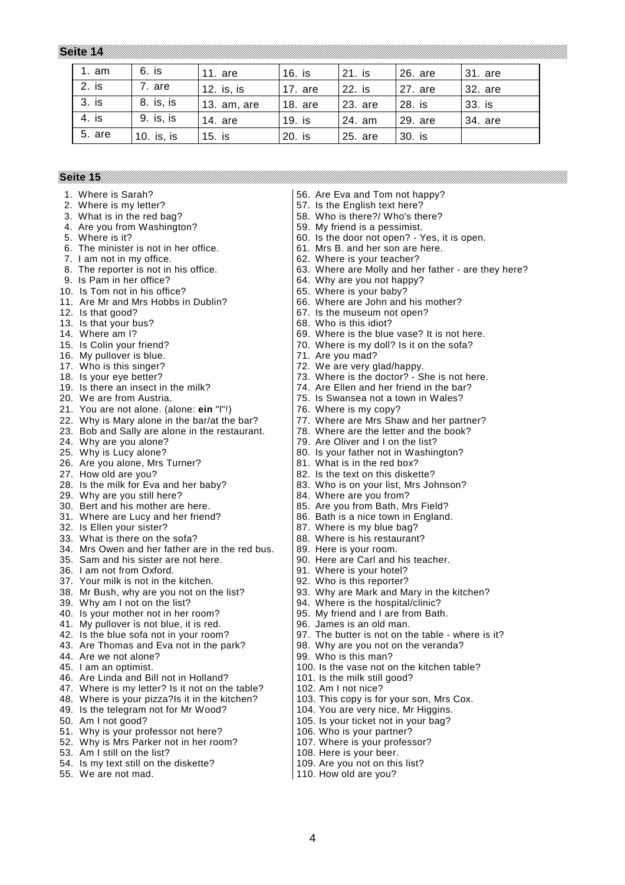## Seite 14

| | | | | | | |
|---|---|---|---|---|---|---|
| 1. am | 6. is | 11. are | 16. is | 21. is | 26. are | 31. are |
| 2. is | 7. are | 12. is, is | 17. are | 22. is | 27. are | 32. are |
| 3. is | 8. is, is | 13. am, are | 18. are | 23. are | 28. is | 33. is |
| 4. is | 9. is, is | 14. are | 19. is | 24. am | 29. are | 34. are |
| 5. are | 10. is, is | 15. is | 20. is | 25. are | 30. is | |

## Seite 15

1. Where is Sarah?
2. Where is my letter?
3. What is in the red bag?
4. Are you from Washington?
5. Where is it?
6. The minister is not in her office.
7. I am not in my office.
8. The reporter is not in his office.
9. Is Pam in her office?
10. Is Tom not in his office?
11. Are Mr and Mrs Hobbs in Dublin?
12. Is that good?
13. Is that your bus?
14. Where am I?
15. Is Colin your friend?
16. My pullover is blue.
17. Who is this singer?
18. Is your eye better?
19. Is there an insect in the milk?
20. We are from Austria.
21. You are not alone. (alone: **ein** "l"!)
22. Why is Mary alone in the bar/at the bar?
23. Bob and Sally are alone in the restaurant.
24. Why are you alone?
25. Why is Lucy alone?
26. Are you alone, Mrs Turner?
27. How old are you?
28. Is the milk for Eva and her baby?
29. Why are you still here?
30. Bert and his mother are here.
31. Where are Lucy and her friend?
32. Is Ellen your sister?
33. What is there on the sofa?
34. Mrs Owen and her father are in the red bus.
35. Sam and his sister are not here.
36. I am not from Oxford.
37. Your milk is not in the kitchen.
38. Mr Bush, why are you not on the list?
39. Why am I not on the list?
40. Is your mother not in her room?
41. My pullover is not blue, it is red.
42. Is the blue sofa not in your room?
43. Are Thomas and Eva not in the park?
44. Are we not alone?
45. I am an optimist.
46. Are Linda and Bill not in Holland?
47. Where is my letter? Is it not on the table?
48. Where is your pizza?Is it in the kitchen?
49. Is the telegram not for Mr Wood?
50. Am I not good?
51. Why is your professor not here?
52. Why is Mrs Parker not in her room?
53. Am I still on the list?
54. Is my text still on the diskette?
55. We are not mad.
56. Are Eva and Tom not happy?
57. Is the English text here?
58. Who is there?/ Who's there?
59. My friend is a pessimist.
60. Is the door not open? - Yes, it is open.
61. Mrs B. and her son are here.
62. Where is your teacher?
63. Where are Molly and her father - are they here?
64. Why are you not happy?
65. Where is your baby?
66. Where are John and his mother?
67. Is the museum not open?
68. Who is this idiot?
69. Where is the blue vase? It is not here.
70. Where is my doll? Is it on the sofa?
71. Are you mad?
72. We are very glad/happy.
73. Where is the doctor? - She is not here.
74. Are Ellen and her friend in the bar?
75. Is Swansea not a town in Wales?
76. Where is my copy?
77. Where are Mrs Shaw and her partner?
78. Where are the letter and the book?
79. Are Oliver and I on the list?
80. Is your father not in Washington?
81. What is in the red box?
82. Is the text on this diskette?
83. Who is on your list, Mrs Johnson?
84. Where are you from?
85. Are you from Bath, Mrs Field?
86. Bath is a nice town in England.
87. Where is my blue bag?
88. Where is his restaurant?
89. Here is your room.
90. Here are Carl and his teacher.
91. Where is your hotel?
92. Who is this reporter?
93. Why are Mark and Mary in the kitchen?
94. Where is the hospital/clinic?
95. My friend and I are from Bath.
96. James is an old man.
97. The butter is not on the table - where is it?
98. Why are you not on the veranda?
99. Who is this man?
100. Is the vase not on the kitchen table?
101. Is the milk still good?
102. Am I not nice?
103. This copy is for your son, Mrs Cox.
104. You are very nice, Mr Higgins.
105. Is your ticket not in your bag?
106. Who is your partner?
107. Where is your professor?
108. Here is your beer.
109. Are you not on this list?
110. How old are you?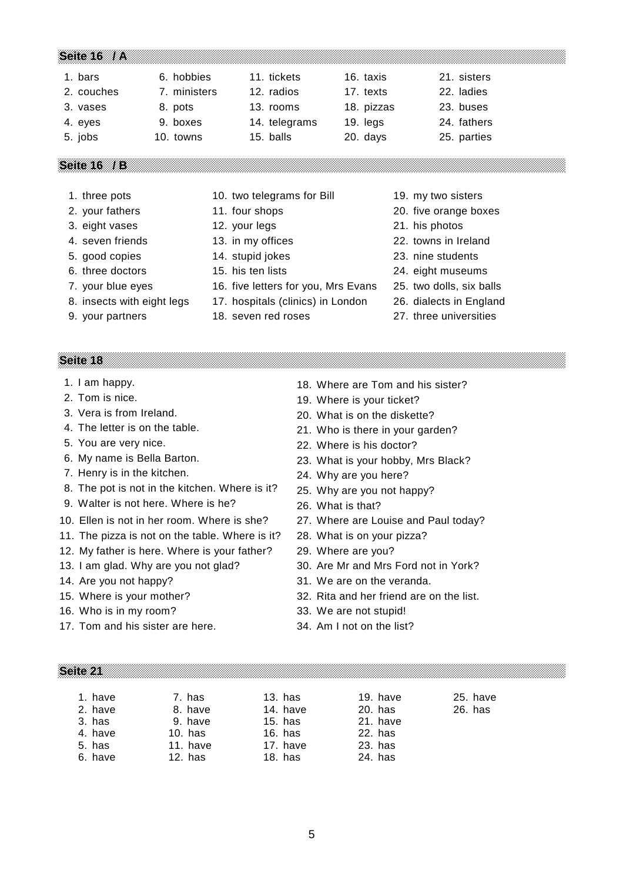## Seite 16 / A

1. bars
2. couches
3. vases
4. eyes
5. jobs
6. hobbies
7. ministers
8. pots
9. boxes
10. towns
11. tickets
12. radios
13. rooms
14. telegrams
15. balls
16. taxis
17. texts
18. pizzas
19. legs
20. days
21. sisters
22. ladies
23. buses
24. fathers
25. parties

## Seite 16 / B

1. three pots
2. your fathers
3. eight vases
4. seven friends
5. good copies
6. three doctors
7. your blue eyes
8. insects with eight legs
9. your partners
10. two telegrams for Bill
11. four shops
12. your legs
13. in my offices
14. stupid jokes
15. his ten lists
16. five letters for you, Mrs Evans
17. hospitals (clinics) in London
18. seven red roses
19. my two sisters
20. five orange boxes
21. his photos
22. towns in Ireland
23. nine students
24. eight museums
25. two dolls, six balls
26. dialects in England
27. three universities

## Seite 18

1. I am happy.
2. Tom is nice.
3. Vera is from Ireland.
4. The letter is on the table.
5. You are very nice.
6. My name is Bella Barton.
7. Henry is in the kitchen.
8. The pot is not in the kitchen. Where is it?
9. Walter is not here. Where is he?
10. Ellen is not in her room. Where is she?
11. The pizza is not on the table. Where is it?
12. My father is here. Where is your father?
13. I am glad. Why are you not glad?
14. Are you not happy?
15. Where is your mother?
16. Who is in my room?
17. Tom and his sister are here.
18. Where are Tom and his sister?
19. Where is your ticket?
20. What is on the diskette?
21. Who is there in your garden?
22. Where is his doctor?
23. What is your hobby, Mrs Black?
24. Why are you here?
25. Why are you not happy?
26. What is that?
27. Where are Louise and Paul today?
28. What is on your pizza?
29. Where are you?
30. Are Mr and Mrs Ford not in York?
31. We are on the veranda.
32. Rita and her friend are on the list.
33. We are not stupid!
34. Am I not on the list?

## Seite 21

1. have
2. have
3. has
4. have
5. has
6. have
7. has
8. have
9. have
10. has
11. have
12. has
13. has
14. have
15. has
16. has
17. have
18. has
19. have
20. has
21. have
22. has
23. has
24. has
25. have
26. has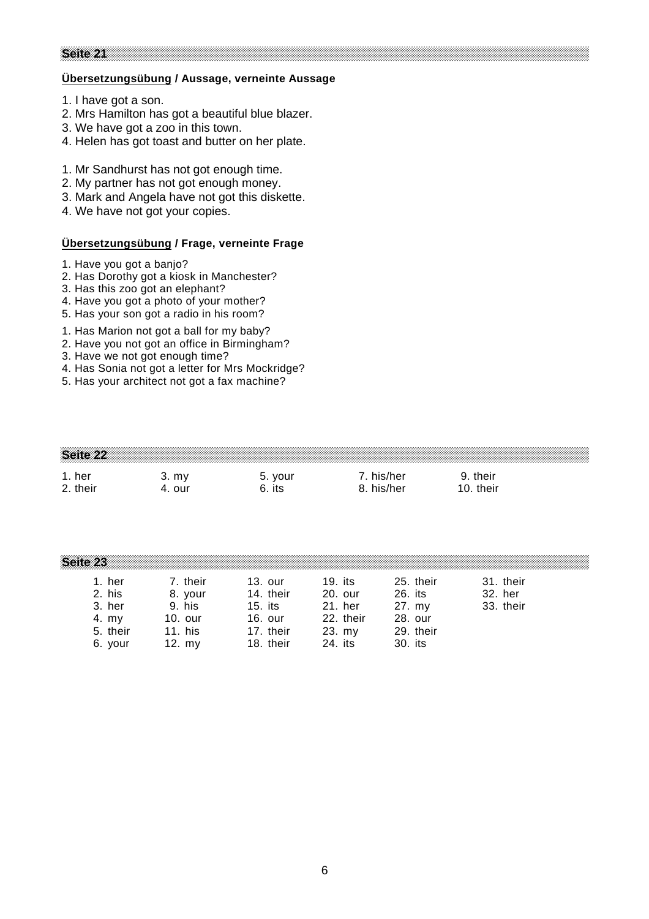## Seite 21

**Übersetzungsübung / Aussage, verneinte Aussage**

1. I have got a son.
2. Mrs Hamilton has got a beautiful blue blazer.
3. We have got a zoo in this town.
4. Helen has got toast and butter on her plate.

1. Mr Sandhurst has not got enough time.
2. My partner has not got enough money.
3. Mark and Angela have not got this diskette.
4. We have not got your copies.

**Übersetzungsübung / Frage, verneinte Frage**

1. Have you got a banjo?
2. Has Dorothy got a kiosk in Manchester?
3. Has this zoo got an elephant?
4. Have you got a photo of your mother?
5. Has your son got a radio in his room?

1. Has Marion not got a ball for my baby?
2. Have you not got an office in Birmingham?
3. Have we not got enough time?
4. Has Sonia not got a letter for Mrs Mockridge?
5. Has your architect not got a fax machine?

## Seite 22

| | | | | |
|---|---|---|---|---|
| 1. her | 3. my | 5. your | 7. his/her | 9. their |
| 2. their | 4. our | 6. its | 8. his/her | 10. their |

## Seite 23

| | | | | | |
|---|---|---|---|---|---|
| 1. her | 7. their | 13. our | 19. its | 25. their | 31. their |
| 2. his | 8. your | 14. their | 20. our | 26. its | 32. her |
| 3. her | 9. his | 15. its | 21. her | 27. my | 33. their |
| 4. my | 10. our | 16. our | 22. their | 28. our | |
| 5. their | 11. his | 17. their | 23. my | 29. their | |
| 6. your | 12. my | 18. their | 24. its | 30. its | |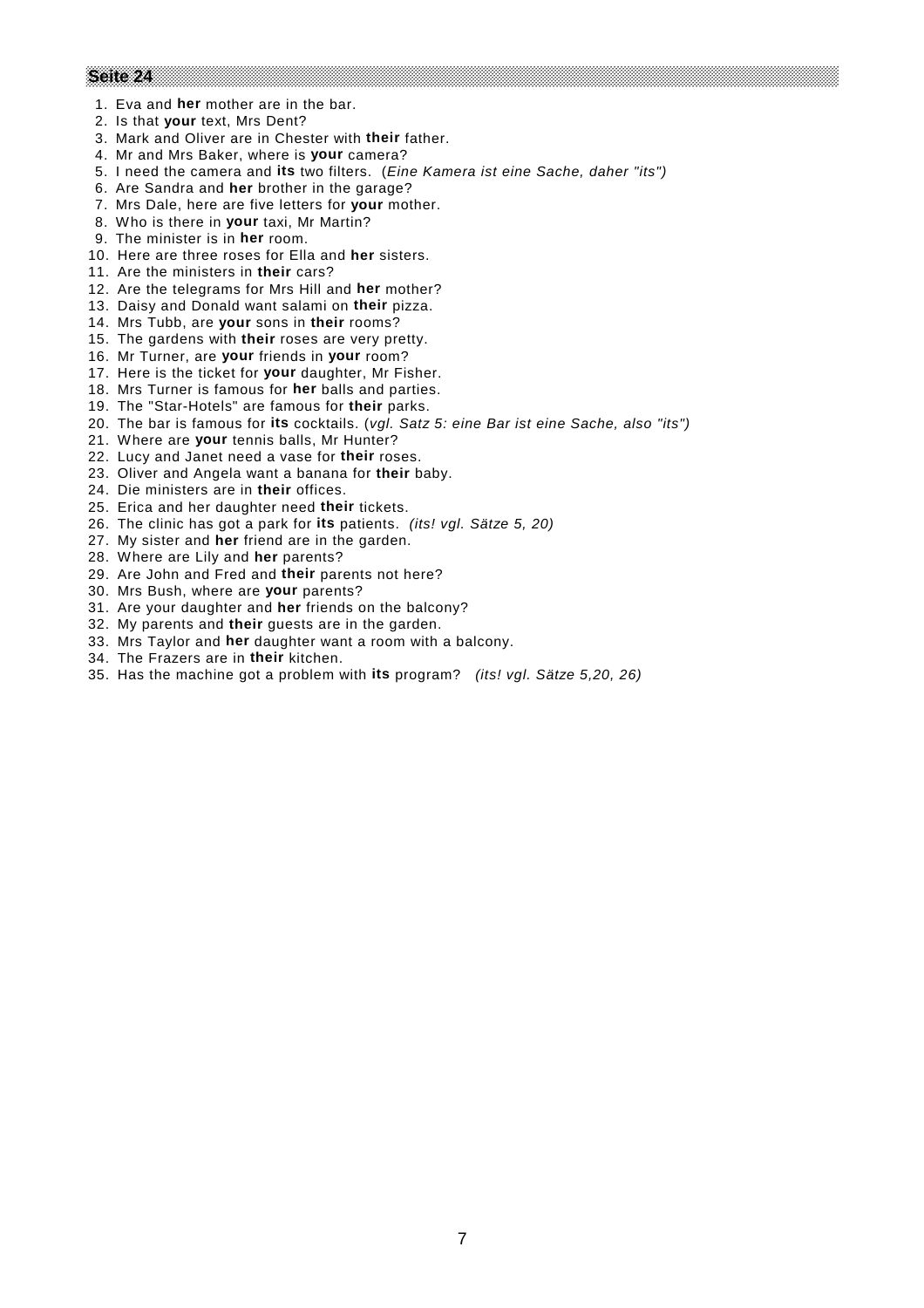## Seite 24

1. Eva and **her** mother are in the bar.
2. Is that **your** text, Mrs Dent?
3. Mark and Oliver are in Chester with **their** father.
4. Mr and Mrs Baker, where is **your** camera?
5. I need the camera and **its** two filters. (*Eine Kamera ist eine Sache, daher "its")*
6. Are Sandra and **her** brother in the garage?
7. Mrs Dale, here are five letters for **your** mother.
8. Who is there in **your** taxi, Mr Martin?
9. The minister is in **her** room.
10. Here are three roses for Ella and **her** sisters.
11. Are the ministers in **their** cars?
12. Are the telegrams for Mrs Hill and **her** mother?
13. Daisy and Donald want salami on **their** pizza.
14. Mrs Tubb, are **your** sons in **their** rooms?
15. The gardens with **their** roses are very pretty.
16. Mr Turner, are **your** friends in **your** room?
17. Here is the ticket for **your** daughter, Mr Fisher.
18. Mrs Turner is famous for **her** balls and parties.
19. The "Star-Hotels" are famous for **their** parks.
20. The bar is famous for **its** cocktails. (*vgl. Satz 5: eine Bar ist eine Sache, also "its")*
21. Where are **your** tennis balls, Mr Hunter?
22. Lucy and Janet need a vase for **their** roses.
23. Oliver and Angela want a banana for **their** baby.
24. Die ministers are in **their** offices.
25. Erica and her daughter need **their** tickets.
26. The clinic has got a park for **its** patients. *(its! vgl. Sätze 5, 20)*
27. My sister and **her** friend are in the garden.
28. Where are Lily and **her** parents?
29. Are John and Fred and **their** parents not here?
30. Mrs Bush, where are **your** parents?
31. Are your daughter and **her** friends on the balcony?
32. My parents and **their** guests are in the garden.
33. Mrs Taylor and **her** daughter want a room with a balcony.
34. The Frazers are in **their** kitchen.
35. Has the machine got a problem with **its** program? *(its! vgl. Sätze 5,20, 26)*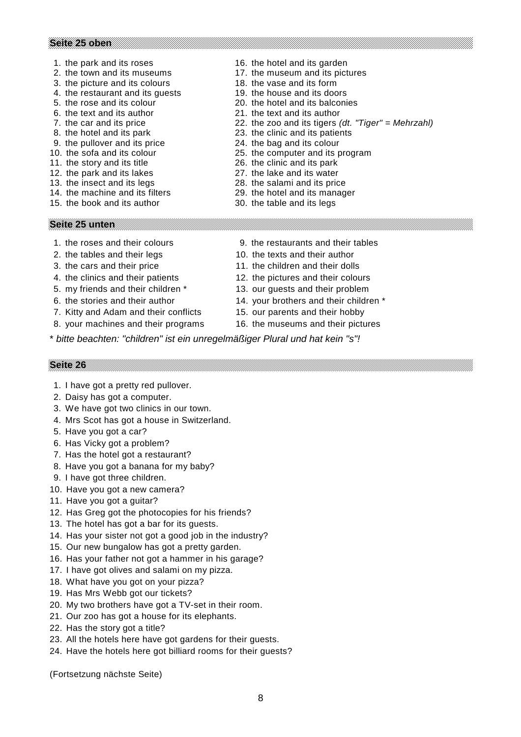## Seite 25 oben

1. the park and its roses
2. the town and its museums
3. the picture and its colours
4. the restaurant and its guests
5. the rose and its colour
6. the text and its author
7. the car and its price
8. the hotel and its park
9. the pullover and its price
10. the sofa and its colour
11. the story and its title
12. the park and its lakes
13. the insect and its legs
14. the machine and its filters
15. the book and its author
16. the hotel and its garden
17. the museum and its pictures
18. the vase and its form
19. the house and its doors
20. the hotel and its balconies
21. the text and its author
22. the zoo and its tigers *(dt. "Tiger" = Mehrzahl)*
23. the clinic and its patients
24. the bag and its colour
25. the computer and its program
26. the clinic and its park
27. the lake and its water
28. the salami and its price
29. the hotel and its manager
30. the table and its legs

## Seite 25 unten

1. the roses and their colours
2. the tables and their legs
3. the cars and their price
4. the clinics and their patients
5. my friends and their children *
6. the stories and their author
7. Kitty and Adam and their conflicts
8. your machines and their programs
9. the restaurants and their tables
10. the texts and their author
11. the children and their dolls
12. the pictures and their colours
13. our guests and their problem
14. your brothers and their children *
15. our parents and their hobby
16. the museums and their pictures

*\* bitte beachten: "children" ist ein unregelmäßiger Plural und hat kein "s"!*

## Seite 26

1. I have got a pretty red pullover.
2. Daisy has got a computer.
3. We have got two clinics in our town.
4. Mrs Scot has got a house in Switzerland.
5. Have you got a car?
6. Has Vicky got a problem?
7. Has the hotel got a restaurant?
8. Have you got a banana for my baby?
9. I have got three children.
10. Have you got a new camera?
11. Have you got a guitar?
12. Has Greg got the photocopies for his friends?
13. The hotel has got a bar for its guests.
14. Has your sister not got a good job in the industry?
15. Our new bungalow has got a pretty garden.
16. Has your father not got a hammer in his garage?
17. I have got olives and salami on my pizza.
18. What have you got on your pizza?
19. Has Mrs Webb got our tickets?
20. My two brothers have got a TV-set in their room.
21. Our zoo has got a house for its elephants.
22. Has the story got a title?
23. All the hotels here have got gardens for their guests.
24. Have the hotels here got billiard rooms for their guests?

(Fortsetzung nächste Seite)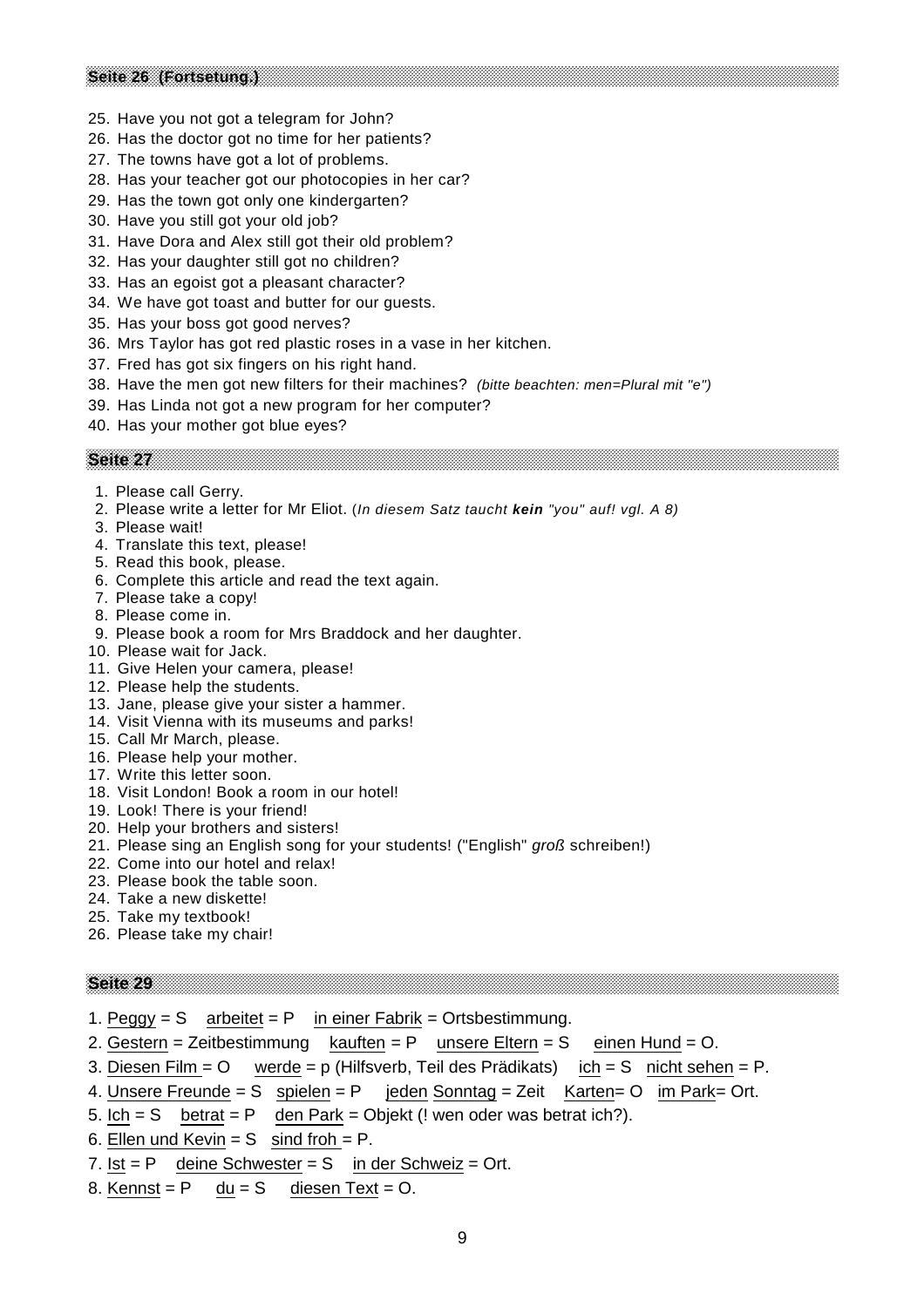## Seite 26 (Fortsetung.)

25. Have you not got a telegram for John?
26. Has the doctor got no time for her patients?
27. The towns have got a lot of problems.
28. Has your teacher got our photocopies in her car?
29. Has the town got only one kindergarten?
30. Have you still got your old job?
31. Have Dora and Alex still got their old problem?
32. Has your daughter still got no children?
33. Has an egoist got a pleasant character?
34. We have got toast and butter for our guests.
35. Has your boss got good nerves?
36. Mrs Taylor has got red plastic roses in a vase in her kitchen.
37. Fred has got six fingers on his right hand.
38. Have the men got new filters for their machines? *(bitte beachten: men=Plural mit "e")*
39. Has Linda not got a new program for her computer?
40. Has your mother got blue eyes?

## Seite 27

1. Please call Gerry.
2. Please write a letter for Mr Eliot. (*In diesem Satz taucht **kein** "you" auf! vgl. A 8)*
3. Please wait!
4. Translate this text, please!
5. Read this book, please.
6. Complete this article and read the text again.
7. Please take a copy!
8. Please come in.
9. Please book a room for Mrs Braddock and her daughter.
10. Please wait for Jack.
11. Give Helen your camera, please!
12. Please help the students.
13. Jane, please give your sister a hammer.
14. Visit Vienna with its museums and parks!
15. Call Mr March, please.
16. Please help your mother.
17. Write this letter soon.
18. Visit London! Book a room in our hotel!
19. Look! There is your friend!
20. Help your brothers and sisters!
21. Please sing an English song for your students! ("English" *groß* schreiben!)
22. Come into our hotel and relax!
23. Please book the table soon.
24. Take a new diskette!
25. Take my textbook!
26. Please take my chair!

## Seite 29

1. Peggy = S  arbeitet = P  in einer Fabrik = Ortsbestimmung.
2. Gestern = Zeitbestimmung  kauften = P  unsere Eltern = S  einen Hund = O.
3. Diesen Film = O  werde = p (Hilfsverb, Teil des Prädikats)  ich = S  nicht sehen = P.
4. Unsere Freunde = S  spielen = P  jeden Sonntag = Zeit  Karten= O  im Park= Ort.
5. Ich = S  betrat = P  den Park = Objekt (! wen oder was betrat ich?).
6. Ellen und Kevin = S  sind froh = P.
7. Ist = P  deine Schwester = S  in der Schweiz = Ort.
8. Kennst = P  du = S  diesen Text = O.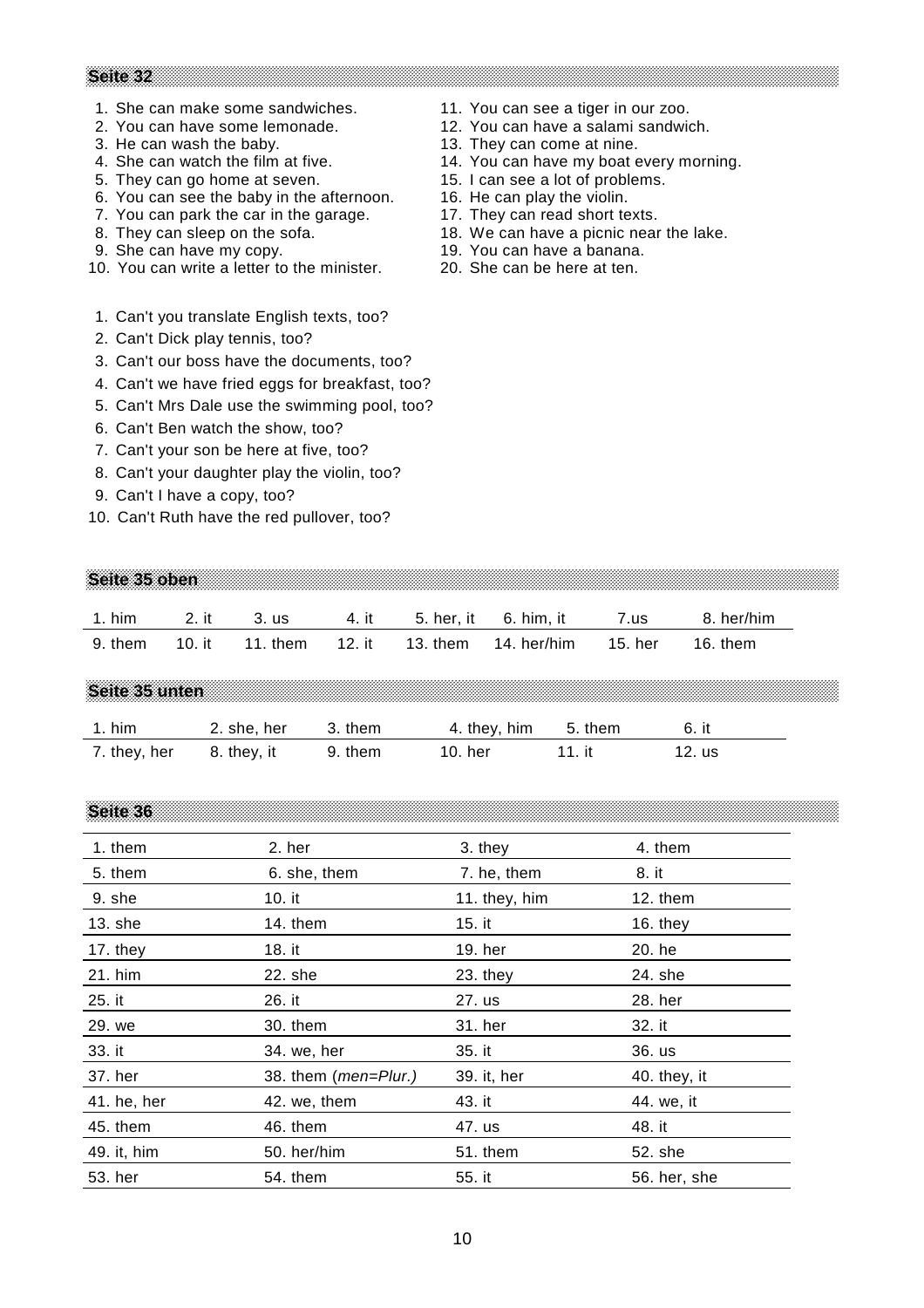## Seite 32

1. She can make some sandwiches.
2. You can have some lemonade.
3. He can wash the baby.
4. She can watch the film at five.
5. They can go home at seven.
6. You can see the baby in the afternoon.
7. You can park the car in the garage.
8. They can sleep on the sofa.
9. She can have my copy.
10. You can write a letter to the minister.
11. You can see a tiger in our zoo.
12. You can have a salami sandwich.
13. They can come at nine.
14. You can have my boat every morning.
15. I can see a lot of problems.
16. He can play the violin.
17. They can read short texts.
18. We can have a picnic near the lake.
19. You can have a banana.
20. She can be here at ten.

1. Can't you translate English texts, too?
2. Can't Dick play tennis, too?
3. Can't our boss have the documents, too?
4. Can't we have fried eggs for breakfast, too?
5. Can't Mrs Dale use the swimming pool, too?
6. Can't Ben watch the show, too?
7. Can't your son be here at five, too?
8. Can't your daughter play the violin, too?
9. Can't I have a copy, too?
10. Can't Ruth have the red pullover, too?

## Seite 35 oben

| | | | | | | | |
|---|---|---|---|---|---|---|---|
| 1. him | 2. it | 3. us | 4. it | 5. her, it | 6. him, it | 7.us | 8. her/him |
| 9. them | 10. it | 11. them | 12. it | 13. them | 14. her/him | 15. her | 16. them |

## Seite 35 unten

| | | | | | |
|---|---|---|---|---|---|
| 1. him | 2. she, her | 3. them | 4. they, him | 5. them | 6. it |
| 7. they, her | 8. they, it | 9. them | 10. her | 11. it | 12. us |

## Seite 36

| | | | |
|---|---|---|---|
| 1. them | 2. her | 3. they | 4. them |
| 5. them | 6. she, them | 7. he, them | 8. it |
| 9. she | 10. it | 11. they, him | 12. them |
| 13. she | 14. them | 15. it | 16. they |
| 17. they | 18. it | 19. her | 20. he |
| 21. him | 22. she | 23. they | 24. she |
| 25. it | 26. it | 27. us | 28. her |
| 29. we | 30. them | 31. her | 32. it |
| 33. it | 34. we, her | 35. it | 36. us |
| 37. her | 38. them (*men=Plur.*) | 39. it, her | 40. they, it |
| 41. he, her | 42. we, them | 43. it | 44. we, it |
| 45. them | 46. them | 47. us | 48. it |
| 49. it, him | 50. her/him | 51. them | 52. she |
| 53. her | 54. them | 55. it | 56. her, she |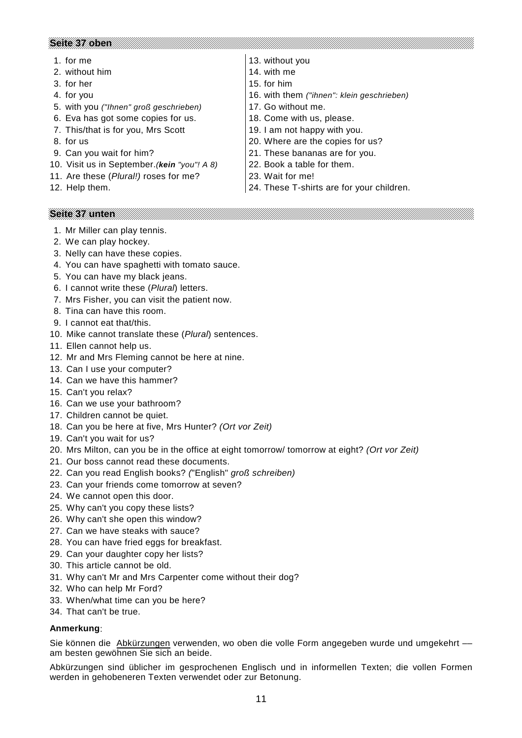## Seite 37 oben

1. for me
2. without him
3. for her
4. for you
5. with you *("Ihnen" groß geschrieben)*
6. Eva has got some copies for us.
7. This/that is for you, Mrs Scott
8. for us
9. Can you wait for him?
10. Visit us in September.*(**kein** "you"! A 8)*
11. Are these (*Plural!)* roses for me?
12. Help them.
13. without you
14. with me
15. for him
16. with them *("ihnen": klein geschrieben)*
17. Go without me.
18. Come with us, please.
19. I am not happy with you.
20. Where are the copies for us?
21. These bananas are for you.
22. Book a table for them.
23. Wait for me!
24. These T-shirts are for your children.

## Seite 37 unten

1. Mr Miller can play tennis.
2. We can play hockey.
3. Nelly can have these copies.
4. You can have spaghetti with tomato sauce.
5. You can have my black jeans.
6. I cannot write these (*Plural*) letters.
7. Mrs Fisher, you can visit the patient now.
8. Tina can have this room.
9. I cannot eat that/this.
10. Mike cannot translate these (*Plural*) sentences.
11. Ellen cannot help us.
12. Mr and Mrs Fleming cannot be here at nine.
13. Can I use your computer?
14. Can we have this hammer?
15. Can't you relax?
16. Can we use your bathroom?
17. Children cannot be quiet.
18. Can you be here at five, Mrs Hunter? *(Ort vor Zeit)*
19. Can't you wait for us?
20. Mrs Milton, can you be in the office at eight tomorrow/ tomorrow at eight? *(Ort vor Zeit)*
21. Our boss cannot read these documents.
22. Can you read English books? *(*"English" *groß schreiben)*
23. Can your friends come tomorrow at seven?
24. We cannot open this door.
25. Why can't you copy these lists?
26. Why can't she open this window?
27. Can we have steaks with sauce?
28. You can have fried eggs for breakfast.
29. Can your daughter copy her lists?
30. This article cannot be old.
31. Why can't Mr and Mrs Carpenter come without their dog?
32. Who can help Mr Ford?
33. When/what time can you be here?
34. That can't be true.

**Anmerkung**:

Sie können die Abkürzungen verwenden, wo oben die volle Form angegeben wurde und umgekehrt — am besten gewöhnen Sie sich an beide.

Abkürzungen sind üblicher im gesprochenen Englisch und in informellen Texten; die vollen Formen werden in gehobeneren Texten verwendet oder zur Betonung.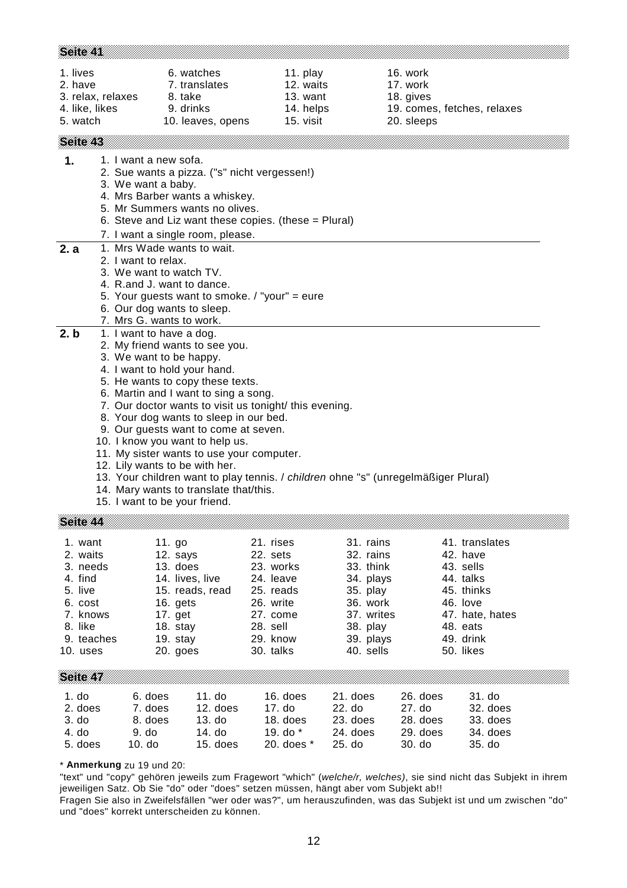## Seite 41

| | | | |
|---|---|---|---|
| 1. lives | 6. watches | 11. play | 16. work |
| 2. have | 7. translates | 12. waits | 17. work |
| 3. relax, relaxes | 8. take | 13. want | 18. gives |
| 4. like, likes | 9. drinks | 14. helps | 19. comes, fetches, relaxes |
| 5. watch | 10. leaves, opens | 15. visit | 20. sleeps |

## Seite 43

**1.**

1. I want a new sofa.
2. Sue wants a pizza. ("s" nicht vergessen!)
3. We want a baby.
4. Mrs Barber wants a whiskey.
5. Mr Summers wants no olives.
6. Steve and Liz want these copies. (these = Plural)
7. I want a single room, please.

**2. a**

1. Mrs Wade wants to wait.
2. I want to relax.
3. We want to watch TV.
4. R.and J. want to dance.
5. Your guests want to smoke. / "your" = eure
6. Our dog wants to sleep.
7. Mrs G. wants to work.

**2. b**

1. I want to have a dog.
2. My friend wants to see you.
3. We want to be happy.
4. I want to hold your hand.
5. He wants to copy these texts.
6. Martin and I want to sing a song.
7. Our doctor wants to visit us tonight/ this evening.
8. Your dog wants to sleep in our bed.
9. Our guests want to come at seven.
10. I know you want to help us.
11. My sister wants to use your computer.
12. Lily wants to be with her.
13. Your children want to play tennis. / *children* ohne "s" (unregelmäßiger Plural)
14. Mary wants to translate that/this.
15. I want to be your friend.

## Seite 44

| | | | | |
|---|---|---|---|---|
| 1. want | 11. go | 21. rises | 31. rains | 41. translates |
| 2. waits | 12. says | 22. sets | 32. rains | 42. have |
| 3. needs | 13. does | 23. works | 33. think | 43. sells |
| 4. find | 14. lives, live | 24. leave | 34. plays | 44. talks |
| 5. live | 15. reads, read | 25. reads | 35. play | 45. thinks |
| 6. cost | 16. gets | 26. write | 36. work | 46. love |
| 7. knows | 17. get | 27. come | 37. writes | 47. hate, hates |
| 8. like | 18. stay | 28. sell | 38. play | 48. eats |
| 9. teaches | 19. stay | 29. know | 39. plays | 49. drink |
| 10. uses | 20. goes | 30. talks | 40. sells | 50. likes |

## Seite 47

| | | | | | | |
|---|---|---|---|---|---|---|
| 1. do | 6. does | 11. do | 16. does | 21. does | 26. does | 31. do |
| 2. does | 7. does | 12. does | 17. do | 22. do | 27. do | 32. does |
| 3. do | 8. does | 13. do | 18. does | 23. does | 28. does | 33. does |
| 4. do | 9. do | 14. do | 19. do * | 24. does | 29. does | 34. does |
| 5. does | 10. do | 15. does | 20. does * | 25. do | 30. do | 35. do |

\* **Anmerkung** zu 19 und 20:
"text" und "copy" gehören jeweils zum Fragewort "which" (*welche/r, welches*), sie sind nicht das Subjekt in ihrem jeweiligen Satz. Ob Sie "do" oder "does" setzen müssen, hängt aber vom Subjekt ab!!
Fragen Sie also in Zweifelsfällen "wer oder was?", um herauszufinden, was das Subjekt ist und um zwischen "do" und "does" korrekt unterscheiden zu können.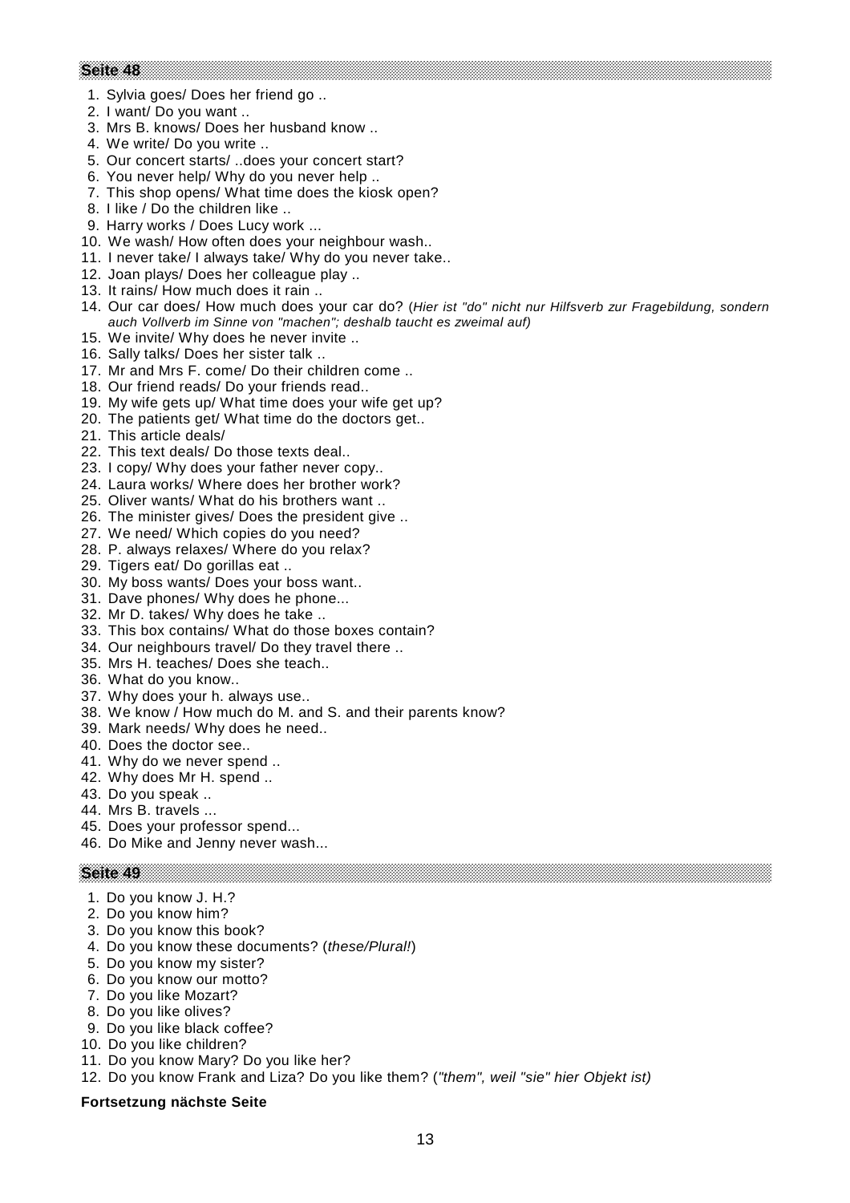## Seite 48

1. Sylvia goes/ Does her friend go ..
2. I want/ Do you want ..
3. Mrs B. knows/ Does her husband know ..
4. We write/ Do you write ..
5. Our concert starts/ ..does your concert start?
6. You never help/ Why do you never help ..
7. This shop opens/ What time does the kiosk open?
8. I like / Do the children like ..
9. Harry works / Does Lucy work ...
10. We wash/ How often does your neighbour wash..
11. I never take/ I always take/ Why do you never take..
12. Joan plays/ Does her colleague play ..
13. It rains/ How much does it rain ..
14. Our car does/ How much does your car do? (*Hier ist "do" nicht nur Hilfsverb zur Fragebildung, sondern auch Vollverb im Sinne von "machen"; deshalb taucht es zweimal auf)*
15. We invite/ Why does he never invite ..
16. Sally talks/ Does her sister talk ..
17. Mr and Mrs F. come/ Do their children come ..
18. Our friend reads/ Do your friends read..
19. My wife gets up/ What time does your wife get up?
20. The patients get/ What time do the doctors get..
21. This article deals/
22. This text deals/ Do those texts deal..
23. I copy/ Why does your father never copy..
24. Laura works/ Where does her brother work?
25. Oliver wants/ What do his brothers want ..
26. The minister gives/ Does the president give ..
27. We need/ Which copies do you need?
28. P. always relaxes/ Where do you relax?
29. Tigers eat/ Do gorillas eat ..
30. My boss wants/ Does your boss want..
31. Dave phones/ Why does he phone...
32. Mr D. takes/ Why does he take ..
33. This box contains/ What do those boxes contain?
34. Our neighbours travel/ Do they travel there ..
35. Mrs H. teaches/ Does she teach..
36. What do you know..
37. Why does your h. always use..
38. We know / How much do M. and S. and their parents know?
39. Mark needs/ Why does he need..
40. Does the doctor see..
41. Why do we never spend ..
42. Why does Mr H. spend ..
43. Do you speak ..
44. Mrs B. travels ...
45. Does your professor spend...
46. Do Mike and Jenny never wash...

## Seite 49

1. Do you know J. H.?
2. Do you know him?
3. Do you know this book?
4. Do you know these documents? (*these/Plural!*)
5. Do you know my sister?
6. Do you know our motto?
7. Do you like Mozart?
8. Do you like olives?
9. Do you like black coffee?
10. Do you like children?
11. Do you know Mary? Do you like her?
12. Do you know Frank and Liza? Do you like them? (*"them", weil "sie" hier Objekt ist)*

**Fortsetzung nächste Seite**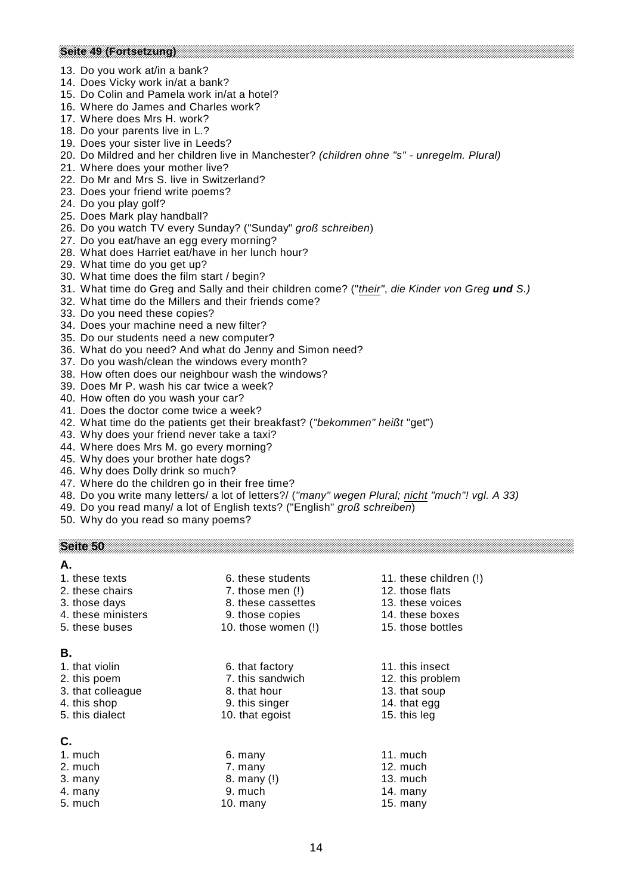## Seite 49 (Fortsetzung)

13. Do you work at/in a bank?
14. Does Vicky work in/at a bank?
15. Do Colin and Pamela work in/at a hotel?
16. Where do James and Charles work?
17. Where does Mrs H. work?
18. Do your parents live in L.?
19. Does your sister live in Leeds?
20. Do Mildred and her children live in Manchester? *(children ohne "s" - unregelm. Plural)*
21. Where does your mother live?
22. Do Mr and Mrs S. live in Switzerland?
23. Does your friend write poems?
24. Do you play golf?
25. Does Mark play handball?
26. Do you watch TV every Sunday? ("Sunday" *groß schreiben*)
27. Do you eat/have an egg every morning?
28. What does Harriet eat/have in her lunch hour?
29. What time do you get up?
30. What time does the film start / begin?
31. What time do Greg and Sally and their children come? (*"their"*, *die Kinder von Greg* ***und*** *S.)*
32. What time do the Millers and their friends come?
33. Do you need these copies?
34. Does your machine need a new filter?
35. Do our students need a new computer?
36. What do you need? And what do Jenny and Simon need?
37. Do you wash/clean the windows every month?
38. How often does our neighbour wash the windows?
39. Does Mr P. wash his car twice a week?
40. How often do you wash your car?
41. Does the doctor come twice a week?
42. What time do the patients get their breakfast? (*"bekommen" heißt* "get")
43. Why does your friend never take a taxi?
44. Where does Mrs M. go every morning?
45. Why does your brother hate dogs?
46. Why does Dolly drink so much?
47. Where do the children go in their free time?
48. Do you write many letters/ a lot of letters?/ (*"many" wegen Plural; nicht "much"! vgl. A 33)*
49. Do you read many/ a lot of English texts? ("English" *groß schreiben*)
50. Why do you read so many poems?

## Seite 50

### A.

1. these texts
2. these chairs
3. those days
4. these ministers
5. these buses
6. these students
7. those men (!)
8. these cassettes
9. those copies
10. those women (!)
11. these children (!)
12. those flats
13. these voices
14. these boxes
15. those bottles

### B.

1. that violin
2. this poem
3. that colleague
4. this shop
5. this dialect
6. that factory
7. this sandwich
8. that hour
9. this singer
10. that egoist
11. this insect
12. this problem
13. that soup
14. that egg
15. this leg

### C.

1. much
2. much
3. many
4. many
5. much
6. many
7. many
8. many (!)
9. much
10. many
11. much
12. much
13. much
14. many
15. many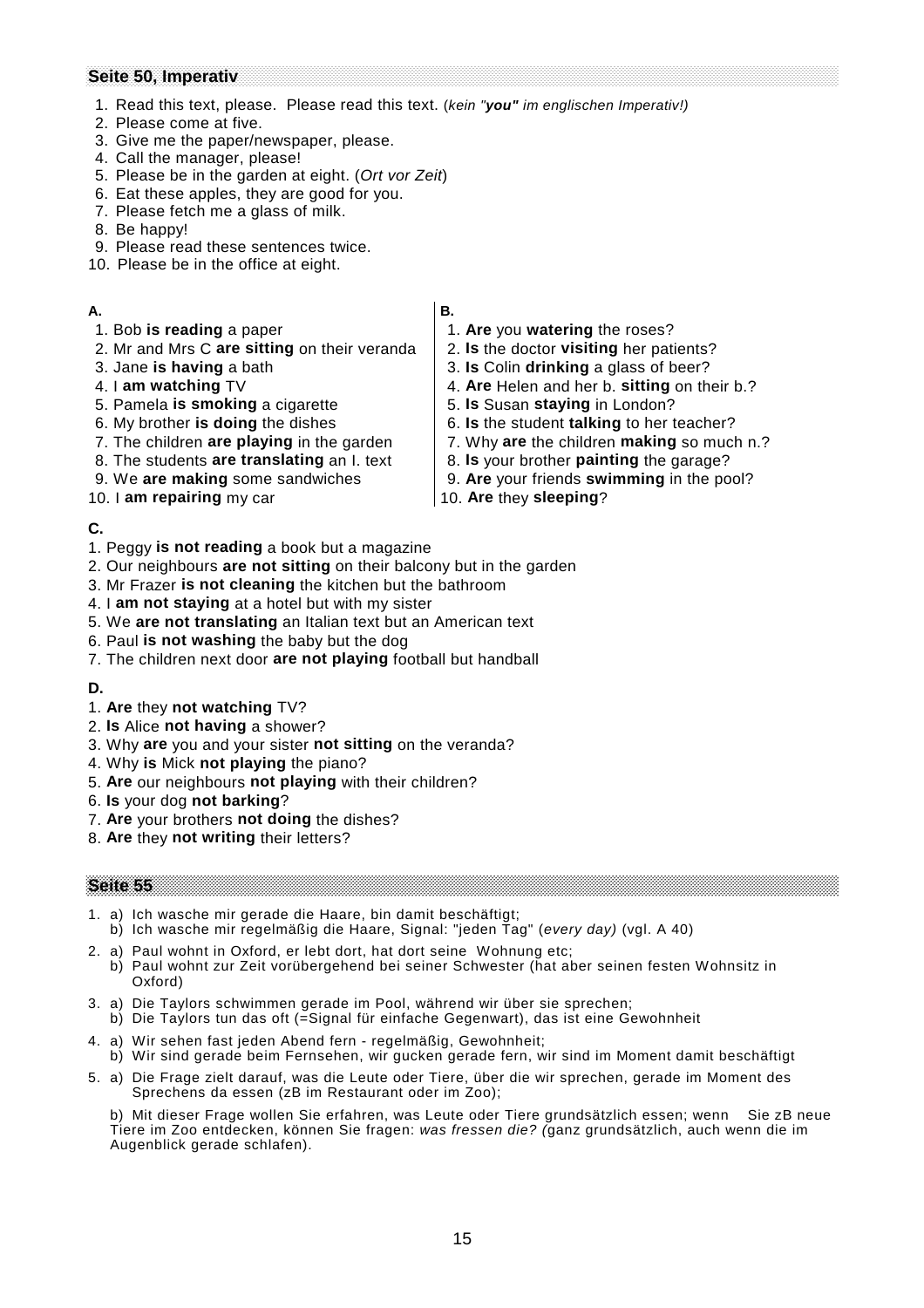## Seite 50, Imperativ

1. Read this text, please. Please read this text. (*kein "**you**" im englischen Imperativ!)*
2. Please come at five.
3. Give me the paper/newspaper, please.
4. Call the manager, please!
5. Please be in the garden at eight. (*Ort vor Zeit*)
6. Eat these apples, they are good for you.
7. Please fetch me a glass of milk.
8. Be happy!
9. Please read these sentences twice.
10. Please be in the office at eight.

**A.**

1. Bob **is reading** a paper
2. Mr and Mrs C **are sitting** on their veranda
3. Jane **is having** a bath
4. I **am watching** TV
5. Pamela **is smoking** a cigarette
6. My brother **is doing** the dishes
7. The children **are playing** in the garden
8. The students **are translating** an I. text
9. We **are making** some sandwiches
10. I **am repairing** my car

**B.**

1. **Are** you **watering** the roses?
2. **Is** the doctor **visiting** her patients?
3. **Is** Colin **drinking** a glass of beer?
4. **Are** Helen and her b. **sitting** on their b.?
5. **Is** Susan **staying** in London?
6. **Is** the student **talking** to her teacher?
7. Why **are** the children **making** so much n.?
8. **Is** your brother **painting** the garage?
9. **Are** your friends **swimming** in the pool?
10. **Are** they **sleeping**?

**C.**

1. Peggy **is not reading** a book but a magazine
2. Our neighbours **are not sitting** on their balcony but in the garden
3. Mr Frazer **is not cleaning** the kitchen but the bathroom
4. I **am not staying** at a hotel but with my sister
5. We **are not translating** an Italian text but an American text
6. Paul **is not washing** the baby but the dog
7. The children next door **are not playing** football but handball

**D.**

1. **Are** they **not watching** TV?
2. **Is** Alice **not having** a shower?
3. Why **are** you and your sister **not sitting** on the veranda?
4. Why **is** Mick **not playing** the piano?
5. **Are** our neighbours **not playing** with their children?
6. **Is** your dog **not barking**?
7. **Are** your brothers **not doing** the dishes?
8. **Are** they **not writing** their letters?

## Seite 55

1. a) Ich wasche mir gerade die Haare, bin damit beschäftigt;
   b) Ich wasche mir regelmäßig die Haare, Signal: "jeden Tag" (*every day)* (vgl. A 40)
2. a) Paul wohnt in Oxford, er lebt dort, hat dort seine Wohnung etc;
   b) Paul wohnt zur Zeit vorübergehend bei seiner Schwester (hat aber seinen festen Wohnsitz in Oxford)
3. a) Die Taylors schwimmen gerade im Pool, während wir über sie sprechen;
   b) Die Taylors tun das oft (=Signal für einfache Gegenwart), das ist eine Gewohnheit
4. a) Wir sehen fast jeden Abend fern - regelmäßig, Gewohnheit;
   b) Wir sind gerade beim Fernsehen, wir gucken gerade fern, wir sind im Moment damit beschäftigt
5. a) Die Frage zielt darauf, was die Leute oder Tiere, über die wir sprechen, gerade im Moment des Sprechens da essen (zB im Restaurant oder im Zoo);

   b) Mit dieser Frage wollen Sie erfahren, was Leute oder Tiere grundsätzlich essen; wenn Sie zB neue Tiere im Zoo entdecken, können Sie fragen: *was fressen die? (*ganz grundsätzlich, auch wenn die im Augenblick gerade schlafen).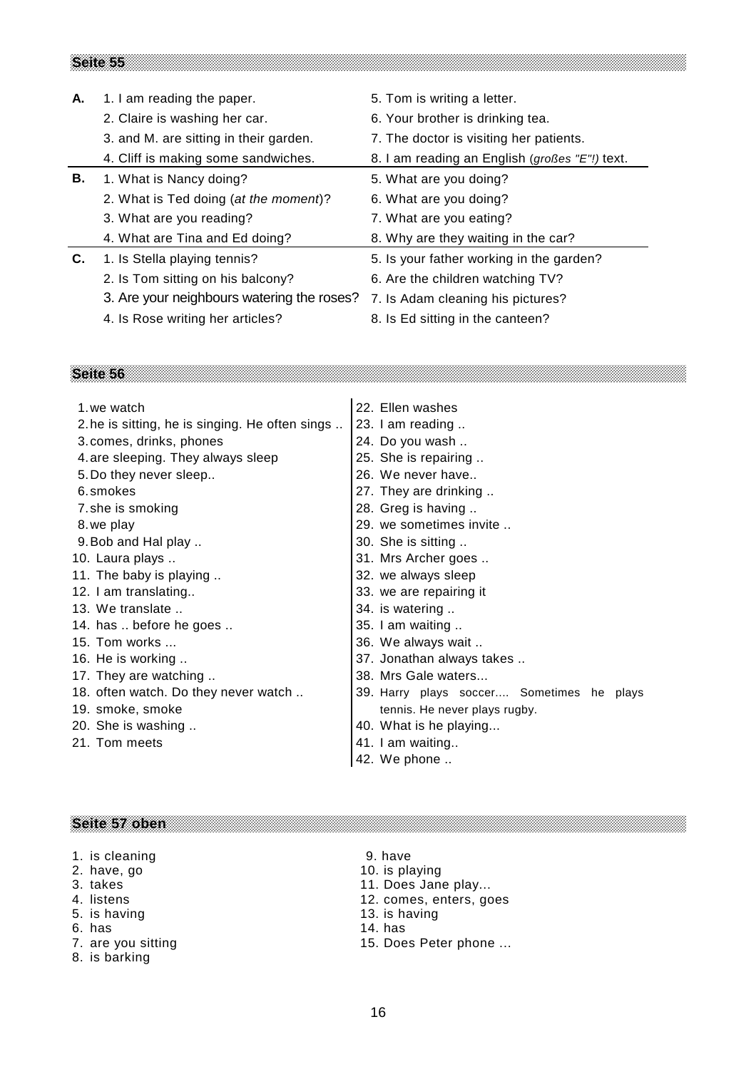## Seite 55

**A.**

1. I am reading the paper.
2. Claire is washing her car.
3. and M. are sitting in their garden.
4. Cliff is making some sandwiches.
5. Tom is writing a letter.
6. Your brother is drinking tea.
7. The doctor is visiting her patients.
8. I am reading an English (*großes "E"!)* text.

**B.**

1. What is Nancy doing?
2. What is Ted doing (*at the moment*)?
3. What are you reading?
4. What are Tina and Ed doing?
5. What are you doing?
6. What are you doing?
7. What are you eating?
8. Why are they waiting in the car?

**C.**

1. Is Stella playing tennis?
2. Is Tom sitting on his balcony?
3. Are your neighbours watering the roses?
4. Is Rose writing her articles?
5. Is your father working in the garden?
6. Are the children watching TV?
7. Is Adam cleaning his pictures?
8. Is Ed sitting in the canteen?

## Seite 56

1. we watch
2. he is sitting, he is singing. He often sings ..
3. comes, drinks, phones
4. are sleeping. They always sleep
5. Do they never sleep..
6. smokes
7. she is smoking
8. we play
9. Bob and Hal play ..
10. Laura plays ..
11. The baby is playing ..
12. I am translating..
13. We translate ..
14. has .. before he goes ..
15. Tom works ...
16. He is working ..
17. They are watching ..
18. often watch. Do they never watch ..
19. smoke, smoke
20. She is washing ..
21. Tom meets
22. Ellen washes
23. I am reading ..
24. Do you wash ..
25. She is repairing ..
26. We never have..
27. They are drinking ..
28. Greg is having ..
29. we sometimes invite ..
30. She is sitting ..
31. Mrs Archer goes ..
32. we always sleep
33. we are repairing it
34. is watering ..
35. I am waiting ..
36. We always wait ..
37. Jonathan always takes ..
38. Mrs Gale waters...
39. Harry plays soccer.... Sometimes he plays tennis. He never plays rugby.
40. What is he playing...
41. I am waiting..
42. We phone ..

## Seite 57 oben

1. is cleaning
2. have, go
3. takes
4. listens
5. is having
6. has
7. are you sitting
8. is barking
9. have
10. is playing
11. Does Jane play...
12. comes, enters, goes
13. is having
14. has
15. Does Peter phone ...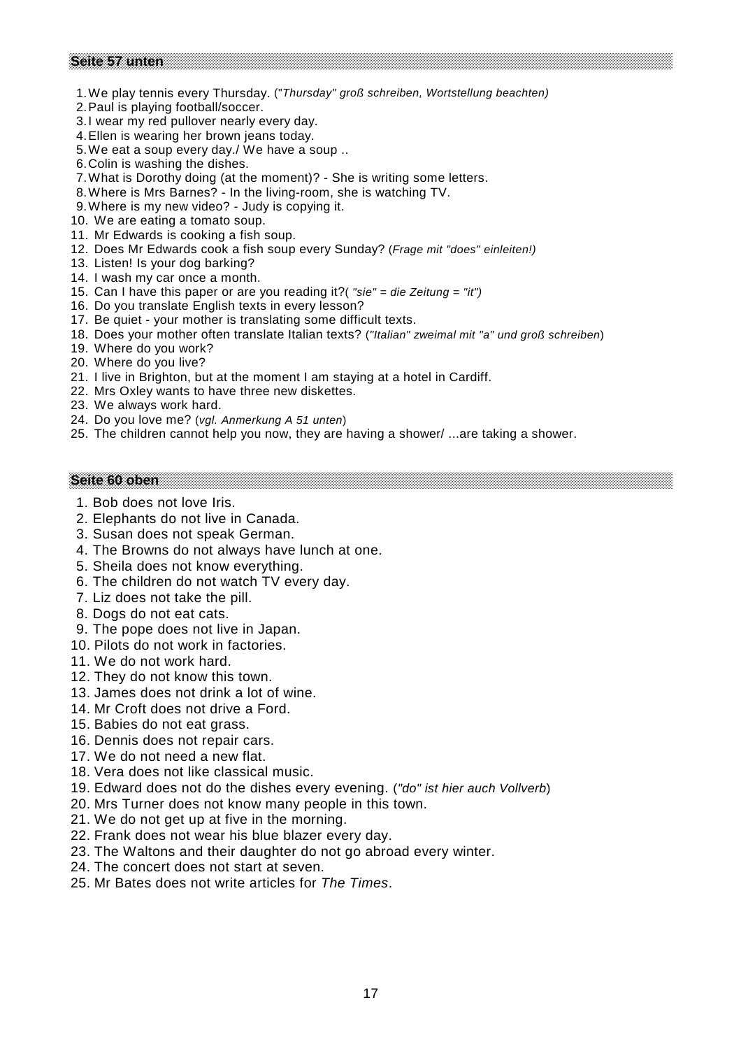## Seite 57 unten

1. We play tennis every Thursday. (*"Thursday" groß schreiben, Wortstellung beachten)*
2. Paul is playing football/soccer.
3. I wear my red pullover nearly every day.
4. Ellen is wearing her brown jeans today.
5. We eat a soup every day./ We have a soup ..
6. Colin is washing the dishes.
7. What is Dorothy doing (at the moment)? - She is writing some letters.
8. Where is Mrs Barnes? - In the living-room, she is watching TV.
9. Where is my new video? - Judy is copying it.
10. We are eating a tomato soup.
11. Mr Edwards is cooking a fish soup.
12. Does Mr Edwards cook a fish soup every Sunday? (*Frage mit "does" einleiten!)*
13. Listen! Is your dog barking?
14. I wash my car once a month.
15. Can I have this paper or are you reading it?( *"sie" = die Zeitung = "it")*
16. Do you translate English texts in every lesson?
17. Be quiet - your mother is translating some difficult texts.
18. Does your mother often translate Italian texts? (*"Italian" zweimal mit "a" und groß schreiben*)
19. Where do you work?
20. Where do you live?
21. I live in Brighton, but at the moment I am staying at a hotel in Cardiff.
22. Mrs Oxley wants to have three new diskettes.
23. We always work hard.
24. Do you love me? (*vgl. Anmerkung A 51 unten*)
25. The children cannot help you now, they are having a shower/ ...are taking a shower.

## Seite 60 oben

1. Bob does not love Iris.
2. Elephants do not live in Canada.
3. Susan does not speak German.
4. The Browns do not always have lunch at one.
5. Sheila does not know everything.
6. The children do not watch TV every day.
7. Liz does not take the pill.
8. Dogs do not eat cats.
9. The pope does not live in Japan.
10. Pilots do not work in factories.
11. We do not work hard.
12. They do not know this town.
13. James does not drink a lot of wine.
14. Mr Croft does not drive a Ford.
15. Babies do not eat grass.
16. Dennis does not repair cars.
17. We do not need a new flat.
18. Vera does not like classical music.
19. Edward does not do the dishes every evening. (*"do" ist hier auch Vollverb*)
20. Mrs Turner does not know many people in this town.
21. We do not get up at five in the morning.
22. Frank does not wear his blue blazer every day.
23. The Waltons and their daughter do not go abroad every winter.
24. The concert does not start at seven.
25. Mr Bates does not write articles for *The Times*.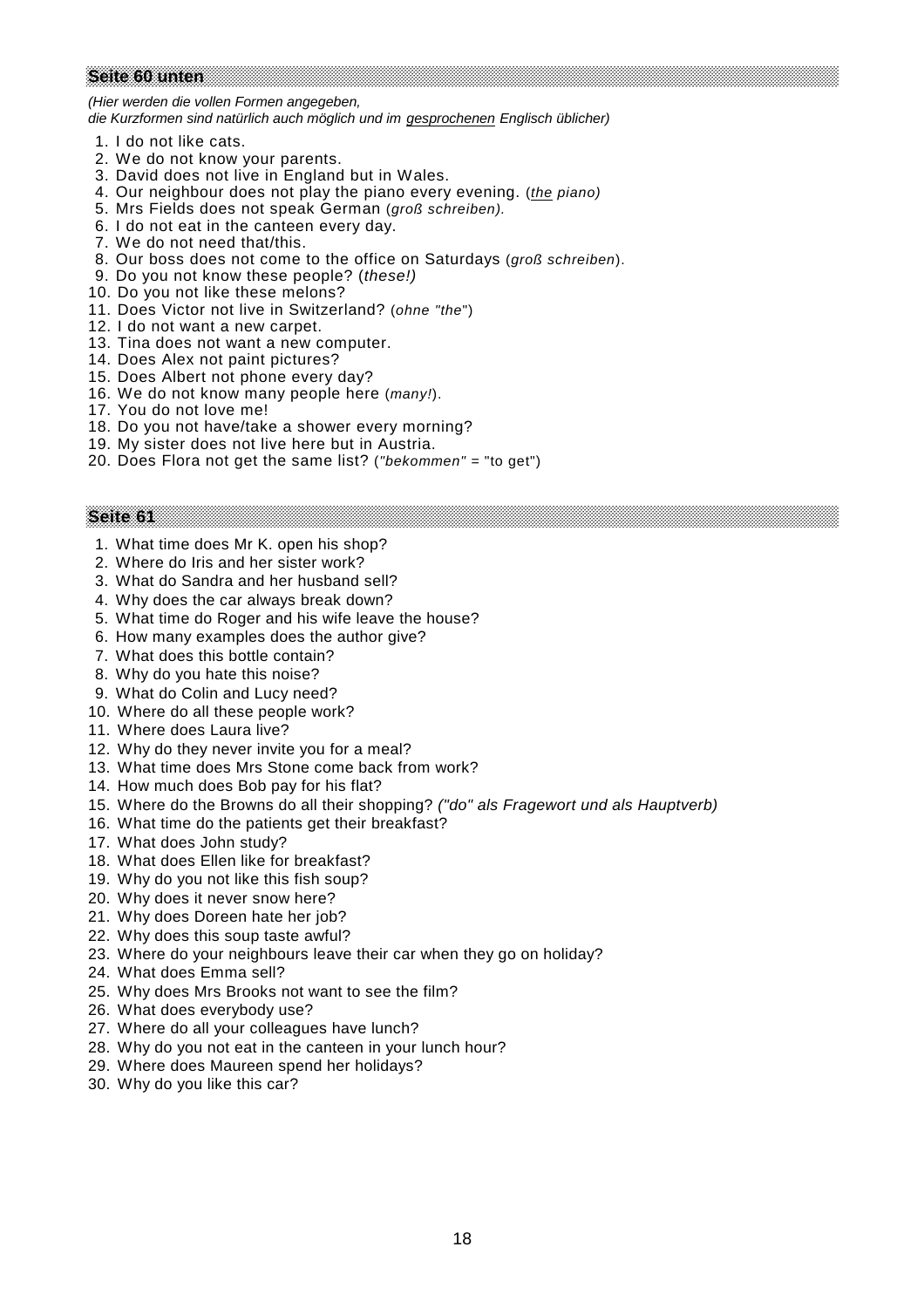## Seite 60 unten

*(Hier werden die vollen Formen angegeben,*
*die Kurzformen sind natürlich auch möglich und im gesprochenen Englisch üblicher)*

1. I do not like cats.
2. We do not know your parents.
3. David does not live in England but in Wales.
4. Our neighbour does not play the piano every evening. (*the piano)*
5. Mrs Fields does not speak German (*groß schreiben).*
6. I do not eat in the canteen every day.
7. We do not need that/this.
8. Our boss does not come to the office on Saturdays (*groß schreiben*).
9. Do you not know these people? (*these!)*
10. Do you not like these melons?
11. Does Victor not live in Switzerland? (*ohne "the"*)
12. I do not want a new carpet.
13. Tina does not want a new computer.
14. Does Alex not paint pictures?
15. Does Albert not phone every day?
16. We do not know many people here (*many!*).
17. You do not love me!
18. Do you not have/take a shower every morning?
19. My sister does not live here but in Austria.
20. Does Flora not get the same list? (*"bekommen"* = "to get")

## Seite 61

1. What time does Mr K. open his shop?
2. Where do Iris and her sister work?
3. What do Sandra and her husband sell?
4. Why does the car always break down?
5. What time do Roger and his wife leave the house?
6. How many examples does the author give?
7. What does this bottle contain?
8. Why do you hate this noise?
9. What do Colin and Lucy need?
10. Where do all these people work?
11. Where does Laura live?
12. Why do they never invite you for a meal?
13. What time does Mrs Stone come back from work?
14. How much does Bob pay for his flat?
15. Where do the Browns do all their shopping? *("do" als Fragewort und als Hauptverb)*
16. What time do the patients get their breakfast?
17. What does John study?
18. What does Ellen like for breakfast?
19. Why do you not like this fish soup?
20. Why does it never snow here?
21. Why does Doreen hate her job?
22. Why does this soup taste awful?
23. Where do your neighbours leave their car when they go on holiday?
24. What does Emma sell?
25. Why does Mrs Brooks not want to see the film?
26. What does everybody use?
27. Where do all your colleagues have lunch?
28. Why do you not eat in the canteen in your lunch hour?
29. Where does Maureen spend her holidays?
30. Why do you like this car?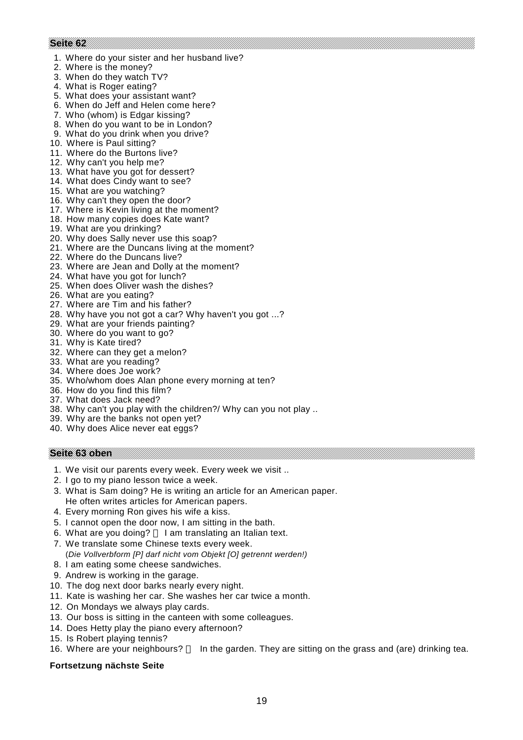## Seite 62

1. Where do your sister and her husband live?
2. Where is the money?
3. When do they watch TV?
4. What is Roger eating?
5. What does your assistant want?
6. When do Jeff and Helen come here?
7. Who (whom) is Edgar kissing?
8. When do you want to be in London?
9. What do you drink when you drive?
10. Where is Paul sitting?
11. Where do the Burtons live?
12. Why can't you help me?
13. What have you got for dessert?
14. What does Cindy want to see?
15. What are you watching?
16. Why can't they open the door?
17. Where is Kevin living at the moment?
18. How many copies does Kate want?
19. What are you drinking?
20. Why does Sally never use this soap?
21. Where are the Duncans living at the moment?
22. Where do the Duncans live?
23. Where are Jean and Dolly at the moment?
24. What have you got for lunch?
25. When does Oliver wash the dishes?
26. What are you eating?
27. Where are Tim and his father?
28. Why have you not got a car? Why haven't you got ...?
29. What are your friends painting?
30. Where do you want to go?
31. Why is Kate tired?
32. Where can they get a melon?
33. What are you reading?
34. Where does Joe work?
35. Who/whom does Alan phone every morning at ten?
36. How do you find this film?
37. What does Jack need?
38. Why can't you play with the children?/ Why can you not play ..
39. Why are the banks not open yet?
40. Why does Alice never eat eggs?

## Seite 63 oben

1. We visit our parents every week. Every week we visit ..
2. I go to my piano lesson twice a week.
3. What is Sam doing? He is writing an article for an American paper.
   He often writes articles for American papers.
4. Every morning Ron gives his wife a kiss.
5. I cannot open the door now, I am sitting in the bath.
6. What are you doing?  I am translating an Italian text.
7. We translate some Chinese texts every week.
   (*Die Vollverbform [P] darf nicht vom Objekt [O] getrennt werden!*)
8. I am eating some cheese sandwiches.
9. Andrew is working in the garage.
10. The dog next door barks nearly every night.
11. Kate is washing her car. She washes her car twice a month.
12. On Mondays we always play cards.
13. Our boss is sitting in the canteen with some colleagues.
14. Does Hetty play the piano every afternoon?
15. Is Robert playing tennis?
16. Where are your neighbours?  In the garden. They are sitting on the grass and (are) drinking tea.

**Fortsetzung nächste Seite**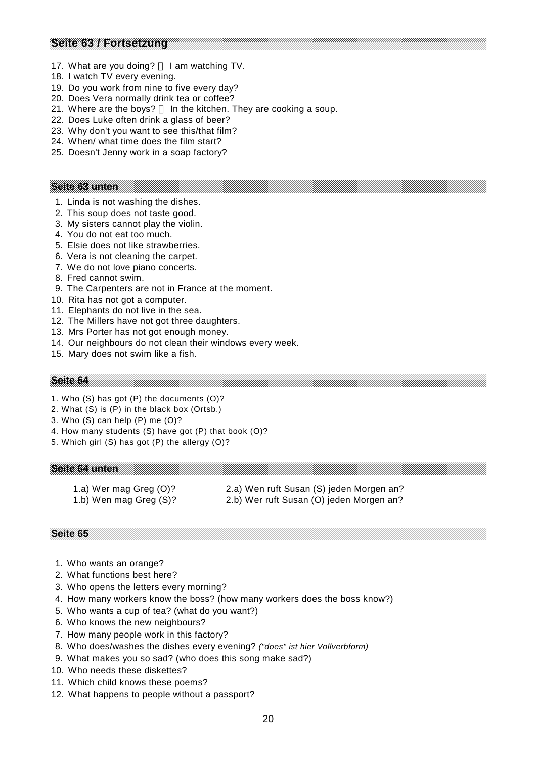## Seite 63 / Fortsetzung

17. What are you doing?  I am watching TV.
18. I watch TV every evening.
19. Do you work from nine to five every day?
20. Does Vera normally drink tea or coffee?
21. Where are the boys?  In the kitchen. They are cooking a soup.
22. Does Luke often drink a glass of beer?
23. Why don't you want to see this/that film?
24. When/ what time does the film start?
25. Doesn't Jenny work in a soap factory?

## Seite 63 unten

1. Linda is not washing the dishes.
2. This soup does not taste good.
3. My sisters cannot play the violin.
4. You do not eat too much.
5. Elsie does not like strawberries.
6. Vera is not cleaning the carpet.
7. We do not love piano concerts.
8. Fred cannot swim.
9. The Carpenters are not in France at the moment.
10. Rita has not got a computer.
11. Elephants do not live in the sea.
12. The Millers have not got three daughters.
13. Mrs Porter has not got enough money.
14. Our neighbours do not clean their windows every week.
15. Mary does not swim like a fish.

## Seite 64

1. Who (S) has got (P) the documents (O)?
2. What (S) is (P) in the black box (Ortsb.)
3. Who (S) can help (P) me (O)?
4. How many students (S) have got (P) that book (O)?
5. Which girl (S) has got (P) the allergy (O)?

## Seite 64 unten

1.a) Wer mag Greg (O)?
1.b) Wen mag Greg (S)?

2.a) Wen ruft Susan (S) jeden Morgen an?
2.b) Wer ruft Susan (O) jeden Morgen an?

## Seite 65

1. Who wants an orange?
2. What functions best here?
3. Who opens the letters every morning?
4. How many workers know the boss? (how many workers does the boss know?)
5. Who wants a cup of tea? (what do you want?)
6. Who knows the new neighbours?
7. How many people work in this factory?
8. Who does/washes the dishes every evening? *("does" ist hier Vollverbform)*
9. What makes you so sad? (who does this song make sad?)
10. Who needs these diskettes?
11. Which child knows these poems?
12. What happens to people without a passport?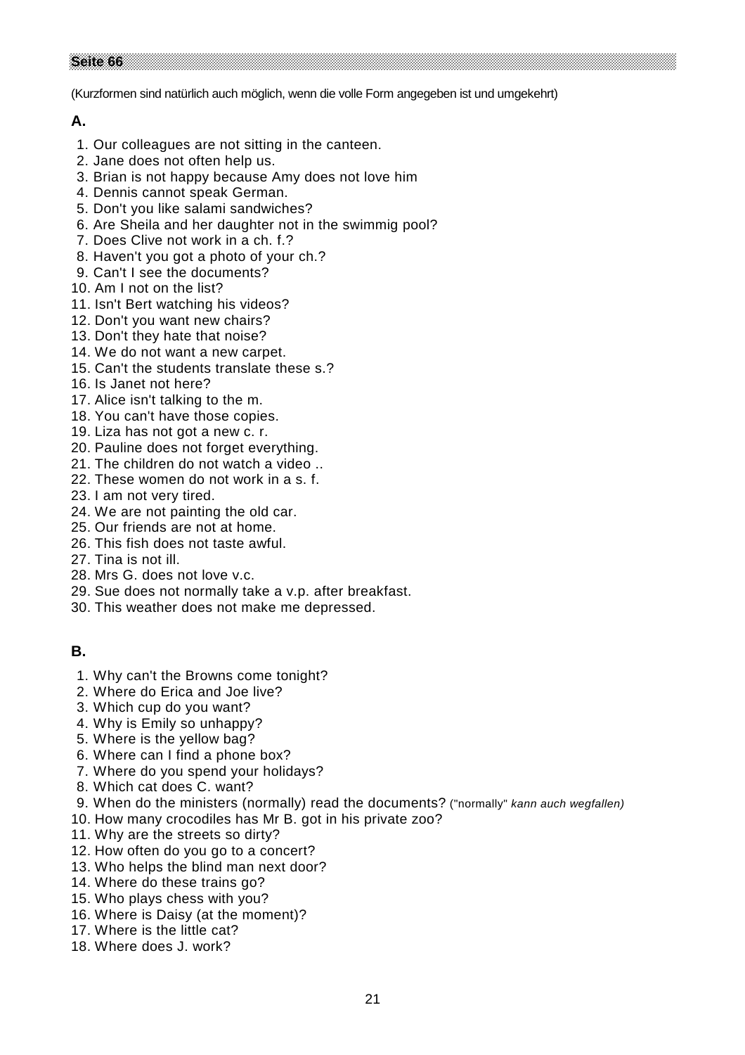## Seite 66

(Kurzformen sind natürlich auch möglich, wenn die volle Form angegeben ist und umgekehrt)

**A.**

1. Our colleagues are not sitting in the canteen.
2. Jane does not often help us.
3. Brian is not happy because Amy does not love him
4. Dennis cannot speak German.
5. Don't you like salami sandwiches?
6. Are Sheila and her daughter not in the swimmig pool?
7. Does Clive not work in a ch. f.?
8. Haven't you got a photo of your ch.?
9. Can't I see the documents?
10. Am I not on the list?
11. Isn't Bert watching his videos?
12. Don't you want new chairs?
13. Don't they hate that noise?
14. We do not want a new carpet.
15. Can't the students translate these s.?
16. Is Janet not here?
17. Alice isn't talking to the m.
18. You can't have those copies.
19. Liza has not got a new c. r.
20. Pauline does not forget everything.
21. The children do not watch a video ..
22. These women do not work in a s. f.
23. I am not very tired.
24. We are not painting the old car.
25. Our friends are not at home.
26. This fish does not taste awful.
27. Tina is not ill.
28. Mrs G. does not love v.c.
29. Sue does not normally take a v.p. after breakfast.
30. This weather does not make me depressed.

**B.**

1. Why can't the Browns come tonight?
2. Where do Erica and Joe live?
3. Which cup do you want?
4. Why is Emily so unhappy?
5. Where is the yellow bag?
6. Where can I find a phone box?
7. Where do you spend your holidays?
8. Which cat does C. want?
9. When do the ministers (normally) read the documents? ("normally" *kann auch wegfallen)*
10. How many crocodiles has Mr B. got in his private zoo?
11. Why are the streets so dirty?
12. How often do you go to a concert?
13. Who helps the blind man next door?
14. Where do these trains go?
15. Who plays chess with you?
16. Where is Daisy (at the moment)?
17. Where is the little cat?
18. Where does J. work?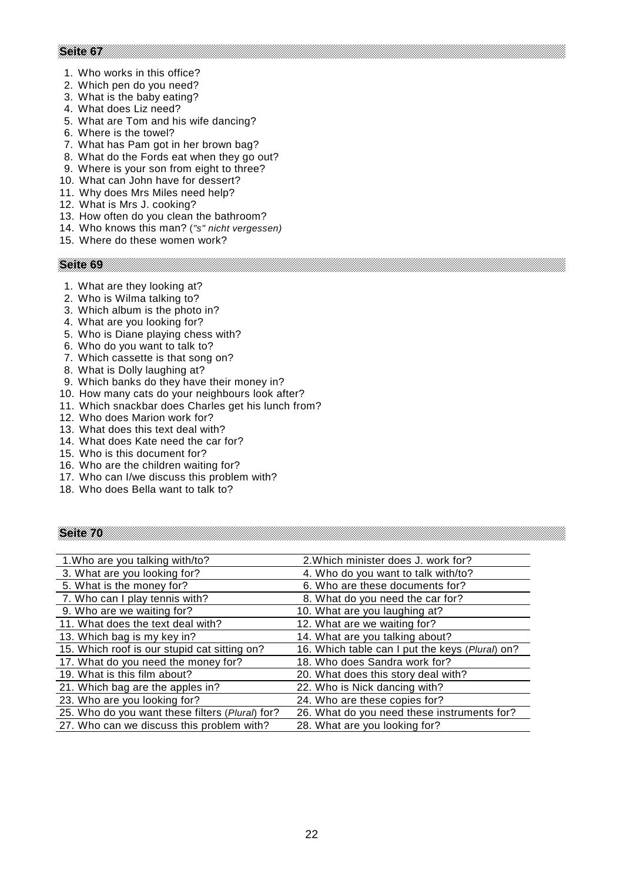## Seite 67

1. Who works in this office?
2. Which pen do you need?
3. What is the baby eating?
4. What does Liz need?
5. What are Tom and his wife dancing?
6. Where is the towel?
7. What has Pam got in her brown bag?
8. What do the Fords eat when they go out?
9. Where is your son from eight to three?
10. What can John have for dessert?
11. Why does Mrs Miles need help?
12. What is Mrs J. cooking?
13. How often do you clean the bathroom?
14. Who knows this man? (*"s" nicht vergessen)*
15. Where do these women work?

## Seite 69

1. What are they looking at?
2. Who is Wilma talking to?
3. Which album is the photo in?
4. What are you looking for?
5. Who is Diane playing chess with?
6. Who do you want to talk to?
7. Which cassette is that song on?
8. What is Dolly laughing at?
9. Which banks do they have their money in?
10. How many cats do your neighbours look after?
11. Which snackbar does Charles get his lunch from?
12. Who does Marion work for?
13. What does this text deal with?
14. What does Kate need the car for?
15. Who is this document for?
16. Who are the children waiting for?
17. Who can I/we discuss this problem with?
18. Who does Bella want to talk to?

## Seite 70

| | |
|---|---|
| 1.Who are you talking with/to? | 2.Which minister does J. work for? |
| 3. What are you looking for? | 4. Who do you want to talk with/to? |
| 5. What is the money for? | 6. Who are these documents for? |
| 7. Who can I play tennis with? | 8. What do you need the car for? |
| 9. Who are we waiting for? | 10. What are you laughing at? |
| 11. What does the text deal with? | 12. What are we waiting for? |
| 13. Which bag is my key in? | 14. What are you talking about? |
| 15. Which roof is our stupid cat sitting on? | 16. Which table can I put the keys (*Plural*) on? |
| 17. What do you need the money for? | 18. Who does Sandra work for? |
| 19. What is this film about? | 20. What does this story deal with? |
| 21. Which bag are the apples in? | 22. Who is Nick dancing with? |
| 23. Who are you looking for? | 24. Who are these copies for? |
| 25. Who do you want these filters (*Plural*) for? | 26. What do you need these instruments for? |
| 27. Who can we discuss this problem with? | 28. What are you looking for? |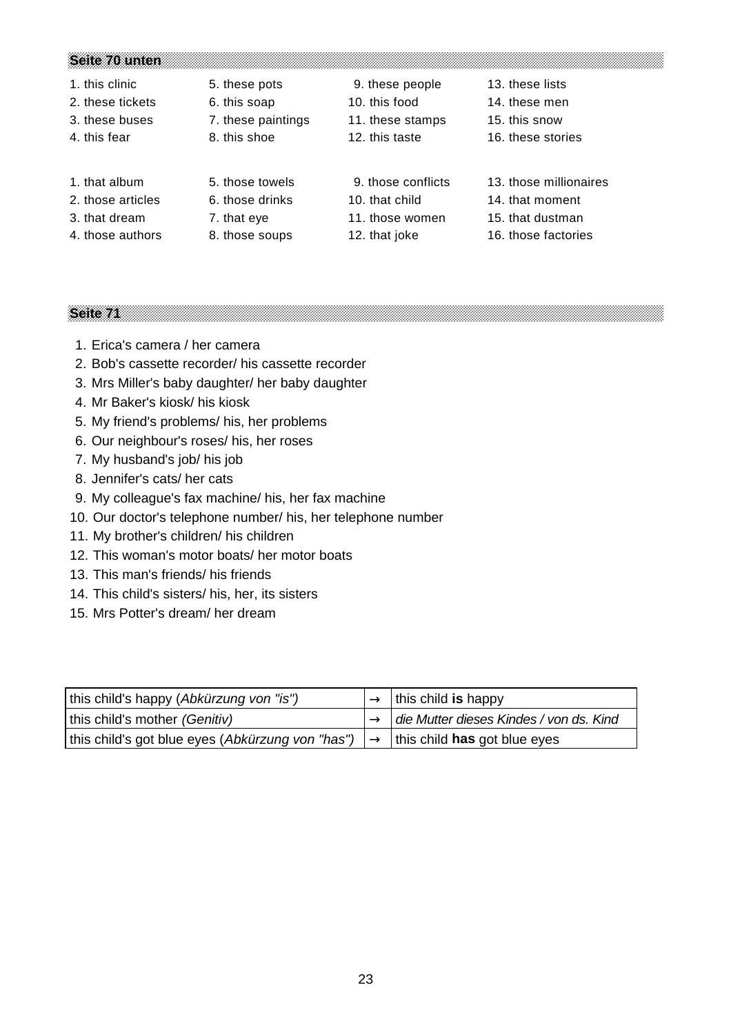## Seite 70 unten

1. this clinic
2. these tickets
3. these buses
4. this fear
5. these pots
6. this soap
7. these paintings
8. this shoe
9. these people
10. this food
11. these stamps
12. this taste
13. these lists
14. these men
15. this snow
16. these stories

1. that album
2. those articles
3. that dream
4. those authors
5. those towels
6. those drinks
7. that eye
8. those soups
9. those conflicts
10. that child
11. those women
12. that joke
13. those millionaires
14. that moment
15. that dustman
16. those factories

## Seite 71

1. Erica's camera / her camera
2. Bob's cassette recorder/ his cassette recorder
3. Mrs Miller's baby daughter/ her baby daughter
4. Mr Baker's kiosk/ his kiosk
5. My friend's problems/ his, her problems
6. Our neighbour's roses/ his, her roses
7. My husband's job/ his job
8. Jennifer's cats/ her cats
9. My colleague's fax machine/ his, her fax machine
10. Our doctor's telephone number/ his, her telephone number
11. My brother's children/ his children
12. This woman's motor boats/ her motor boats
13. This man's friends/ his friends
14. This child's sisters/ his, her, its sisters
15. Mrs Potter's dream/ her dream

| | | |
|---|---|---|
| this child's happy (*Abkürzung von "is"*) | → | this child **is** happy |
| this child's mother *(Genitiv)* | → | *die Mutter dieses Kindes / von ds. Kind* |
| this child's got blue eyes (*Abkürzung von "has"*) | → | this child **has** got blue eyes |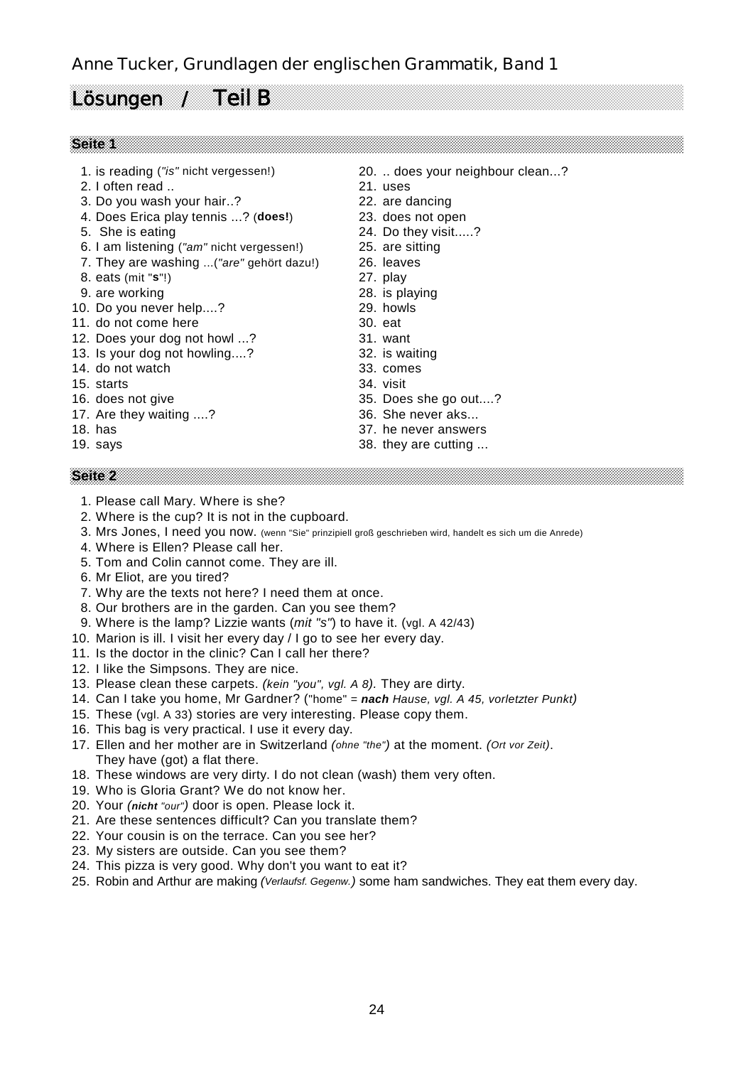Anne Tucker, Grundlagen der englischen Grammatik, Band 1

# Lösungen / Teil B

## Seite 1

1. is reading (*"is"* nicht vergessen!)
2. I often read ..
3. Do you wash your hair..?
4. Does Erica play tennis ...? (**does!**)
5. She is eating
6. I am listening (*"am"* nicht vergessen!)
7. They are washing ...(*"are"* gehört dazu!)
8. eats (mit "**s**"!)
9. are working
10. Do you never help....?
11. do not come here
12. Does your dog not howl ...?
13. Is your dog not howling....?
14. do not watch
15. starts
16. does not give
17. Are they waiting ....?
18. has
19. says
20. .. does your neighbour clean...?
21. uses
22. are dancing
23. does not open
24. Do they visit.....?
25. are sitting
26. leaves
27. play
28. is playing
29. howls
30. eat
31. want
32. is waiting
33. comes
34. visit
35. Does she go out....?
36. She never aks...
37. he never answers
38. they are cutting ...

## Seite 2

1. Please call Mary. Where is she?
2. Where is the cup? It is not in the cupboard.
3. Mrs Jones, I need you now. (wenn "Sie" prinzipiell groß geschrieben wird, handelt es sich um die Anrede)
4. Where is Ellen? Please call her.
5. Tom and Colin cannot come. They are ill.
6. Mr Eliot, are you tired?
7. Why are the texts not here? I need them at once.
8. Our brothers are in the garden. Can you see them?
9. Where is the lamp? Lizzie wants (*mit "s"*) to have it. (vgl. A 42/43)
10. Marion is ill. I visit her every day / I go to see her every day.
11. Is the doctor in the clinic? Can I call her there?
12. I like the Simpsons. They are nice.
13. Please clean these carpets. *(kein "you", vgl. A 8).* They are dirty.
14. Can I take you home, Mr Gardner? ("home" = ***nach*** *Hause, vgl. A 45, vorletzter Punkt)*
15. These (vgl. A 33) stories are very interesting. Please copy them.
16. This bag is very practical. I use it every day.
17. Ellen and her mother are in Switzerland *(ohne "the")* at the moment. *(Ort vor Zeit)*. They have (got) a flat there.
18. These windows are very dirty. I do not clean (wash) them very often.
19. Who is Gloria Grant? We do not know her.
20. Your *(**nicht** "our")* door is open. Please lock it.
21. Are these sentences difficult? Can you translate them?
22. Your cousin is on the terrace. Can you see her?
23. My sisters are outside. Can you see them?
24. This pizza is very good. Why don't you want to eat it?
25. Robin and Arthur are making *(Verlaufsf. Gegenw.)* some ham sandwiches. They eat them every day.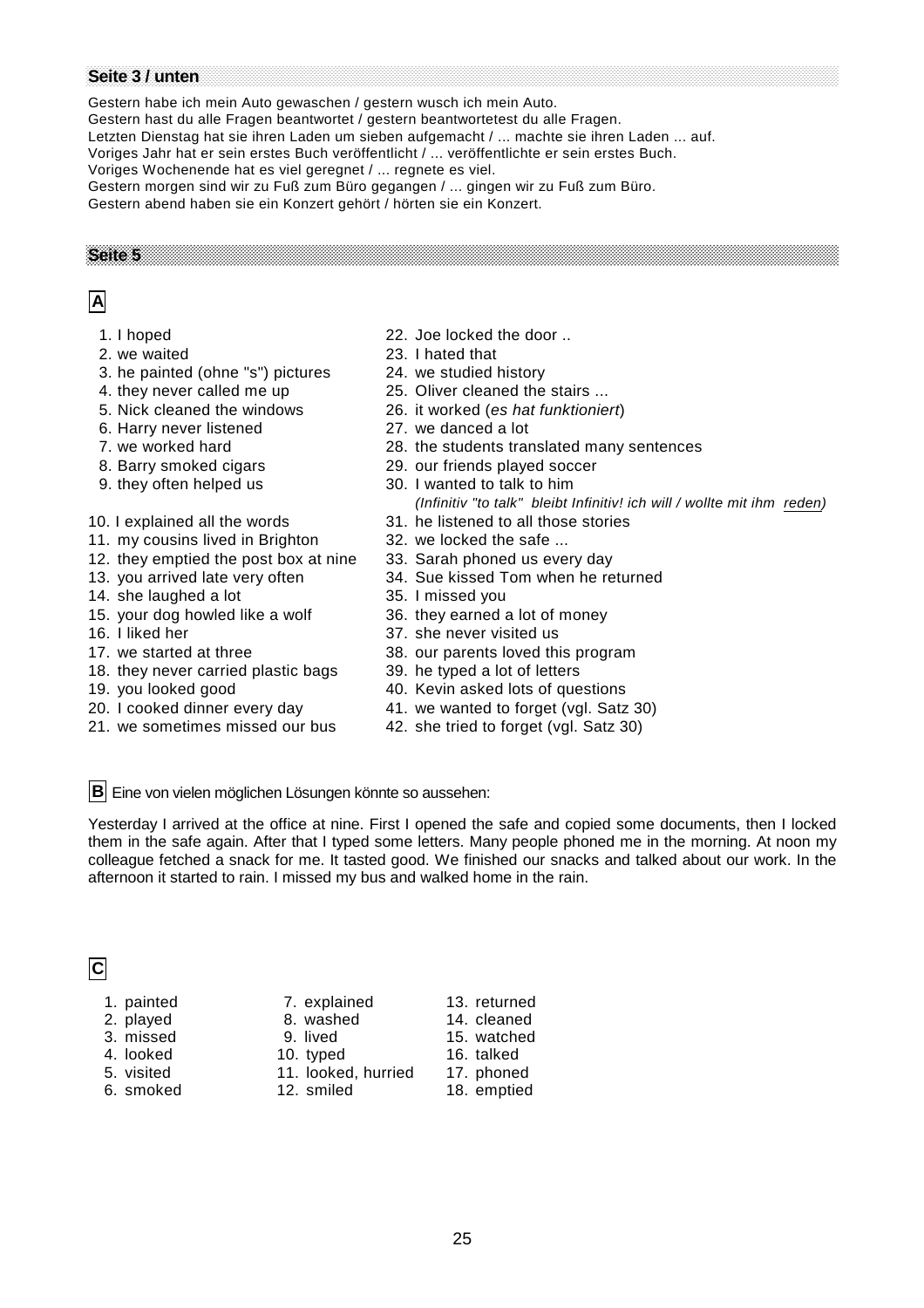## Seite 3 / unten

Gestern habe ich mein Auto gewaschen / gestern wusch ich mein Auto.
Gestern hast du alle Fragen beantwortet / gestern beantwortetest du alle Fragen.
Letzten Dienstag hat sie ihren Laden um sieben aufgemacht / ... machte sie ihren Laden ... auf.
Voriges Jahr hat er sein erstes Buch veröffentlicht / ... veröffentlichte er sein erstes Buch.
Voriges Wochenende hat es viel geregnet / ... regnete es viel.
Gestern morgen sind wir zu Fuß zum Büro gegangen / ... gingen wir zu Fuß zum Büro.
Gestern abend haben sie ein Konzert gehört / hörten sie ein Konzert.

## Seite 5

**A**

1. I hoped
2. we waited
3. he painted (ohne "s") pictures
4. they never called me up
5. Nick cleaned the windows
6. Harry never listened
7. we worked hard
8. Barry smoked cigars
9. they often helped us
10. I explained all the words
11. my cousins lived in Brighton
12. they emptied the post box at nine
13. you arrived late very often
14. she laughed a lot
15. your dog howled like a wolf
16. I liked her
17. we started at three
18. they never carried plastic bags
19. you looked good
20. I cooked dinner every day
21. we sometimes missed our bus
22. Joe locked the door ..
23. I hated that
24. we studied history
25. Oliver cleaned the stairs ...
26. it worked (*es hat funktioniert*)
27. we danced a lot
28. the students translated many sentences
29. our friends played soccer
30. I wanted to talk to him
    *(Infinitiv "to talk" bleibt Infinitiv! ich will / wollte mit ihm reden)*
31. he listened to all those stories
32. we locked the safe ...
33. Sarah phoned us every day
34. Sue kissed Tom when he returned
35. I missed you
36. they earned a lot of money
37. she never visited us
38. our parents loved this program
39. he typed a lot of letters
40. Kevin asked lots of questions
41. we wanted to forget (vgl. Satz 30)
42. she tried to forget (vgl. Satz 30)

**B** Eine von vielen möglichen Lösungen könnte so aussehen:

Yesterday I arrived at the office at nine. First I opened the safe and copied some documents, then I locked them in the safe again. After that I typed some letters. Many people phoned me in the morning. At noon my colleague fetched a snack for me. It tasted good. We finished our snacks and talked about our work. In the afternoon it started to rain. I missed my bus and walked home in the rain.

**C**

1. painted
2. played
3. missed
4. looked
5. visited
6. smoked
7. explained
8. washed
9. lived
10. typed
11. looked, hurried
12. smiled
13. returned
14. cleaned
15. watched
16. talked
17. phoned
18. emptied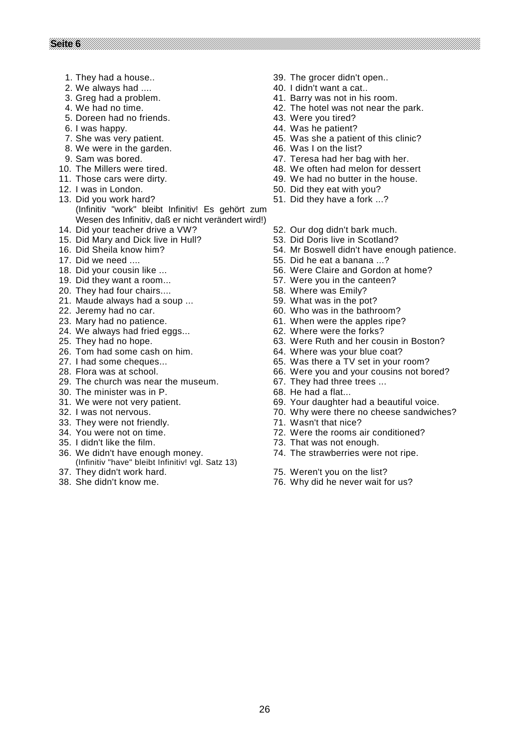## Seite 6

1. They had a house..
2. We always had ....
3. Greg had a problem.
4. We had no time.
5. Doreen had no friends.
6. I was happy.
7. She was very patient.
8. We were in the garden.
9. Sam was bored.
10. The Millers were tired.
11. Those cars were dirty.
12. I was in London.
13. Did you work hard?
    (Infinitiv "work" bleibt Infinitiv! Es gehört zum Wesen des Infinitiv, daß er nicht verändert wird!)
14. Did your teacher drive a VW?
15. Did Mary and Dick live in Hull?
16. Did Sheila know him?
17. Did we need ....
18. Did your cousin like ...
19. Did they want a room...
20. They had four chairs....
21. Maude always had a soup ...
22. Jeremy had no car.
23. Mary had no patience.
24. We always had fried eggs...
25. They had no hope.
26. Tom had some cash on him.
27. I had some cheques...
28. Flora was at school.
29. The church was near the museum.
30. The minister was in P.
31. We were not very patient.
32. I was not nervous.
33. They were not friendly.
34. You were not on time.
35. I didn't like the film.
36. We didn't have enough money.
    (Infinitiv "have" bleibt Infinitiv! vgl. Satz 13)
37. They didn't work hard.
38. She didn't know me.
39. The grocer didn't open..
40. I didn't want a cat..
41. Barry was not in his room.
42. The hotel was not near the park.
43. Were you tired?
44. Was he patient?
45. Was she a patient of this clinic?
46. Was I on the list?
47. Teresa had her bag with her.
48. We often had melon for dessert
49. We had no butter in the house.
50. Did they eat with you?
51. Did they have a fork ...?
52. Our dog didn't bark much.
53. Did Doris live in Scotland?
54. Mr Boswell didn't have enough patience.
55. Did he eat a banana ...?
56. Were Claire and Gordon at home?
57. Were you in the canteen?
58. Where was Emily?
59. What was in the pot?
60. Who was in the bathroom?
61. When were the apples ripe?
62. Where were the forks?
63. Were Ruth and her cousin in Boston?
64. Where was your blue coat?
65. Was there a TV set in your room?
66. Were you and your cousins not bored?
67. They had three trees ...
68. He had a flat...
69. Your daughter had a beautiful voice.
70. Why were there no cheese sandwiches?
71. Wasn't that nice?
72. Were the rooms air conditioned?
73. That was not enough.
74. The strawberries were not ripe.
75. Weren't you on the list?
76. Why did he never wait for us?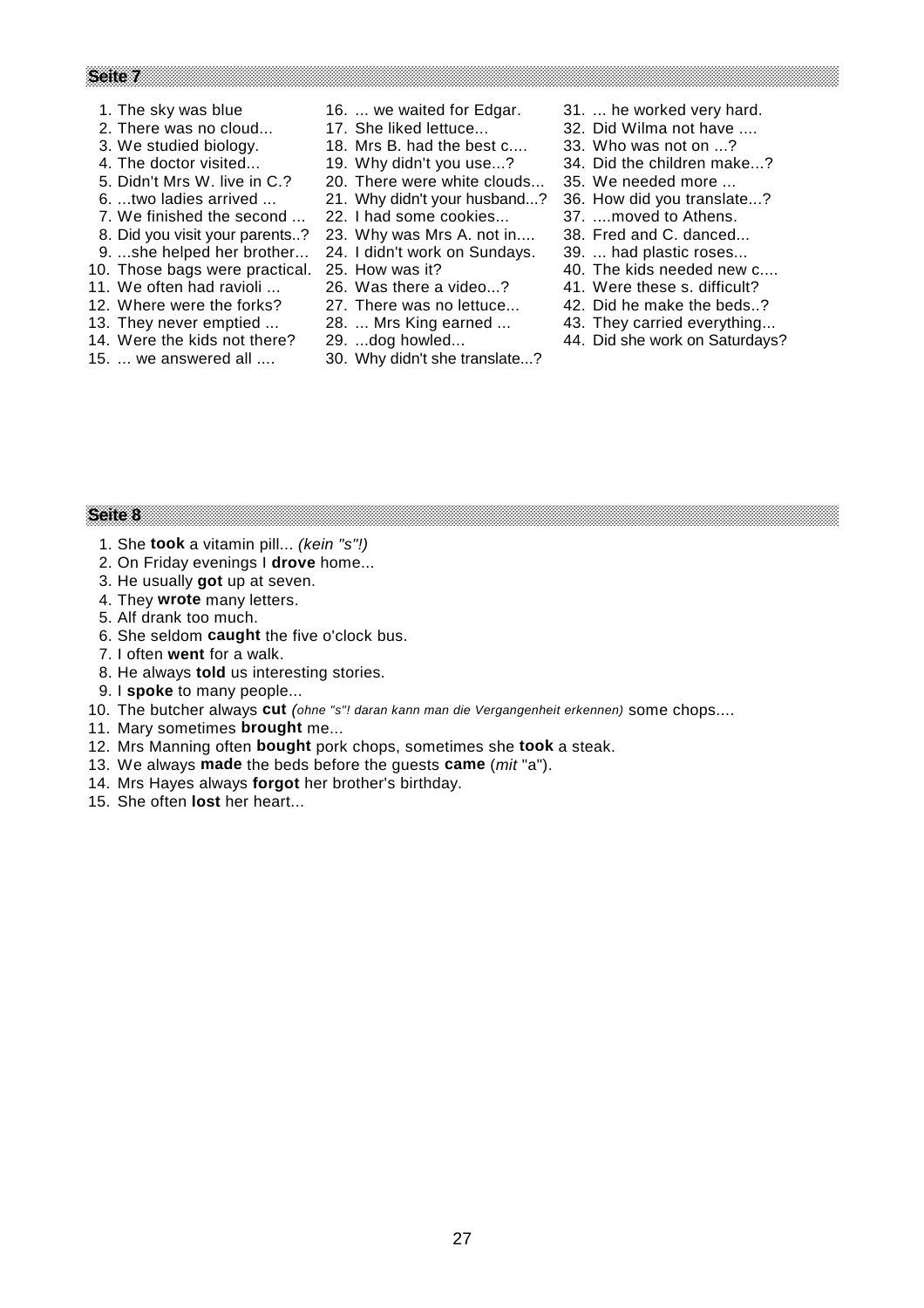## Seite 7

1. The sky was blue
2. There was no cloud...
3. We studied biology.
4. The doctor visited...
5. Didn't Mrs W. live in C.?
6. ...two ladies arrived ...
7. We finished the second ...
8. Did you visit your parents..?
9. ...she helped her brother...
10. Those bags were practical.
11. We often had ravioli ...
12. Where were the forks?
13. They never emptied ...
14. Were the kids not there?
15. ... we answered all ....
16. ... we waited for Edgar.
17. She liked lettuce...
18. Mrs B. had the best c....
19. Why didn't you use...?
20. There were white clouds...
21. Why didn't your husband...?
22. I had some cookies...
23. Why was Mrs A. not in....
24. I didn't work on Sundays.
25. How was it?
26. Was there a video...?
27. There was no lettuce...
28. ... Mrs King earned ...
29. ...dog howled...
30. Why didn't she translate...?
31. ... he worked very hard.
32. Did Wilma not have ....
33. Who was not on ...?
34. Did the children make...?
35. We needed more ...
36. How did you translate...?
37. ....moved to Athens.
38. Fred and C. danced...
39. ... had plastic roses...
40. The kids needed new c....
41. Were these s. difficult?
42. Did he make the beds..?
43. They carried everything...
44. Did she work on Saturdays?

## Seite 8

1. She **took** a vitamin pill... *(kein "s"!)*
2. On Friday evenings I **drove** home...
3. He usually **got** up at seven.
4. They **wrote** many letters.
5. Alf drank too much.
6. She seldom **caught** the five o'clock bus.
7. I often **went** for a walk.
8. He always **told** us interesting stories.
9. I **spoke** to many people...
10. The butcher always **cut** *(ohne "s"! daran kann man die Vergangenheit erkennen)* some chops....
11. Mary sometimes **brought** me...
12. Mrs Manning often **bought** pork chops, sometimes she **took** a steak.
13. We always **made** the beds before the guests **came** (*mit* "a").
14. Mrs Hayes always **forgot** her brother's birthday.
15. She often **lost** her heart...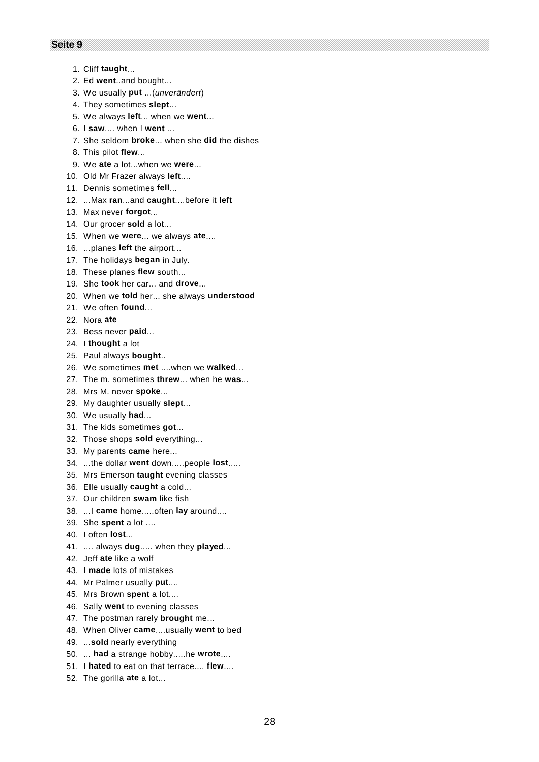## Seite 9

1. Cliff **taught**...
2. Ed **went**..and bought...
3. We usually **put** ...(*unverändert*)
4. They sometimes **slept**...
5. We always **left**... when we **went**...
6. I **saw**.... when I **went** ...
7. She seldom **broke**... when she **did** the dishes
8. This pilot **flew**...
9. We **ate** a lot...when we **were**...
10. Old Mr Frazer always **left**....
11. Dennis sometimes **fell**...
12. ...Max **ran**...and **caught**....before it **left**
13. Max never **forgot**...
14. Our grocer **sold** a lot...
15. When we **were**... we always **ate**....
16. ...planes **left** the airport...
17. The holidays **began** in July.
18. These planes **flew** south...
19. She **took** her car... and **drove**...
20. When we **told** her... she always **understood**
21. We often **found**...
22. Nora **ate**
23. Bess never **paid**...
24. I **thought** a lot
25. Paul always **bought**..
26. We sometimes **met** ....when we **walked**...
27. The m. sometimes **threw**... when he **was**...
28. Mrs M. never **spoke**...
29. My daughter usually **slept**...
30. We usually **had**...
31. The kids sometimes **got**...
32. Those shops **sold** everything...
33. My parents **came** here...
34. ...the dollar **went** down.....people **lost**.....
35. Mrs Emerson **taught** evening classes
36. Elle usually **caught** a cold...
37. Our children **swam** like fish
38. ...I **came** home.....often **lay** around....
39. She **spent** a lot ....
40. I often **lost**...
41. .... always **dug**..... when they **played**...
42. Jeff **ate** like a wolf
43. I **made** lots of mistakes
44. Mr Palmer usually **put**....
45. Mrs Brown **spent** a lot....
46. Sally **went** to evening classes
47. The postman rarely **brought** me...
48. When Oliver **came**....usually **went** to bed
49. ...**sold** nearly everything
50. ... **had** a strange hobby.....he **wrote**....
51. I **hated** to eat on that terrace.... **flew**....
52. The gorilla **ate** a lot...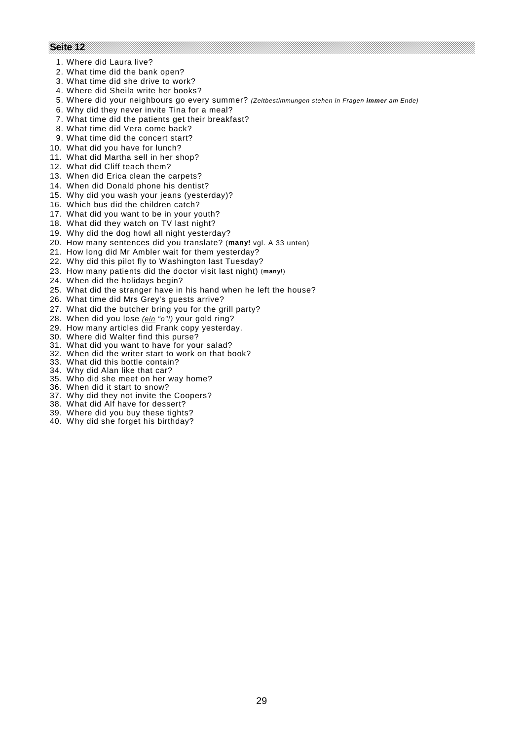## Seite 12

1. Where did Laura live?
2. What time did the bank open?
3. What time did she drive to work?
4. Where did Sheila write her books?
5. Where did your neighbours go every summer? *(Zeitbestimmungen stehen in Fragen **immer** am Ende)*
6. Why did they never invite Tina for a meal?
7. What time did the patients get their breakfast?
8. What time did Vera come back?
9. What time did the concert start?
10. What did you have for lunch?
11. What did Martha sell in her shop?
12. What did Cliff teach them?
13. When did Erica clean the carpets?
14. When did Donald phone his dentist?
15. Why did you wash your jeans (yesterday)?
16. Which bus did the children catch?
17. What did you want to be in your youth?
18. What did they watch on TV last night?
19. Why did the dog howl all night yesterday?
20. How many sentences did you translate? (**many!** vgl. A 33 unten)
21. How long did Mr Ambler wait for them yesterday?
22. Why did this pilot fly to Washington last Tuesday?
23. How many patients did the doctor visit last night) (**many!**)
24. When did the holidays begin?
25. What did the stranger have in his hand when he left the house?
26. What time did Mrs Grey's guests arrive?
27. What did the butcher bring you for the grill party?
28. When did you lose *(ein "o"!)* your gold ring?
29. How many articles did Frank copy yesterday.
30. Where did Walter find this purse?
31. What did you want to have for your salad?
32. When did the writer start to work on that book?
33. What did this bottle contain?
34. Why did Alan like that car?
35. Who did she meet on her way home?
36. When did it start to snow?
37. Why did they not invite the Coopers?
38. What did Alf have for dessert?
39. Where did you buy these tights?
40. Why did she forget his birthday?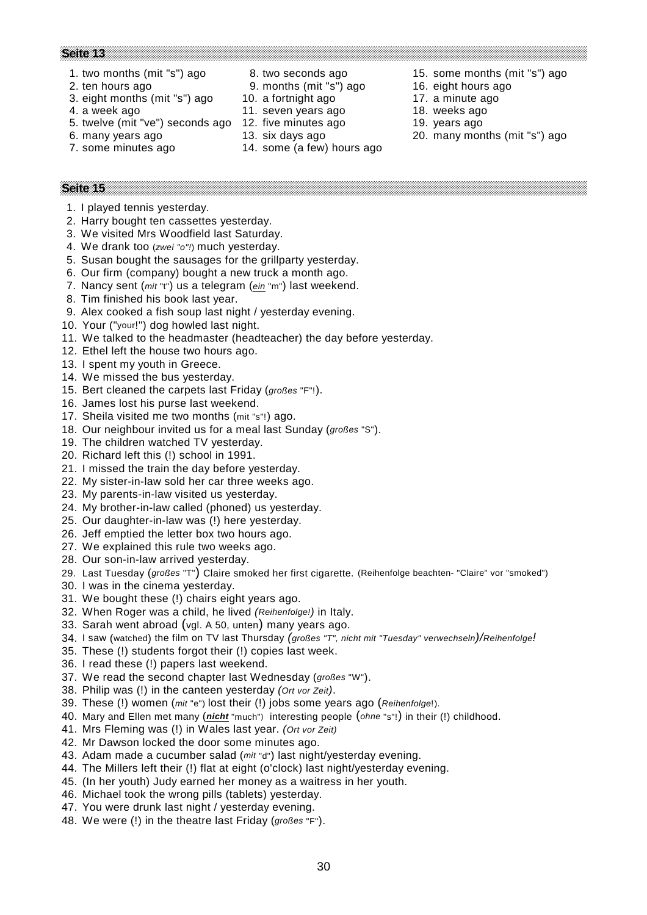## Seite 13

1. two months (mit "s") ago
2. ten hours ago
3. eight months (mit "s") ago
4. a week ago
5. twelve (mit "ve") seconds ago
6. many years ago
7. some minutes ago
8. two seconds ago
9. months (mit "s") ago
10. a fortnight ago
11. seven years ago
12. five minutes ago
13. six days ago
14. some (a few) hours ago
15. some months (mit "s") ago
16. eight hours ago
17. a minute ago
18. weeks ago
19. years ago
20. many months (mit "s") ago

## Seite 15

1. I played tennis yesterday.
2. Harry bought ten cassettes yesterday.
3. We visited Mrs Woodfield last Saturday.
4. We drank too (*zwei "o"!*) much yesterday.
5. Susan bought the sausages for the grillparty yesterday.
6. Our firm (company) bought a new truck a month ago.
7. Nancy sent (*mit* "t") us a telegram (*ein* "m") last weekend.
8. Tim finished his book last year.
9. Alex cooked a fish soup last night / yesterday evening.
10. Your ("your!") dog howled last night.
11. We talked to the headmaster (headteacher) the day before yesterday.
12. Ethel left the house two hours ago.
13. I spent my youth in Greece.
14. We missed the bus yesterday.
15. Bert cleaned the carpets last Friday (*großes* "F"!).
16. James lost his purse last weekend.
17. Sheila visited me two months (mit "s"!) ago.
18. Our neighbour invited us for a meal last Sunday (*großes* "S").
19. The children watched TV yesterday.
20. Richard left this (!) school in 1991.
21. I missed the train the day before yesterday.
22. My sister-in-law sold her car three weeks ago.
23. My parents-in-law visited us yesterday.
24. My brother-in-law called (phoned) us yesterday.
25. Our daughter-in-law was (!) here yesterday.
26. Jeff emptied the letter box two hours ago.
27. We explained this rule two weeks ago.
28. Our son-in-law arrived yesterday.
29. Last Tuesday (*großes* "T") Claire smoked her first cigarette. (Reihenfolge beachten- "Claire" vor "smoked")
30. I was in the cinema yesterday.
31. We bought these (!) chairs eight years ago.
32. When Roger was a child, he lived *(Reihenfolge!)* in Italy.
33. Sarah went abroad (vgl. A 50, unten) many years ago.
34. I saw (watched) the film on TV last Thursday *(großes "T", nicht mit "Tuesday" verwechseln)/Reihenfolge!*
35. These (!) students forgot their (!) copies last week.
36. I read these (!) papers last weekend.
37. We read the second chapter last Wednesday (*großes* "W").
38. Philip was (!) in the canteen yesterday *(Ort vor Zeit)*.
39. These (!) women (*mit* "e") lost their (!) jobs some years ago (*Reihenfolge*!).
40. Mary and Ellen met many (***nicht*** "much") interesting people (*ohne* "s"!) in their (!) childhood.
41. Mrs Fleming was (!) in Wales last year. *(Ort vor Zeit)*
42. Mr Dawson locked the door some minutes ago.
43. Adam made a cucumber salad (*mit* "d") last night/yesterday evening.
44. The Millers left their (!) flat at eight (o'clock) last night/yesterday evening.
45. (In her youth) Judy earned her money as a waitress in her youth.
46. Michael took the wrong pills (tablets) yesterday.
47. You were drunk last night / yesterday evening.
48. We were (!) in the theatre last Friday (*großes* "F").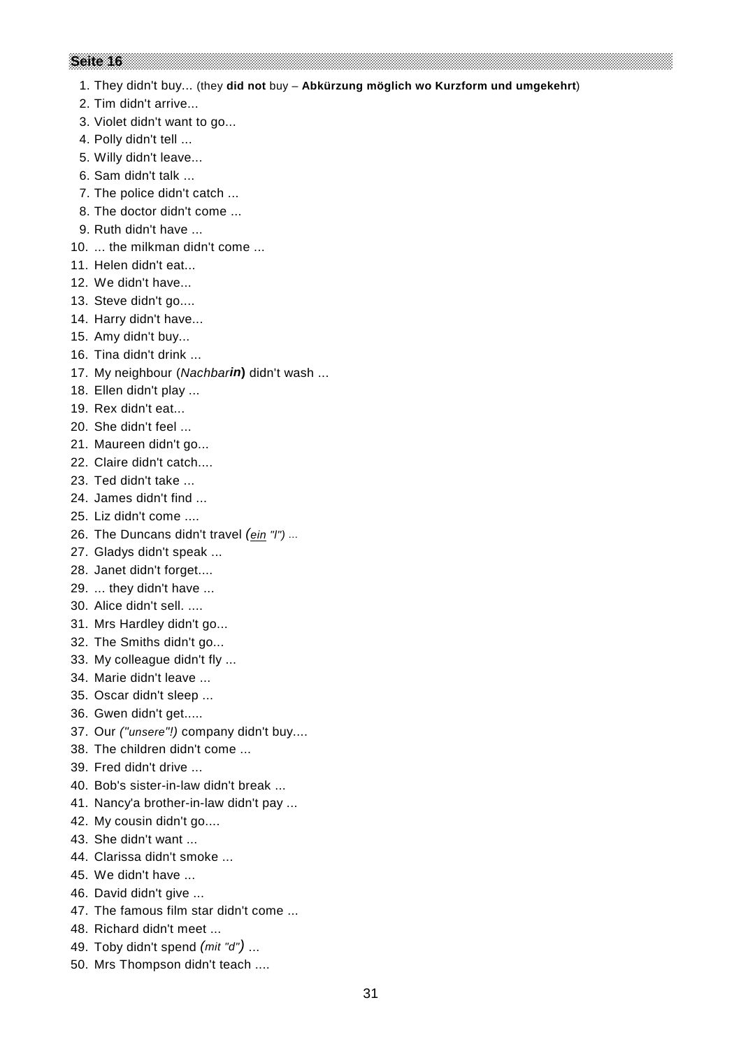## Seite 16

1. They didn't buy... (they **did not** buy – **Abkürzung möglich wo Kurzform und umgekehrt**)
2. Tim didn't arrive...
3. Violet didn't want to go...
4. Polly didn't tell ...
5. Willy didn't leave...
6. Sam didn't talk ...
7. The police didn't catch ...
8. The doctor didn't come ...
9. Ruth didn't have ...
10. ... the milkman didn't come ...
11. Helen didn't eat...
12. We didn't have...
13. Steve didn't go....
14. Harry didn't have...
15. Amy didn't buy...
16. Tina didn't drink ...
17. My neighbour (*Nachbar**in***) didn't wash ...
18. Ellen didn't play ...
19. Rex didn't eat...
20. She didn't feel ...
21. Maureen didn't go...
22. Claire didn't catch....
23. Ted didn't take ...
24. James didn't find ...
25. Liz didn't come ....
26. The Duncans didn't travel *(<u>ein</u> "l")* ...
27. Gladys didn't speak ...
28. Janet didn't forget....
29. ... they didn't have ...
30. Alice didn't sell. ....
31. Mrs Hardley didn't go...
32. The Smiths didn't go...
33. My colleague didn't fly ...
34. Marie didn't leave ...
35. Oscar didn't sleep ...
36. Gwen didn't get.....
37. Our *("unsere"!)* company didn't buy....
38. The children didn't come ...
39. Fred didn't drive ...
40. Bob's sister-in-law didn't break ...
41. Nancy'a brother-in-law didn't pay ...
42. My cousin didn't go....
43. She didn't want ...
44. Clarissa didn't smoke ...
45. We didn't have ...
46. David didn't give ...
47. The famous film star didn't come ...
48. Richard didn't meet ...
49. Toby didn't spend *(mit "d")* ...
50. Mrs Thompson didn't teach ....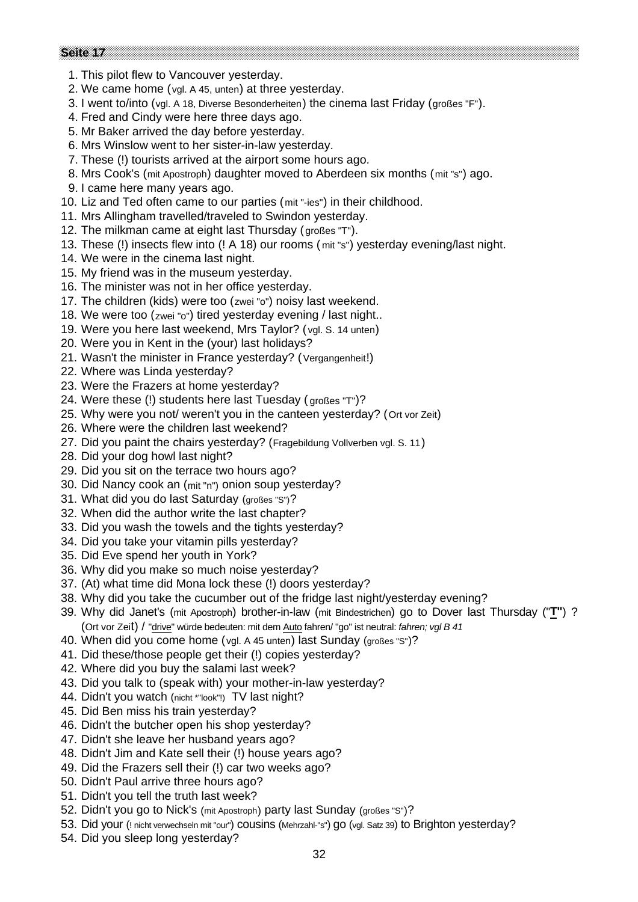## Seite 17

1. This pilot flew to Vancouver yesterday.
2. We came home (vgl. A 45, unten) at three yesterday.
3. I went to/into (vgl. A 18, Diverse Besonderheiten) the cinema last Friday (großes "F").
4. Fred and Cindy were here three days ago.
5. Mr Baker arrived the day before yesterday.
6. Mrs Winslow went to her sister-in-law yesterday.
7. These (!) tourists arrived at the airport some hours ago.
8. Mrs Cook's (mit Apostroph) daughter moved to Aberdeen six months (mit "s") ago.
9. I came here many years ago.
10. Liz and Ted often came to our parties (mit "-ies") in their childhood.
11. Mrs Allingham travelled/traveled to Swindon yesterday.
12. The milkman came at eight last Thursday (großes "T").
13. These (!) insects flew into (! A 18) our rooms (mit "s") yesterday evening/last night.
14. We were in the cinema last night.
15. My friend was in the museum yesterday.
16. The minister was not in her office yesterday.
17. The children (kids) were too (zwei "o") noisy last weekend.
18. We were too (zwei "o") tired yesterday evening / last night..
19. Were you here last weekend, Mrs Taylor? (vgl. S. 14 unten)
20. Were you in Kent in the (your) last holidays?
21. Wasn't the minister in France yesterday? (Vergangenheit!)
22. Where was Linda yesterday?
23. Were the Frazers at home yesterday?
24. Were these (!) students here last Tuesday (großes "T")?
25. Why were you not/ weren't you in the canteen yesterday? (Ort vor Zeit)
26. Where were the children last weekend?
27. Did you paint the chairs yesterday? (Fragebildung Vollverben vgl. S. 11)
28. Did your dog howl last night?
29. Did you sit on the terrace two hours ago?
30. Did Nancy cook an (mit "n") onion soup yesterday?
31. What did you do last Saturday (großes "S")?
32. When did the author write the last chapter?
33. Did you wash the towels and the tights yesterday?
34. Did you take your vitamin pills yesterday?
35. Did Eve spend her youth in York?
36. Why did you make so much noise yesterday?
37. (At) what time did Mona lock these (!) doors yesterday?
38. Why did you take the cucumber out of the fridge last night/yesterday evening?
39. Why did Janet's (mit Apostroph) brother-in-law (mit Bindestrichen) go to Dover last Thursday ("**T**") ? (Ort vor Zeit) / "drive" würde bedeuten: mit dem Auto fahren/ "go" ist neutral: *fahren; vgl B 41*
40. When did you come home (vgl. A 45 unten) last Sunday (großes "S")?
41. Did these/those people get their (!) copies yesterday?
42. Where did you buy the salami last week?
43. Did you talk to (speak with) your mother-in-law yesterday?
44. Didn't you watch (nicht *"look"!) TV last night?
45. Did Ben miss his train yesterday?
46. Didn't the butcher open his shop yesterday?
47. Didn't she leave her husband years ago?
48. Didn't Jim and Kate sell their (!) house years ago?
49. Did the Frazers sell their (!) car two weeks ago?
50. Didn't Paul arrive three hours ago?
51. Didn't you tell the truth last week?
52. Didn't you go to Nick's (mit Apostroph) party last Sunday (großes "S")?
53. Did your (! nicht verwechseln mit "our") cousins (Mehrzahl-"s") go (vgl. Satz 39) to Brighton yesterday?
54. Did you sleep long yesterday?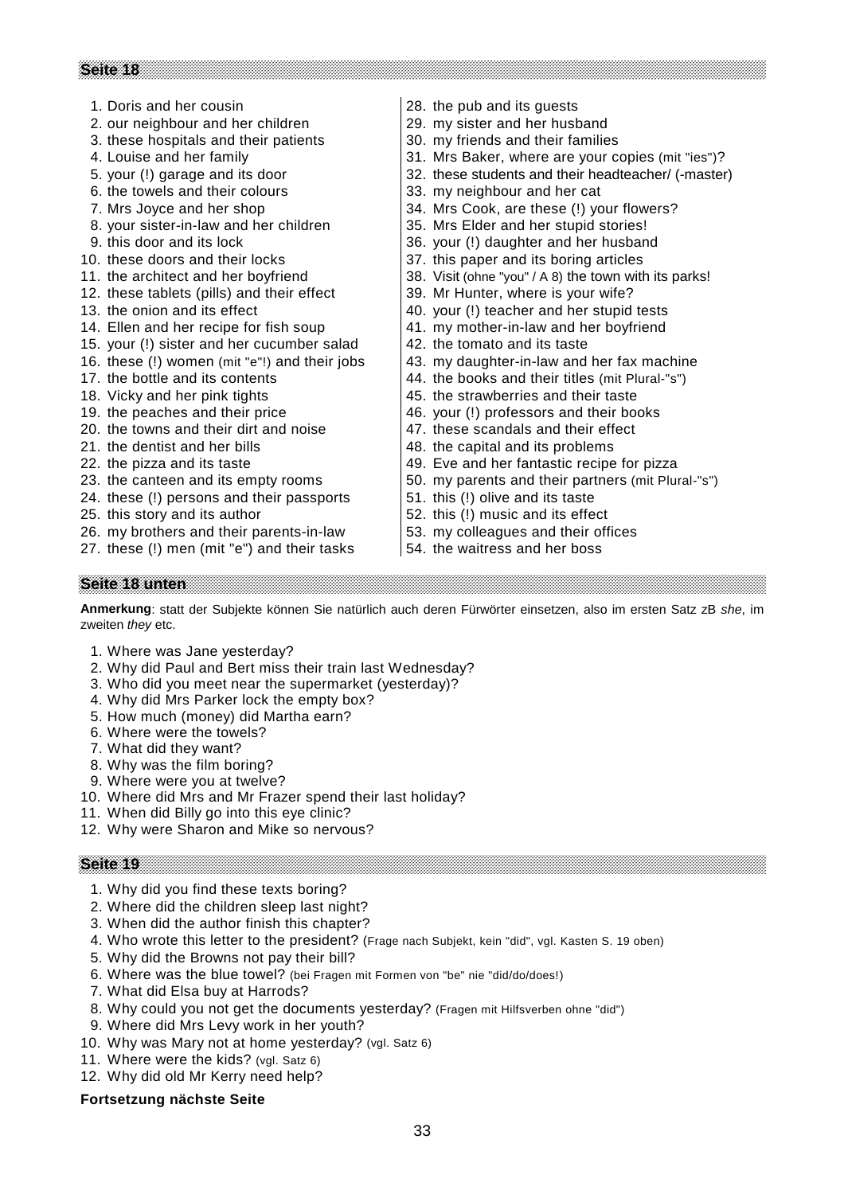## Seite 18

1. Doris and her cousin
2. our neighbour and her children
3. these hospitals and their patients
4. Louise and her family
5. your (!) garage and its door
6. the towels and their colours
7. Mrs Joyce and her shop
8. your sister-in-law and her children
9. this door and its lock
10. these doors and their locks
11. the architect and her boyfriend
12. these tablets (pills) and their effect
13. the onion and its effect
14. Ellen and her recipe for fish soup
15. your (!) sister and her cucumber salad
16. these (!) women (mit "e"!) and their jobs
17. the bottle and its contents
18. Vicky and her pink tights
19. the peaches and their price
20. the towns and their dirt and noise
21. the dentist and her bills
22. the pizza and its taste
23. the canteen and its empty rooms
24. these (!) persons and their passports
25. this story and its author
26. my brothers and their parents-in-law
27. these (!) men (mit "e") and their tasks
28. the pub and its guests
29. my sister and her husband
30. my friends and their families
31. Mrs Baker, where are your copies (mit "ies")?
32. these students and their headteacher/ (-master)
33. my neighbour and her cat
34. Mrs Cook, are these (!) your flowers?
35. Mrs Elder and her stupid stories!
36. your (!) daughter and her husband
37. this paper and its boring articles
38. Visit (ohne "you" / A 8) the town with its parks!
39. Mr Hunter, where is your wife?
40. your (!) teacher and her stupid tests
41. my mother-in-law and her boyfriend
42. the tomato and its taste
43. my daughter-in-law and her fax machine
44. the books and their titles (mit Plural-"s")
45. the strawberries and their taste
46. your (!) professors and their books
47. these scandals and their effect
48. the capital and its problems
49. Eve and her fantastic recipe for pizza
50. my parents and their partners (mit Plural-"s")
51. this (!) olive and its taste
52. this (!) music and its effect
53. my colleagues and their offices
54. the waitress and her boss

## Seite 18 unten

**Anmerkung**: statt der Subjekte können Sie natürlich auch deren Fürwörter einsetzen, also im ersten Satz zB *she*, im zweiten *they* etc.

1. Where was Jane yesterday?
2. Why did Paul and Bert miss their train last Wednesday?
3. Who did you meet near the supermarket (yesterday)?
4. Why did Mrs Parker lock the empty box?
5. How much (money) did Martha earn?
6. Where were the towels?
7. What did they want?
8. Why was the film boring?
9. Where were you at twelve?
10. Where did Mrs and Mr Frazer spend their last holiday?
11. When did Billy go into this eye clinic?
12. Why were Sharon and Mike so nervous?

## Seite 19

1. Why did you find these texts boring?
2. Where did the children sleep last night?
3. When did the author finish this chapter?
4. Who wrote this letter to the president? (Frage nach Subjekt, kein "did", vgl. Kasten S. 19 oben)
5. Why did the Browns not pay their bill?
6. Where was the blue towel? (bei Fragen mit Formen von "be" nie "did/do/does!)
7. What did Elsa buy at Harrods?
8. Why could you not get the documents yesterday? (Fragen mit Hilfsverben ohne "did")
9. Where did Mrs Levy work in her youth?
10. Why was Mary not at home yesterday? (vgl. Satz 6)
11. Where were the kids? (vgl. Satz 6)
12. Why did old Mr Kerry need help?

**Fortsetzung nächste Seite**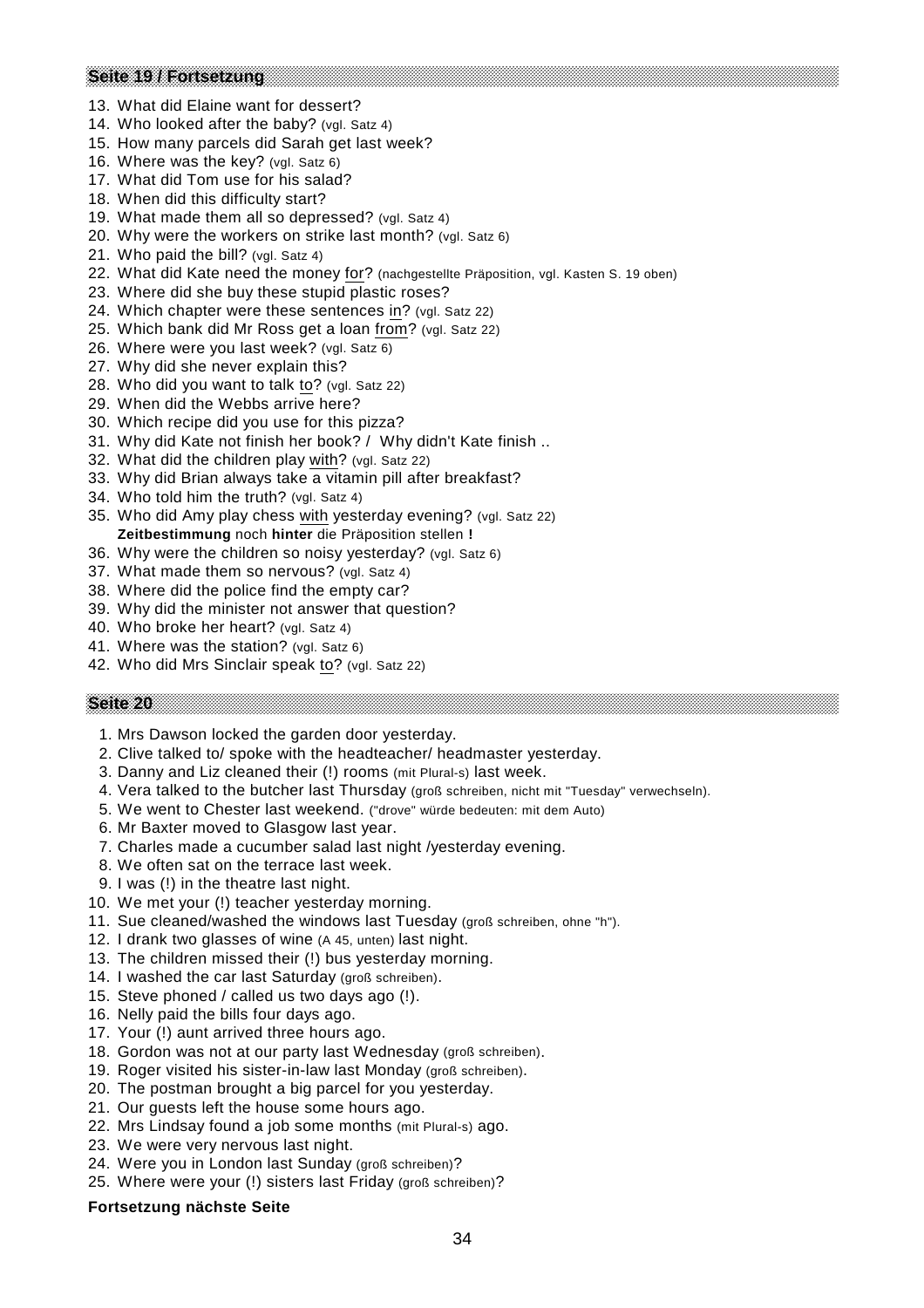## Seite 19 / Fortsetzung

13. What did Elaine want for dessert?
14. Who looked after the baby? (vgl. Satz 4)
15. How many parcels did Sarah get last week?
16. Where was the key? (vgl. Satz 6)
17. What did Tom use for his salad?
18. When did this difficulty start?
19. What made them all so depressed? (vgl. Satz 4)
20. Why were the workers on strike last month? (vgl. Satz 6)
21. Who paid the bill? (vgl. Satz 4)
22. What did Kate need the money <u>for</u>? (nachgestellte Präposition, vgl. Kasten S. 19 oben)
23. Where did she buy these stupid plastic roses?
24. Which chapter were these sentences <u>in</u>? (vgl. Satz 22)
25. Which bank did Mr Ross get a loan <u>from</u>? (vgl. Satz 22)
26. Where were you last week? (vgl. Satz 6)
27. Why did she never explain this?
28. Who did you want to talk <u>to</u>? (vgl. Satz 22)
29. When did the Webbs arrive here?
30. Which recipe did you use for this pizza?
31. Why did Kate not finish her book? / Why didn't Kate finish ..
32. What did the children play <u>with</u>? (vgl. Satz 22)
33. Why did Brian always take a vitamin pill after breakfast?
34. Who told him the truth? (vgl. Satz 4)
35. Who did Amy play chess <u>with</u> yesterday evening? (vgl. Satz 22)
    **Zeitbestimmung** noch **hinter** die Präposition stellen **!**
36. Why were the children so noisy yesterday? (vgl. Satz 6)
37. What made them so nervous? (vgl. Satz 4)
38. Where did the police find the empty car?
39. Why did the minister not answer that question?
40. Who broke her heart? (vgl. Satz 4)
41. Where was the station? (vgl. Satz 6)
42. Who did Mrs Sinclair speak <u>to</u>? (vgl. Satz 22)

## Seite 20

1. Mrs Dawson locked the garden door yesterday.
2. Clive talked to/ spoke with the headteacher/ headmaster yesterday.
3. Danny and Liz cleaned their (!) rooms (mit Plural-s) last week.
4. Vera talked to the butcher last Thursday (groß schreiben, nicht mit "Tuesday" verwechseln).
5. We went to Chester last weekend. ("drove" würde bedeuten: mit dem Auto)
6. Mr Baxter moved to Glasgow last year.
7. Charles made a cucumber salad last night /yesterday evening.
8. We often sat on the terrace last week.
9. I was (!) in the theatre last night.
10. We met your (!) teacher yesterday morning.
11. Sue cleaned/washed the windows last Tuesday (groß schreiben, ohne "h").
12. I drank two glasses of wine (A 45, unten) last night.
13. The children missed their (!) bus yesterday morning.
14. I washed the car last Saturday (groß schreiben).
15. Steve phoned / called us two days ago (!).
16. Nelly paid the bills four days ago.
17. Your (!) aunt arrived three hours ago.
18. Gordon was not at our party last Wednesday (groß schreiben).
19. Roger visited his sister-in-law last Monday (groß schreiben).
20. The postman brought a big parcel for you yesterday.
21. Our guests left the house some hours ago.
22. Mrs Lindsay found a job some months (mit Plural-s) ago.
23. We were very nervous last night.
24. Were you in London last Sunday (groß schreiben)?
25. Where were your (!) sisters last Friday (groß schreiben)?

**Fortsetzung nächste Seite**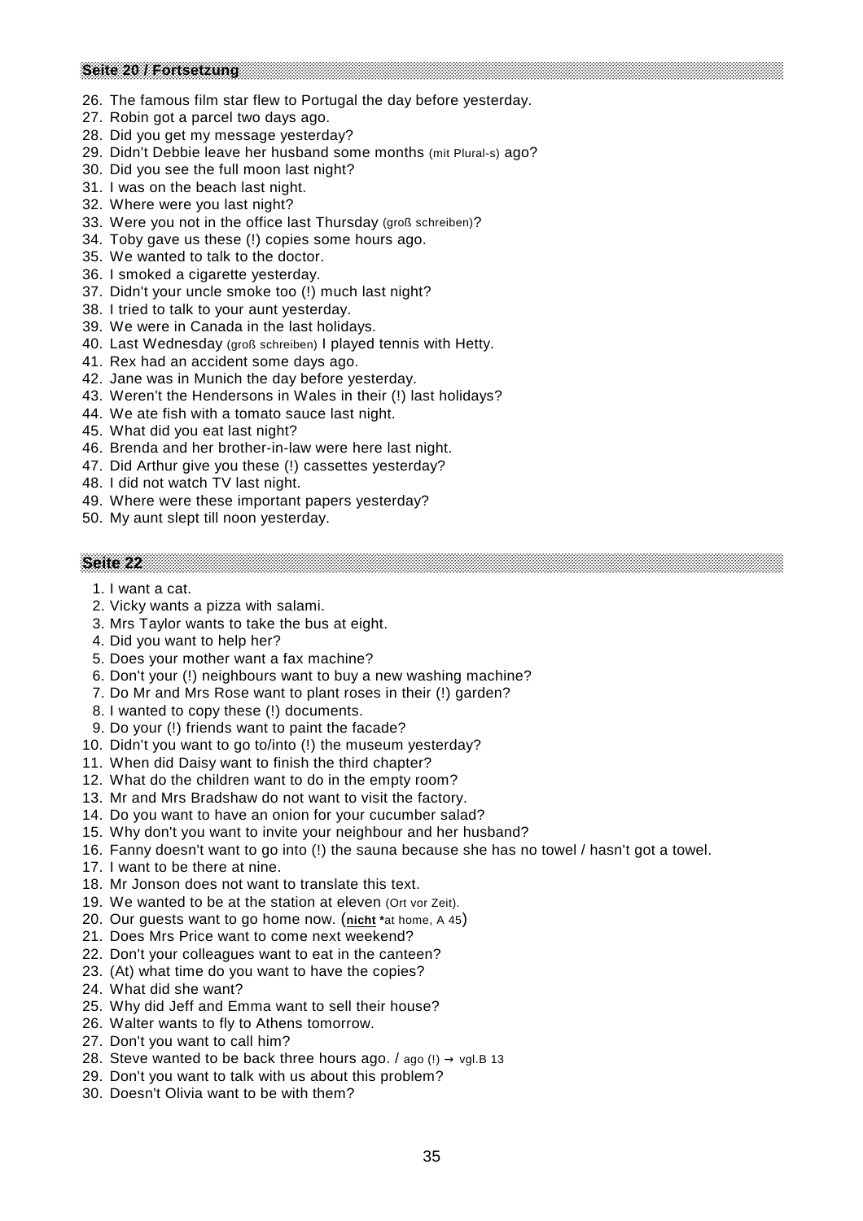## Seite 20 / Fortsetzung

26. The famous film star flew to Portugal the day before yesterday.
27. Robin got a parcel two days ago.
28. Did you get my message yesterday?
29. Didn't Debbie leave her husband some months (mit Plural-s) ago?
30. Did you see the full moon last night?
31. I was on the beach last night.
32. Where were you last night?
33. Were you not in the office last Thursday (groß schreiben)?
34. Toby gave us these (!) copies some hours ago.
35. We wanted to talk to the doctor.
36. I smoked a cigarette yesterday.
37. Didn't your uncle smoke too (!) much last night?
38. I tried to talk to your aunt yesterday.
39. We were in Canada in the last holidays.
40. Last Wednesday (groß schreiben) I played tennis with Hetty.
41. Rex had an accident some days ago.
42. Jane was in Munich the day before yesterday.
43. Weren't the Hendersons in Wales in their (!) last holidays?
44. We ate fish with a tomato sauce last night.
45. What did you eat last night?
46. Brenda and her brother-in-law were here last night.
47. Did Arthur give you these (!) cassettes yesterday?
48. I did not watch TV last night.
49. Where were these important papers yesterday?
50. My aunt slept till noon yesterday.

## Seite 22

1. I want a cat.
2. Vicky wants a pizza with salami.
3. Mrs Taylor wants to take the bus at eight.
4. Did you want to help her?
5. Does your mother want a fax machine?
6. Don't your (!) neighbours want to buy a new washing machine?
7. Do Mr and Mrs Rose want to plant roses in their (!) garden?
8. I wanted to copy these (!) documents.
9. Do your (!) friends want to paint the facade?
10. Didn't you want to go to/into (!) the museum yesterday?
11. When did Daisy want to finish the third chapter?
12. What do the children want to do in the empty room?
13. Mr and Mrs Bradshaw do not want to visit the factory.
14. Do you want to have an onion for your cucumber salad?
15. Why don't you want to invite your neighbour and her husband?
16. Fanny doesn't want to go into (!) the sauna because she has no towel / hasn't got a towel.
17. I want to be there at nine.
18. Mr Jonson does not want to translate this text.
19. We wanted to be at the station at eleven (Ort vor Zeit).
20. Our guests want to go home now. (**nicht** *at home, A 45)
21. Does Mrs Price want to come next weekend?
22. Don't your colleagues want to eat in the canteen?
23. (At) what time do you want to have the copies?
24. What did she want?
25. Why did Jeff and Emma want to sell their house?
26. Walter wants to fly to Athens tomorrow.
27. Don't you want to call him?
28. Steve wanted to be back three hours ago. / ago (!) → vgl.B 13
29. Don't you want to talk with us about this problem?
30. Doesn't Olivia want to be with them?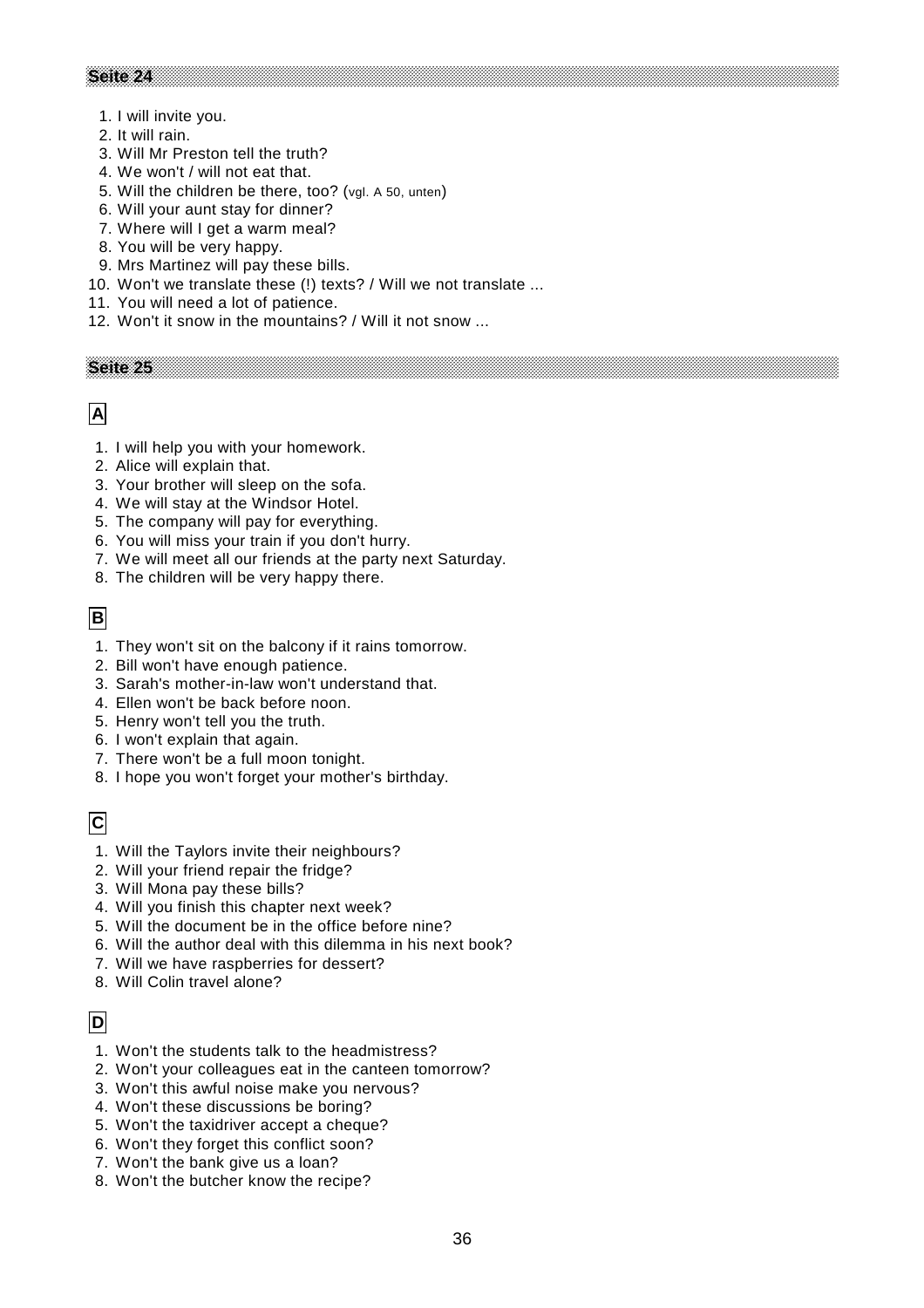## Seite 24

1. I will invite you.
2. It will rain.
3. Will Mr Preston tell the truth?
4. We won't / will not eat that.
5. Will the children be there, too? (vgl. A 50, unten)
6. Will your aunt stay for dinner?
7. Where will I get a warm meal?
8. You will be very happy.
9. Mrs Martinez will pay these bills.
10. Won't we translate these (!) texts? / Will we not translate ...
11. You will need a lot of patience.
12. Won't it snow in the mountains? / Will it not snow ...

## Seite 25

### A

1. I will help you with your homework.
2. Alice will explain that.
3. Your brother will sleep on the sofa.
4. We will stay at the Windsor Hotel.
5. The company will pay for everything.
6. You will miss your train if you don't hurry.
7. We will meet all our friends at the party next Saturday.
8. The children will be very happy there.

### B

1. They won't sit on the balcony if it rains tomorrow.
2. Bill won't have enough patience.
3. Sarah's mother-in-law won't understand that.
4. Ellen won't be back before noon.
5. Henry won't tell you the truth.
6. I won't explain that again.
7. There won't be a full moon tonight.
8. I hope you won't forget your mother's birthday.

### C

1. Will the Taylors invite their neighbours?
2. Will your friend repair the fridge?
3. Will Mona pay these bills?
4. Will you finish this chapter next week?
5. Will the document be in the office before nine?
6. Will the author deal with this dilemma in his next book?
7. Will we have raspberries for dessert?
8. Will Colin travel alone?

### D

1. Won't the students talk to the headmistress?
2. Won't your colleagues eat in the canteen tomorrow?
3. Won't this awful noise make you nervous?
4. Won't these discussions be boring?
5. Won't the taxidriver accept a cheque?
6. Won't they forget this conflict soon?
7. Won't the bank give us a loan?
8. Won't the butcher know the recipe?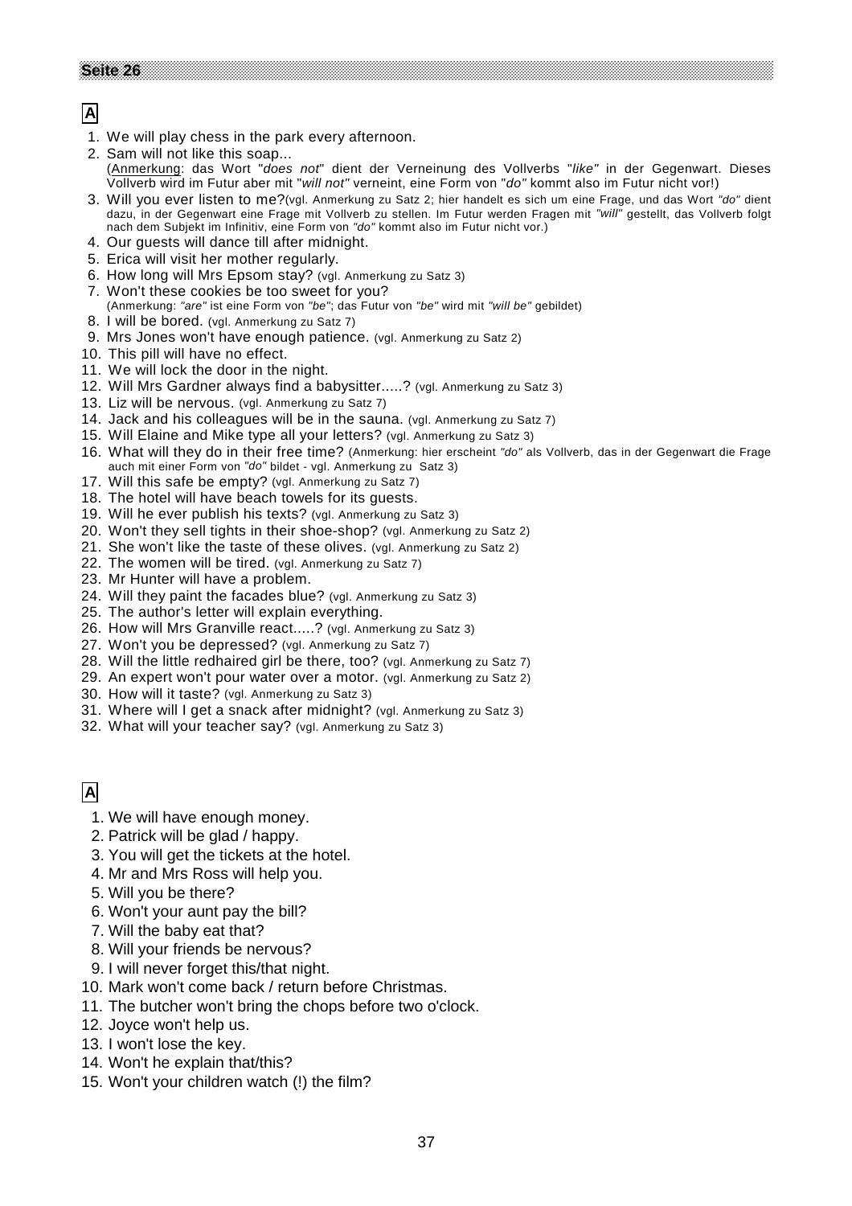## Seite 26

**A**

1. We will play chess in the park every afternoon.
2. Sam will not like this soap...
   (Anmerkung: das Wort "*does not*" dient der Verneinung des Vollverbs "*like"* in der Gegenwart. Dieses Vollverb wird im Futur aber mit "*will not"* verneint, eine Form von "*do"* kommt also im Futur nicht vor!)
3. Will you ever listen to me?(vgl. Anmerkung zu Satz 2; hier handelt es sich um eine Frage, und das Wort *"do"* dient dazu, in der Gegenwart eine Frage mit Vollverb zu stellen. Im Futur werden Fragen mit *"will"* gestellt, das Vollverb folgt nach dem Subjekt im Infinitiv, eine Form von *"do"* kommt also im Futur nicht vor.)
4. Our guests will dance till after midnight.
5. Erica will visit her mother regularly.
6. How long will Mrs Epsom stay? (vgl. Anmerkung zu Satz 3)
7. Won't these cookies be too sweet for you?
   (Anmerkung: *"are"* ist eine Form von *"be"*; das Futur von *"be"* wird mit *"will be"* gebildet)
8. I will be bored. (vgl. Anmerkung zu Satz 7)
9. Mrs Jones won't have enough patience. (vgl. Anmerkung zu Satz 2)
10. This pill will have no effect.
11. We will lock the door in the night.
12. Will Mrs Gardner always find a babysitter.....? (vgl. Anmerkung zu Satz 3)
13. Liz will be nervous. (vgl. Anmerkung zu Satz 7)
14. Jack and his colleagues will be in the sauna. (vgl. Anmerkung zu Satz 7)
15. Will Elaine and Mike type all your letters? (vgl. Anmerkung zu Satz 3)
16. What will they do in their free time? (Anmerkung: hier erscheint *"do"* als Vollverb, das in der Gegenwart die Frage auch mit einer Form von *"do"* bildet - vgl. Anmerkung zu Satz 3)
17. Will this safe be empty? (vgl. Anmerkung zu Satz 7)
18. The hotel will have beach towels for its guests.
19. Will he ever publish his texts? (vgl. Anmerkung zu Satz 3)
20. Won't they sell tights in their shoe-shop? (vgl. Anmerkung zu Satz 2)
21. She won't like the taste of these olives. (vgl. Anmerkung zu Satz 2)
22. The women will be tired. (vgl. Anmerkung zu Satz 7)
23. Mr Hunter will have a problem.
24. Will they paint the facades blue? (vgl. Anmerkung zu Satz 3)
25. The author's letter will explain everything.
26. How will Mrs Granville react.....? (vgl. Anmerkung zu Satz 3)
27. Won't you be depressed? (vgl. Anmerkung zu Satz 7)
28. Will the little redhaired girl be there, too? (vgl. Anmerkung zu Satz 7)
29. An expert won't pour water over a motor. (vgl. Anmerkung zu Satz 2)
30. How will it taste? (vgl. Anmerkung zu Satz 3)
31. Where will I get a snack after midnight? (vgl. Anmerkung zu Satz 3)
32. What will your teacher say? (vgl. Anmerkung zu Satz 3)

**A**

1. We will have enough money.
2. Patrick will be glad / happy.
3. You will get the tickets at the hotel.
4. Mr and Mrs Ross will help you.
5. Will you be there?
6. Won't your aunt pay the bill?
7. Will the baby eat that?
8. Will your friends be nervous?
9. I will never forget this/that night.
10. Mark won't come back / return before Christmas.
11. The butcher won't bring the chops before two o'clock.
12. Joyce won't help us.
13. I won't lose the key.
14. Won't he explain that/this?
15. Won't your children watch (!) the film?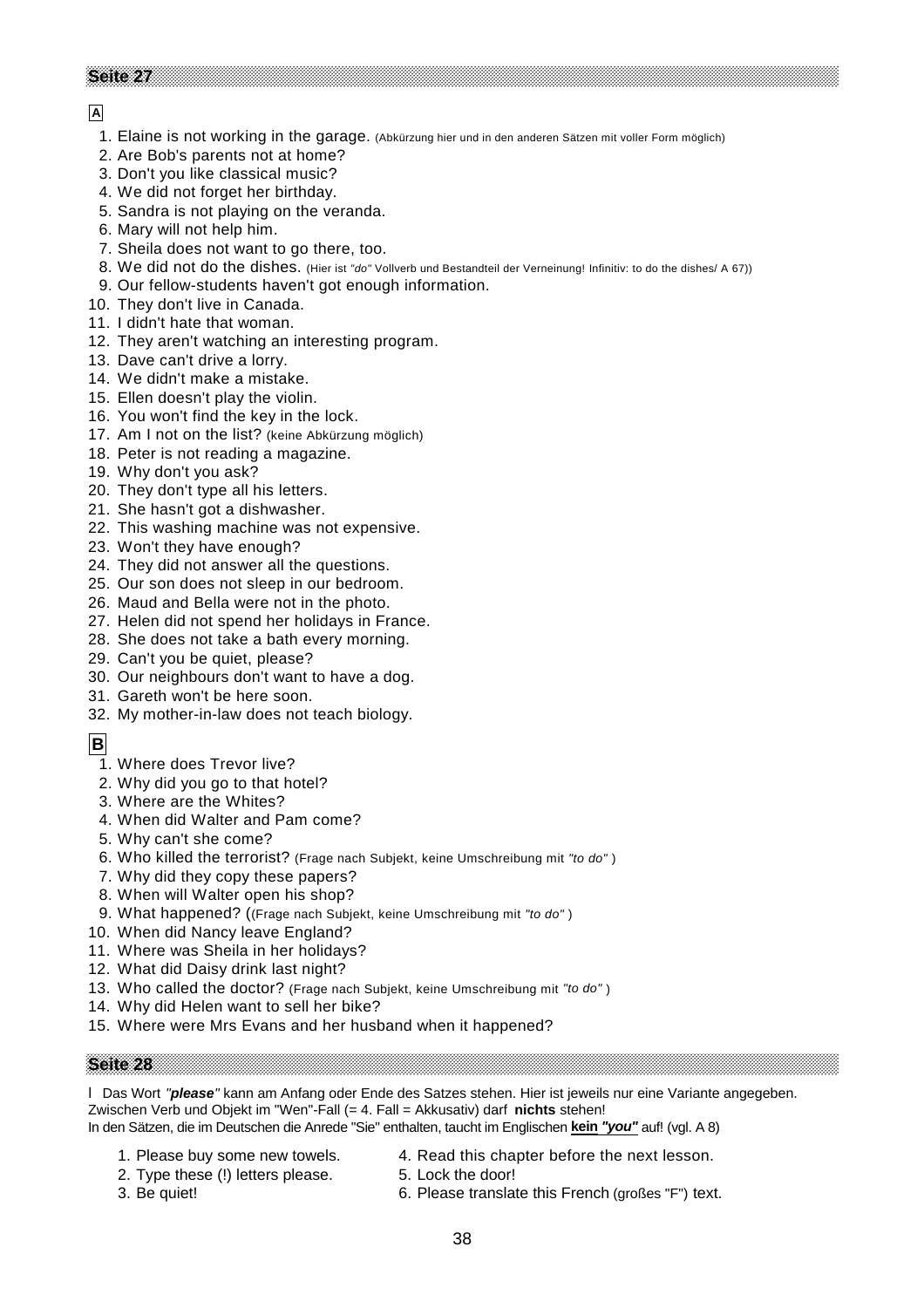## Seite 27

**A**

1. Elaine is not working in the garage. (Abkürzung hier und in den anderen Sätzen mit voller Form möglich)
2. Are Bob's parents not at home?
3. Don't you like classical music?
4. We did not forget her birthday.
5. Sandra is not playing on the veranda.
6. Mary will not help him.
7. Sheila does not want to go there, too.
8. We did not do the dishes. (Hier ist *"do"* Vollverb und Bestandteil der Verneinung! Infinitiv: to do the dishes/ A 67))
9. Our fellow-students haven't got enough information.
10. They don't live in Canada.
11. I didn't hate that woman.
12. They aren't watching an interesting program.
13. Dave can't drive a lorry.
14. We didn't make a mistake.
15. Ellen doesn't play the violin.
16. You won't find the key in the lock.
17. Am I not on the list? (keine Abkürzung möglich)
18. Peter is not reading a magazine.
19. Why don't you ask?
20. They don't type all his letters.
21. She hasn't got a dishwasher.
22. This washing machine was not expensive.
23. Won't they have enough?
24. They did not answer all the questions.
25. Our son does not sleep in our bedroom.
26. Maud and Bella were not in the photo.
27. Helen did not spend her holidays in France.
28. She does not take a bath every morning.
29. Can't you be quiet, please?
30. Our neighbours don't want to have a dog.
31. Gareth won't be here soon.
32. My mother-in-law does not teach biology.

**B**

1. Where does Trevor live?
2. Why did you go to that hotel?
3. Where are the Whites?
4. When did Walter and Pam come?
5. Why can't she come?
6. Who killed the terrorist? (Frage nach Subjekt, keine Umschreibung mit *"to do"* )
7. Why did they copy these papers?
8. When will Walter open his shop?
9. What happened? ((Frage nach Subjekt, keine Umschreibung mit *"to do"* )
10. When did Nancy leave England?
11. Where was Sheila in her holidays?
12. What did Daisy drink last night?
13. Who called the doctor? (Frage nach Subjekt, keine Umschreibung mit *"to do"* )
14. Why did Helen want to sell her bike?
15. Where were Mrs Evans and her husband when it happened?

## Seite 28

I Das Wort *"**please**"* kann am Anfang oder Ende des Satzes stehen. Hier ist jeweils nur eine Variante angegeben. Zwischen Verb und Objekt im "Wen"-Fall (= 4. Fall = Akkusativ) darf **nichts** stehen!
In den Sätzen, die im Deutschen die Anrede "Sie" enthalten, taucht im Englischen **kein *"you"*** auf! (vgl. A 8)

1. Please buy some new towels.
2. Type these (!) letters please.
3. Be quiet!
4. Read this chapter before the next lesson.
5. Lock the door!
6. Please translate this French (großes "F") text.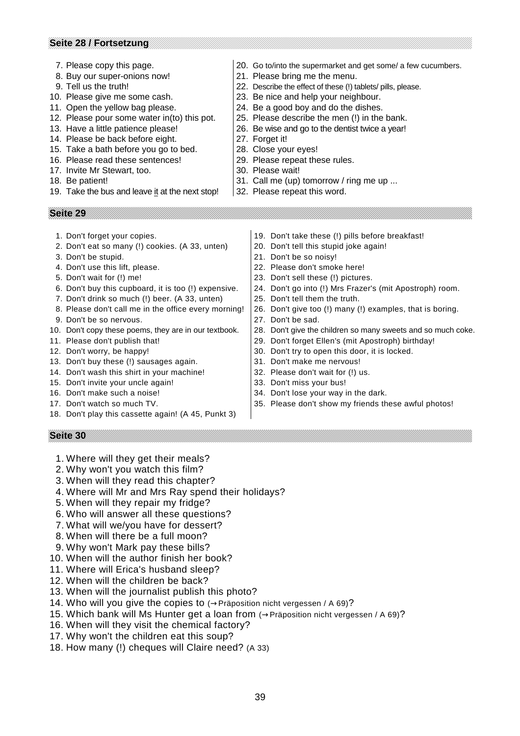## Seite 28 / Fortsetzung

7. Please copy this page.
8. Buy our super-onions now!
9. Tell us the truth!
10. Please give me some cash.
11. Open the yellow bag please.
12. Please pour some water in(to) this pot.
13. Have a little patience please!
14. Please be back before eight.
15. Take a bath before you go to bed.
16. Please read these sentences!
17. Invite Mr Stewart, too.
18. Be patient!
19. Take the bus and leave it at the next stop!
20. Go to/into the supermarket and get some/ a few cucumbers.
21. Please bring me the menu.
22. Describe the effect of these (!) tablets/ pills, please.
23. Be nice and help your neighbour.
24. Be a good boy and do the dishes.
25. Please describe the men (!) in the bank.
26. Be wise and go to the dentist twice a year!
27. Forget it!
28. Close your eyes!
29. Please repeat these rules.
30. Please wait!
31. Call me (up) tomorrow / ring me up ...
32. Please repeat this word.

## Seite 29

1. Don't forget your copies.
2. Don't eat so many (!) cookies. (A 33, unten)
3. Don't be stupid.
4. Don't use this lift, please.
5. Don't wait for (!) me!
6. Don't buy this cupboard, it is too (!) expensive.
7. Don't drink so much (!) beer. (A 33, unten)
8. Please don't call me in the office every morning!
9. Don't be so nervous.
10. Don't copy these poems, they are in our textbook.
11. Please don't publish that!
12. Don't worry, be happy!
13. Don't buy these (!) sausages again.
14. Don't wash this shirt in your machine!
15. Don't invite your uncle again!
16. Don't make such a noise!
17. Don't watch so much TV.
18. Don't play this cassette again! (A 45, Punkt 3)
19. Don't take these (!) pills before breakfast!
20. Don't tell this stupid joke again!
21. Don't be so noisy!
22. Please don't smoke here!
23. Don't sell these (!) pictures.
24. Don't go into (!) Mrs Frazer's (mit Apostroph) room.
25. Don't tell them the truth.
26. Don't give too (!) many (!) examples, that is boring.
27. Don't be sad.
28. Don't give the children so many sweets and so much coke.
29. Don't forget Ellen's (mit Apostroph) birthday!
30. Don't try to open this door, it is locked.
31. Don't make me nervous!
32. Please don't wait for (!) us.
33. Don't miss your bus!
34. Don't lose your way in the dark.
35. Please don't show my friends these awful photos!

## Seite 30

1. Where will they get their meals?
2. Why won't you watch this film?
3. When will they read this chapter?
4. Where will Mr and Mrs Ray spend their holidays?
5. When will they repair my fridge?
6. Who will answer all these questions?
7. What will we/you have for dessert?
8. When will there be a full moon?
9. Why won't Mark pay these bills?
10. When will the author finish her book?
11. Where will Erica's husband sleep?
12. When will the children be back?
13. When will the journalist publish this photo?
14. Who will you give the copies to (→ Präposition nicht vergessen / A 69)?
15. Which bank will Ms Hunter get a loan from (→ Präposition nicht vergessen / A 69)?
16. When will they visit the chemical factory?
17. Why won't the children eat this soup?
18. How many (!) cheques will Claire need? (A 33)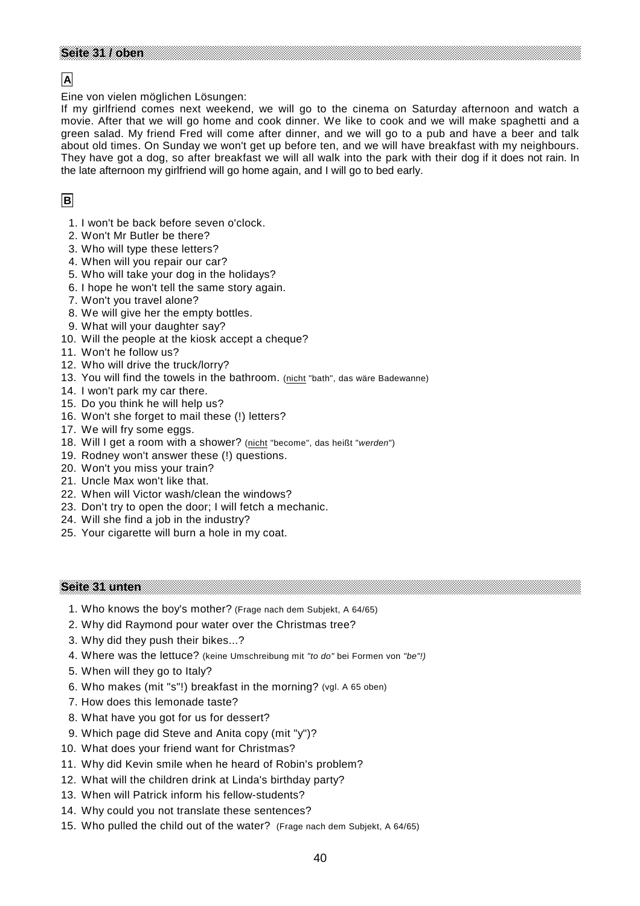## Seite 31 / oben

**A**

Eine von vielen möglichen Lösungen:
If my girlfriend comes next weekend, we will go to the cinema on Saturday afternoon and watch a movie. After that we will go home and cook dinner. We like to cook and we will make spaghetti and a green salad. My friend Fred will come after dinner, and we will go to a pub and have a beer and talk about old times. On Sunday we won't get up before ten, and we will have breakfast with my neighbours. They have got a dog, so after breakfast we will all walk into the park with their dog if it does not rain. In the late afternoon my girlfriend will go home again, and I will go to bed early.

**B**

1. I won't be back before seven o'clock.
2. Won't Mr Butler be there?
3. Who will type these letters?
4. When will you repair our car?
5. Who will take your dog in the holidays?
6. I hope he won't tell the same story again.
7. Won't you travel alone?
8. We will give her the empty bottles.
9. What will your daughter say?
10. Will the people at the kiosk accept a cheque?
11. Won't he follow us?
12. Who will drive the truck/lorry?
13. You will find the towels in the bathroom. (nicht "bath", das wäre Badewanne)
14. I won't park my car there.
15. Do you think he will help us?
16. Won't she forget to mail these (!) letters?
17. We will fry some eggs.
18. Will I get a room with a shower? (nicht "become", das heißt "*werden*")
19. Rodney won't answer these (!) questions.
20. Won't you miss your train?
21. Uncle Max won't like that.
22. When will Victor wash/clean the windows?
23. Don't try to open the door; I will fetch a mechanic.
24. Will she find a job in the industry?
25. Your cigarette will burn a hole in my coat.

## Seite 31 unten

1. Who knows the boy's mother? (Frage nach dem Subjekt, A 64/65)
2. Why did Raymond pour water over the Christmas tree?
3. Why did they push their bikes...?
4. Where was the lettuce? (keine Umschreibung mit *"to do"* bei Formen von *"be"!)*
5. When will they go to Italy?
6. Who makes (mit "s"!) breakfast in the morning? (vgl. A 65 oben)
7. How does this lemonade taste?
8. What have you got for us for dessert?
9. Which page did Steve and Anita copy (mit "y")?
10. What does your friend want for Christmas?
11. Why did Kevin smile when he heard of Robin's problem?
12. What will the children drink at Linda's birthday party?
13. When will Patrick inform his fellow-students?
14. Why could you not translate these sentences?
15. Who pulled the child out of the water? (Frage nach dem Subjekt, A 64/65)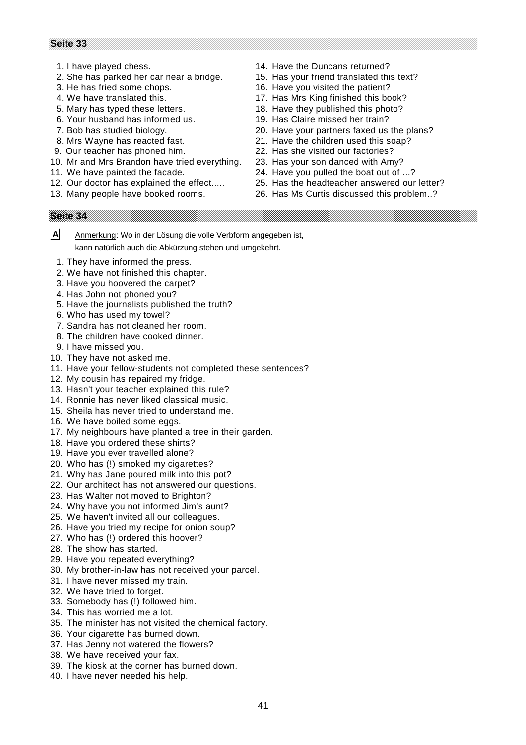## Seite 33

1. I have played chess.
2. She has parked her car near a bridge.
3. He has fried some chops.
4. We have translated this.
5. Mary has typed these letters.
6. Your husband has informed us.
7. Bob has studied biology.
8. Mrs Wayne has reacted fast.
9. Our teacher has phoned him.
10. Mr and Mrs Brandon have tried everything.
11. We have painted the facade.
12. Our doctor has explained the effect.....
13. Many people have booked rooms.
14. Have the Duncans returned?
15. Has your friend translated this text?
16. Have you visited the patient?
17. Has Mrs King finished this book?
18. Have they published this photo?
19. Has Claire missed her train?
20. Have your partners faxed us the plans?
21. Have the children used this soap?
22. Has she visited our factories?
23. Has your son danced with Amy?
24. Have you pulled the boat out of ...?
25. Has the headteacher answered our letter?
26. Has Ms Curtis discussed this problem..?

## Seite 34

**A** Anmerkung: Wo in der Lösung die volle Verbform angegeben ist, kann natürlich auch die Abkürzung stehen und umgekehrt.

1. They have informed the press.
2. We have not finished this chapter.
3. Have you hoovered the carpet?
4. Has John not phoned you?
5. Have the journalists published the truth?
6. Who has used my towel?
7. Sandra has not cleaned her room.
8. The children have cooked dinner.
9. I have missed you.
10. They have not asked me.
11. Have your fellow-students not completed these sentences?
12. My cousin has repaired my fridge.
13. Hasn't your teacher explained this rule?
14. Ronnie has never liked classical music.
15. Sheila has never tried to understand me.
16. We have boiled some eggs.
17. My neighbours have planted a tree in their garden.
18. Have you ordered these shirts?
19. Have you ever travelled alone?
20. Who has (!) smoked my cigarettes?
21. Why has Jane poured milk into this pot?
22. Our architect has not answered our questions.
23. Has Walter not moved to Brighton?
24. Why have you not informed Jim's aunt?
25. We haven't invited all our colleagues.
26. Have you tried my recipe for onion soup?
27. Who has (!) ordered this hoover?
28. The show has started.
29. Have you repeated everything?
30. My brother-in-law has not received your parcel.
31. I have never missed my train.
32. We have tried to forget.
33. Somebody has (!) followed him.
34. This has worried me a lot.
35. The minister has not visited the chemical factory.
36. Your cigarette has burned down.
37. Has Jenny not watered the flowers?
38. We have received your fax.
39. The kiosk at the corner has burned down.
40. I have never needed his help.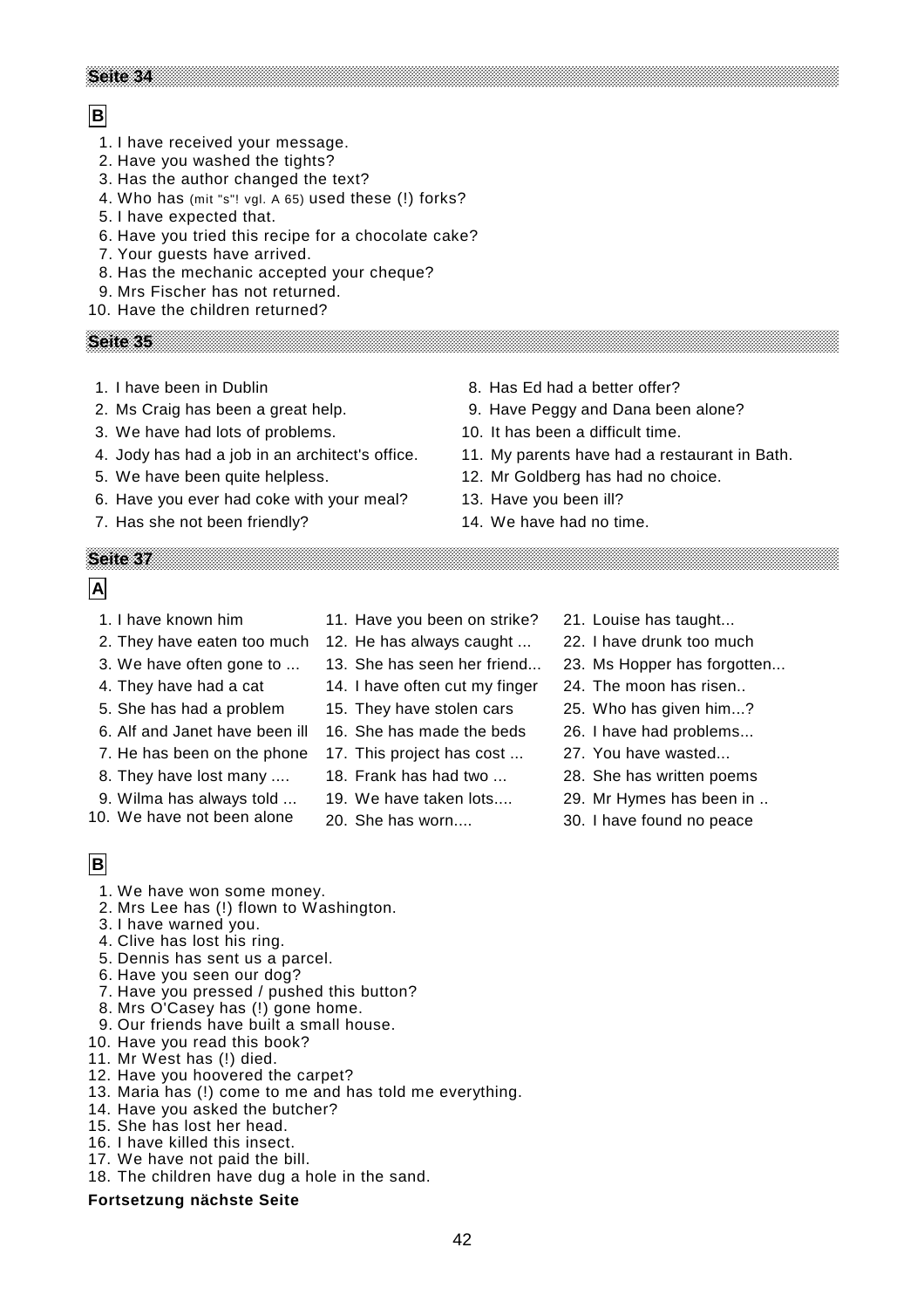## Seite 34

**B**

1. I have received your message.
2. Have you washed the tights?
3. Has the author changed the text?
4. Who has (mit "s"! vgl. A 65) used these (!) forks?
5. I have expected that.
6. Have you tried this recipe for a chocolate cake?
7. Your guests have arrived.
8. Has the mechanic accepted your cheque?
9. Mrs Fischer has not returned.
10. Have the children returned?

## Seite 35

1. I have been in Dublin
2. Ms Craig has been a great help.
3. We have had lots of problems.
4. Jody has had a job in an architect's office.
5. We have been quite helpless.
6. Have you ever had coke with your meal?
7. Has she not been friendly?
8. Has Ed had a better offer?
9. Have Peggy and Dana been alone?
10. It has been a difficult time.
11. My parents have had a restaurant in Bath.
12. Mr Goldberg has had no choice.
13. Have you been ill?
14. We have had no time.

## Seite 37

**A**

1. I have known him
2. They have eaten too much
3. We have often gone to ...
4. They have had a cat
5. She has had a problem
6. Alf and Janet have been ill
7. He has been on the phone
8. They have lost many ....
9. Wilma has always told ...
10. We have not been alone
11. Have you been on strike?
12. He has always caught ...
13. She has seen her friend...
14. I have often cut my finger
15. They have stolen cars
16. She has made the beds
17. This project has cost ...
18. Frank has had two ...
19. We have taken lots....
20. She has worn....
21. Louise has taught...
22. I have drunk too much
23. Ms Hopper has forgotten...
24. The moon has risen..
25. Who has given him...?
26. I have had problems...
27. You have wasted...
28. She has written poems
29. Mr Hymes has been in ..
30. I have found no peace

**B**

1. We have won some money.
2. Mrs Lee has (!) flown to Washington.
3. I have warned you.
4. Clive has lost his ring.
5. Dennis has sent us a parcel.
6. Have you seen our dog?
7. Have you pressed / pushed this button?
8. Mrs O'Casey has (!) gone home.
9. Our friends have built a small house.
10. Have you read this book?
11. Mr West has (!) died.
12. Have you hoovered the carpet?
13. Maria has (!) come to me and has told me everything.
14. Have you asked the butcher?
15. She has lost her head.
16. I have killed this insect.
17. We have not paid the bill.
18. The children have dug a hole in the sand.

**Fortsetzung nächste Seite**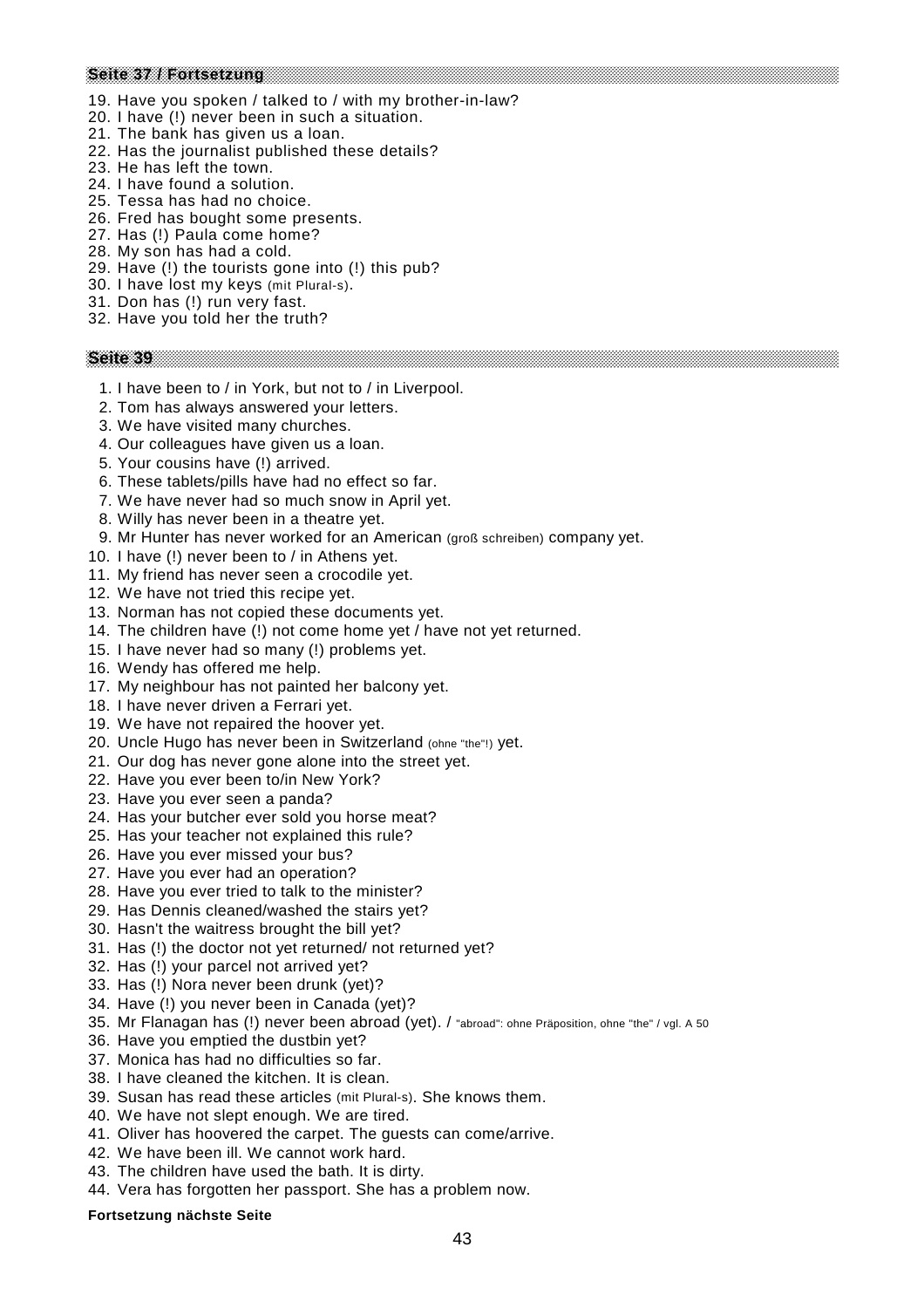## Seite 37 / Fortsetzung

19. Have you spoken / talked to / with my brother-in-law?
20. I have (!) never been in such a situation.
21. The bank has given us a loan.
22. Has the journalist published these details?
23. He has left the town.
24. I have found a solution.
25. Tessa has had no choice.
26. Fred has bought some presents.
27. Has (!) Paula come home?
28. My son has had a cold.
29. Have (!) the tourists gone into (!) this pub?
30. I have lost my keys (mit Plural-s).
31. Don has (!) run very fast.
32. Have you told her the truth?

## Seite 39

1. I have been to / in York, but not to / in Liverpool.
2. Tom has always answered your letters.
3. We have visited many churches.
4. Our colleagues have given us a loan.
5. Your cousins have (!) arrived.
6. These tablets/pills have had no effect so far.
7. We have never had so much snow in April yet.
8. Willy has never been in a theatre yet.
9. Mr Hunter has never worked for an American (groß schreiben) company yet.
10. I have (!) never been to / in Athens yet.
11. My friend has never seen a crocodile yet.
12. We have not tried this recipe yet.
13. Norman has not copied these documents yet.
14. The children have (!) not come home yet / have not yet returned.
15. I have never had so many (!) problems yet.
16. Wendy has offered me help.
17. My neighbour has not painted her balcony yet.
18. I have never driven a Ferrari yet.
19. We have not repaired the hoover yet.
20. Uncle Hugo has never been in Switzerland (ohne "the"!) yet.
21. Our dog has never gone alone into the street yet.
22. Have you ever been to/in New York?
23. Have you ever seen a panda?
24. Has your butcher ever sold you horse meat?
25. Has your teacher not explained this rule?
26. Have you ever missed your bus?
27. Have you ever had an operation?
28. Have you ever tried to talk to the minister?
29. Has Dennis cleaned/washed the stairs yet?
30. Hasn't the waitress brought the bill yet?
31. Has (!) the doctor not yet returned/ not returned yet?
32. Has (!) your parcel not arrived yet?
33. Has (!) Nora never been drunk (yet)?
34. Have (!) you never been in Canada (yet)?
35. Mr Flanagan has (!) never been abroad (yet). / "abroad": ohne Präposition, ohne "the" / vgl. A 50
36. Have you emptied the dustbin yet?
37. Monica has had no difficulties so far.
38. I have cleaned the kitchen. It is clean.
39. Susan has read these articles (mit Plural-s). She knows them.
40. We have not slept enough. We are tired.
41. Oliver has hoovered the carpet. The guests can come/arrive.
42. We have been ill. We cannot work hard.
43. The children have used the bath. It is dirty.
44. Vera has forgotten her passport. She has a problem now.

**Fortsetzung nächste Seite**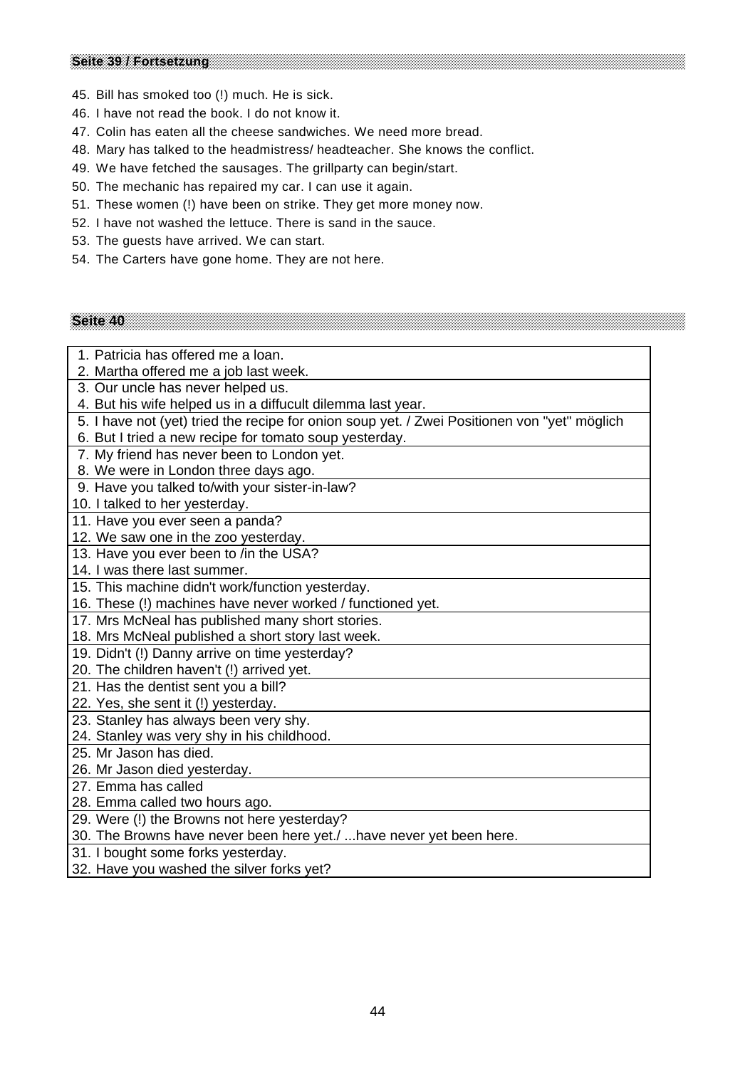## Seite 39 / Fortsetzung

45. Bill has smoked too (!) much. He is sick.
46. I have not read the book. I do not know it.
47. Colin has eaten all the cheese sandwiches. We need more bread.
48. Mary has talked to the headmistress/ headteacher. She knows the conflict.
49. We have fetched the sausages. The grillparty can begin/start.
50. The mechanic has repaired my car. I can use it again.
51. These women (!) have been on strike. They get more money now.
52. I have not washed the lettuce. There is sand in the sauce.
53. The guests have arrived. We can start.
54. The Carters have gone home. They are not here.

## Seite 40

| |
|---|
| 1. Patricia has offered me a loan.<br>2. Martha offered me a job last week. |
| 3. Our uncle has never helped us.<br>4. But his wife helped us in a diffucult dilemma last year. |
| 5. I have not (yet) tried the recipe for onion soup yet. / Zwei Positionen von "yet" möglich<br>6. But I tried a new recipe for tomato soup yesterday. |
| 7. My friend has never been to London yet.<br>8. We were in London three days ago. |
| 9. Have you talked to/with your sister-in-law?<br>10. I talked to her yesterday. |
| 11. Have you ever seen a panda?<br>12. We saw one in the zoo yesterday. |
| 13. Have you ever been to /in the USA?<br>14. I was there last summer. |
| 15. This machine didn't work/function yesterday.<br>16. These (!) machines have never worked / functioned yet. |
| 17. Mrs McNeal has published many short stories.<br>18. Mrs McNeal published a short story last week. |
| 19. Didn't (!) Danny arrive on time yesterday?<br>20. The children haven't (!) arrived yet. |
| 21. Has the dentist sent you a bill?<br>22. Yes, she sent it (!) yesterday. |
| 23. Stanley has always been very shy.<br>24. Stanley was very shy in his childhood. |
| 25. Mr Jason has died.<br>26. Mr Jason died yesterday. |
| 27. Emma has called<br>28. Emma called two hours ago. |
| 29. Were (!) the Browns not here yesterday?<br>30. The Browns have never been here yet./ ...have never yet been here. |
| 31. I bought some forks yesterday.<br>32. Have you washed the silver forks yet? |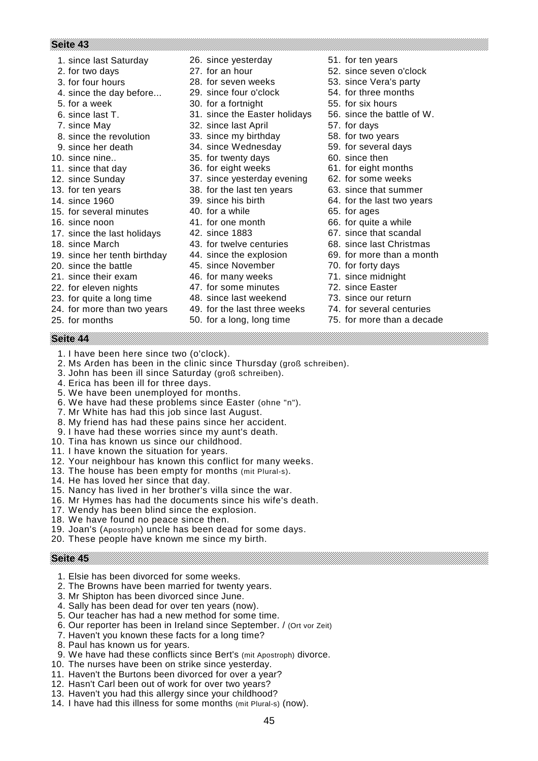## Seite 43

1. since last Saturday
2. for two days
3. for four hours
4. since the day before...
5. for a week
6. since last T.
7. since May
8. since the revolution
9. since her death
10. since nine..
11. since that day
12. since Sunday
13. for ten years
14. since 1960
15. for several minutes
16. since noon
17. since the last holidays
18. since March
19. since her tenth birthday
20. since the battle
21. since their exam
22. for eleven nights
23. for quite a long time
24. for more than two years
25. for months
26. since yesterday
27. for an hour
28. for seven weeks
29. since four o'clock
30. for a fortnight
31. since the Easter holidays
32. since last April
33. since my birthday
34. since Wednesday
35. for twenty days
36. for eight weeks
37. since yesterday evening
38. for the last ten years
39. since his birth
40. for a while
41. for one month
42. since 1883
43. for twelve centuries
44. since the explosion
45. since November
46. for many weeks
47. for some minutes
48. since last weekend
49. for the last three weeks
50. for a long, long time
51. for ten years
52. since seven o'clock
53. since Vera's party
54. for three months
55. for six hours
56. since the battle of W.
57. for days
58. for two years
59. for several days
60. since then
61. for eight months
62. for some weeks
63. since that summer
64. for the last two years
65. for ages
66. for quite a while
67. since that scandal
68. since last Christmas
69. for more than a month
70. for forty days
71. since midnight
72. since Easter
73. since our return
74. for several centuries
75. for more than a decade

## Seite 44

1. I have been here since two (o'clock).
2. Ms Arden has been in the clinic since Thursday (groß schreiben).
3. John has been ill since Saturday (groß schreiben).
4. Erica has been ill for three days.
5. We have been unemployed for months.
6. We have had these problems since Easter (ohne "n").
7. Mr White has had this job since last August.
8. My friend has had these pains since her accident.
9. I have had these worries since my aunt's death.
10. Tina has known us since our childhood.
11. I have known the situation for years.
12. Your neighbour has known this conflict for many weeks.
13. The house has been empty for months (mit Plural-s).
14. He has loved her since that day.
15. Nancy has lived in her brother's villa since the war.
16. Mr Hymes has had the documents since his wife's death.
17. Wendy has been blind since the explosion.
18. We have found no peace since then.
19. Joan's (Apostroph) uncle has been dead for some days.
20. These people have known me since my birth.

## Seite 45

1. Elsie has been divorced for some weeks.
2. The Browns have been married for twenty years.
3. Mr Shipton has been divorced since June.
4. Sally has been dead for over ten years (now).
5. Our teacher has had a new method for some time.
6. Our reporter has been in Ireland since September. / (Ort vor Zeit)
7. Haven't you known these facts for a long time?
8. Paul has known us for years.
9. We have had these conflicts since Bert's (mit Apostroph) divorce.
10. The nurses have been on strike since yesterday.
11. Haven't the Burtons been divorced for over a year?
12. Hasn't Carl been out of work for over two years?
13. Haven't you had this allergy since your childhood?
14. I have had this illness for some months (mit Plural-s) (now).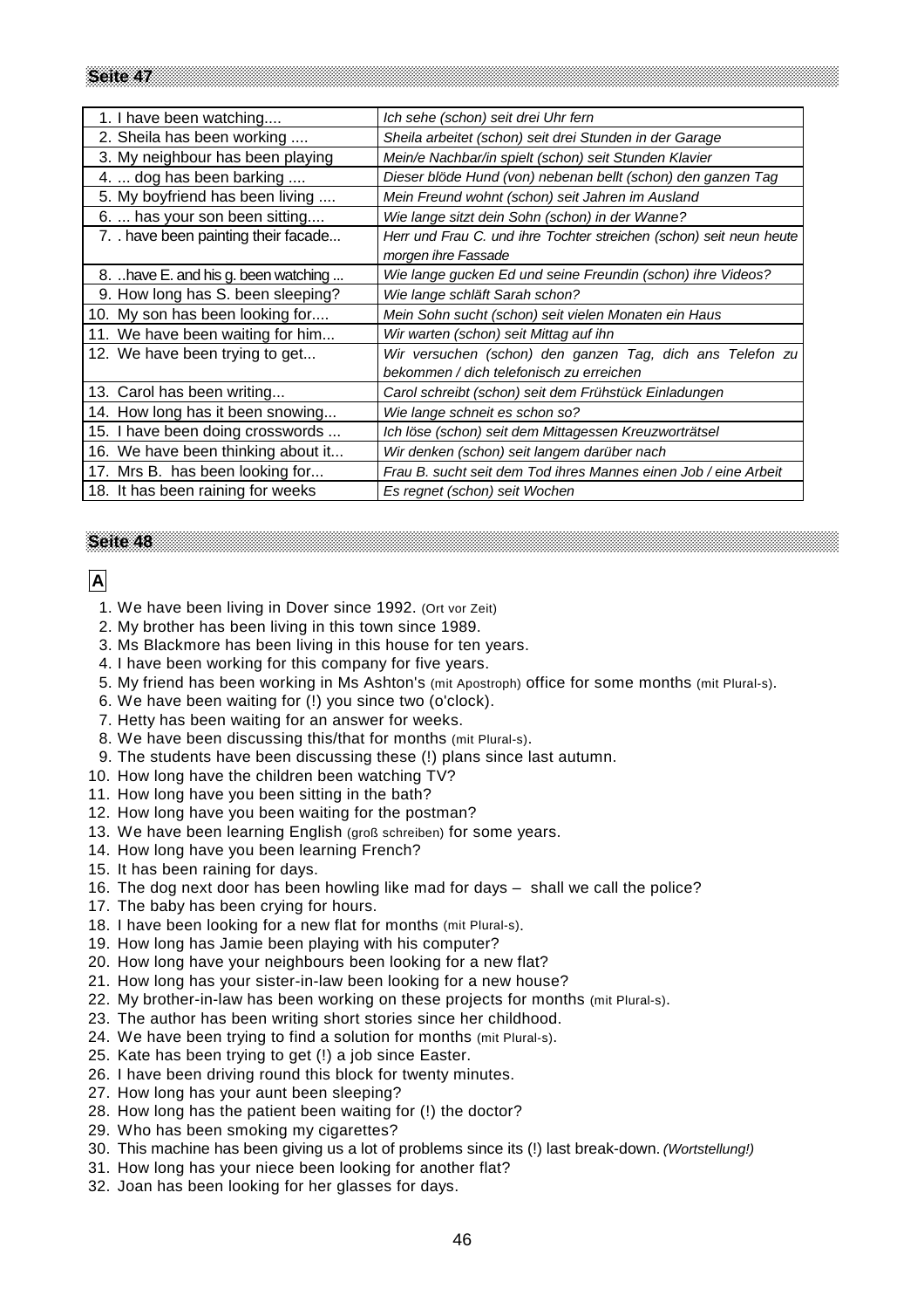## Seite 47

| | |
|---|---|
| 1. I have been watching.... | *Ich sehe (schon) seit drei Uhr fern* |
| 2. Sheila has been working .... | *Sheila arbeitet (schon) seit drei Stunden in der Garage* |
| 3. My neighbour has been playing | *Mein/e Nachbar/in spielt (schon) seit Stunden Klavier* |
| 4. ... dog has been barking .... | *Dieser blöde Hund (von) nebenan bellt (schon) den ganzen Tag* |
| 5. My boyfriend has been living .... | *Mein Freund wohnt (schon) seit Jahren im Ausland* |
| 6. ... has your son been sitting.... | *Wie lange sitzt dein Sohn (schon) in der Wanne?* |
| 7. . have been painting their facade... | *Herr und Frau C. und ihre Tochter streichen (schon) seit neun heute morgen ihre Fassade* |
| 8. ..have E. and his g. been watching ... | *Wie lange gucken Ed und seine Freundin (schon) ihre Videos?* |
| 9. How long has S. been sleeping? | *Wie lange schläft Sarah schon?* |
| 10. My son has been looking for.... | *Mein Sohn sucht (schon) seit vielen Monaten ein Haus* |
| 11. We have been waiting for him... | *Wir warten (schon) seit Mittag auf ihn* |
| 12. We have been trying to get... | *Wir versuchen (schon) den ganzen Tag, dich ans Telefon zu bekommen / dich telefonisch zu erreichen* |
| 13. Carol has been writing... | *Carol schreibt (schon) seit dem Frühstück Einladungen* |
| 14. How long has it been snowing... | *Wie lange schneit es schon so?* |
| 15. I have been doing crosswords ... | *Ich löse (schon) seit dem Mittagessen Kreuzworträtsel* |
| 16. We have been thinking about it... | *Wir denken (schon) seit langem darüber nach* |
| 17. Mrs B. has been looking for... | *Frau B. sucht seit dem Tod ihres Mannes einen Job / eine Arbeit* |
| 18. It has been raining for weeks | *Es regnet (schon) seit Wochen* |

## Seite 48

**A**

1. We have been living in Dover since 1992. (Ort vor Zeit)
2. My brother has been living in this town since 1989.
3. Ms Blackmore has been living in this house for ten years.
4. I have been working for this company for five years.
5. My friend has been working in Ms Ashton's (mit Apostroph) office for some months (mit Plural-s).
6. We have been waiting for (!) you since two (o'clock).
7. Hetty has been waiting for an answer for weeks.
8. We have been discussing this/that for months (mit Plural-s).
9. The students have been discussing these (!) plans since last autumn.
10. How long have the children been watching TV?
11. How long have you been sitting in the bath?
12. How long have you been waiting for the postman?
13. We have been learning English (groß schreiben) for some years.
14. How long have you been learning French?
15. It has been raining for days.
16. The dog next door has been howling like mad for days – shall we call the police?
17. The baby has been crying for hours.
18. I have been looking for a new flat for months (mit Plural-s).
19. How long has Jamie been playing with his computer?
20. How long have your neighbours been looking for a new flat?
21. How long has your sister-in-law been looking for a new house?
22. My brother-in-law has been working on these projects for months (mit Plural-s).
23. The author has been writing short stories since her childhood.
24. We have been trying to find a solution for months (mit Plural-s).
25. Kate has been trying to get (!) a job since Easter.
26. I have been driving round this block for twenty minutes.
27. How long has your aunt been sleeping?
28. How long has the patient been waiting for (!) the doctor?
29. Who has been smoking my cigarettes?
30. This machine has been giving us a lot of problems since its (!) last break-down. *(Wortstellung!)*
31. How long has your niece been looking for another flat?
32. Joan has been looking for her glasses for days.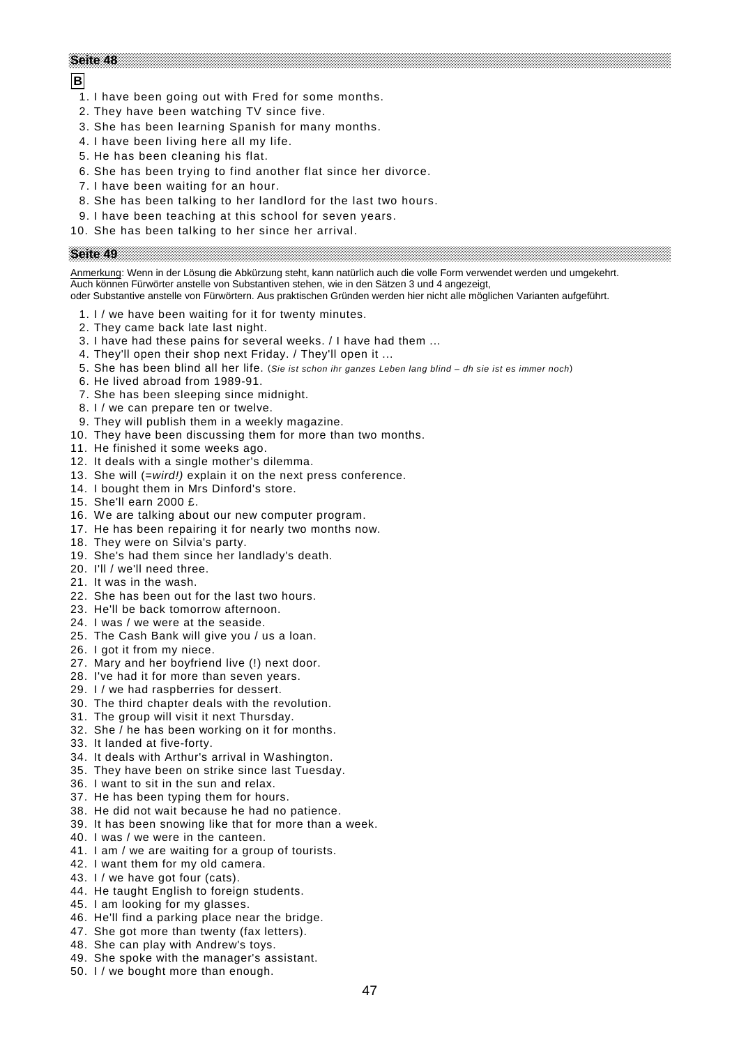## Seite 48

**B**

1. I have been going out with Fred for some months.
2. They have been watching TV since five.
3. She has been learning Spanish for many months.
4. I have been living here all my life.
5. He has been cleaning his flat.
6. She has been trying to find another flat since her divorce.
7. I have been waiting for an hour.
8. She has been talking to her landlord for the last two hours.
9. I have been teaching at this school for seven years.
10. She has been talking to her since her arrival.

## Seite 49

Anmerkung: Wenn in der Lösung die Abkürzung steht, kann natürlich auch die volle Form verwendet werden und umgekehrt. Auch können Fürwörter anstelle von Substantiven stehen, wie in den Sätzen 3 und 4 angezeigt, oder Substantive anstelle von Fürwörtern. Aus praktischen Gründen werden hier nicht alle möglichen Varianten aufgeführt.

1. I / we have been waiting for it for twenty minutes.
2. They came back late last night.
3. I have had these pains for several weeks. / I have had them ...
4. They'll open their shop next Friday. / They'll open it ...
5. She has been blind all her life. (*Sie ist schon ihr ganzes Leben lang blind – dh sie ist es immer noch*)
6. He lived abroad from 1989-91.
7. She has been sleeping since midnight.
8. I / we can prepare ten or twelve.
9. They will publish them in a weekly magazine.
10. They have been discussing them for more than two months.
11. He finished it some weeks ago.
12. It deals with a single mother's dilemma.
13. She will (=*wird!)* explain it on the next press conference.
14. I bought them in Mrs Dinford's store.
15. She'll earn 2000 £.
16. We are talking about our new computer program.
17. He has been repairing it for nearly two months now.
18. They were on Silvia's party.
19. She's had them since her landlady's death.
20. I'll / we'll need three.
21. It was in the wash.
22. She has been out for the last two hours.
23. He'll be back tomorrow afternoon.
24. I was / we were at the seaside.
25. The Cash Bank will give you / us a loan.
26. I got it from my niece.
27. Mary and her boyfriend live (!) next door.
28. I've had it for more than seven years.
29. I / we had raspberries for dessert.
30. The third chapter deals with the revolution.
31. The group will visit it next Thursday.
32. She / he has been working on it for months.
33. It landed at five-forty.
34. It deals with Arthur's arrival in Washington.
35. They have been on strike since last Tuesday.
36. I want to sit in the sun and relax.
37. He has been typing them for hours.
38. He did not wait because he had no patience.
39. It has been snowing like that for more than a week.
40. I was / we were in the canteen.
41. I am / we are waiting for a group of tourists.
42. I want them for my old camera.
43. I / we have got four (cats).
44. He taught English to foreign students.
45. I am looking for my glasses.
46. He'll find a parking place near the bridge.
47. She got more than twenty (fax letters).
48. She can play with Andrew's toys.
49. She spoke with the manager's assistant.
50. I / we bought more than enough.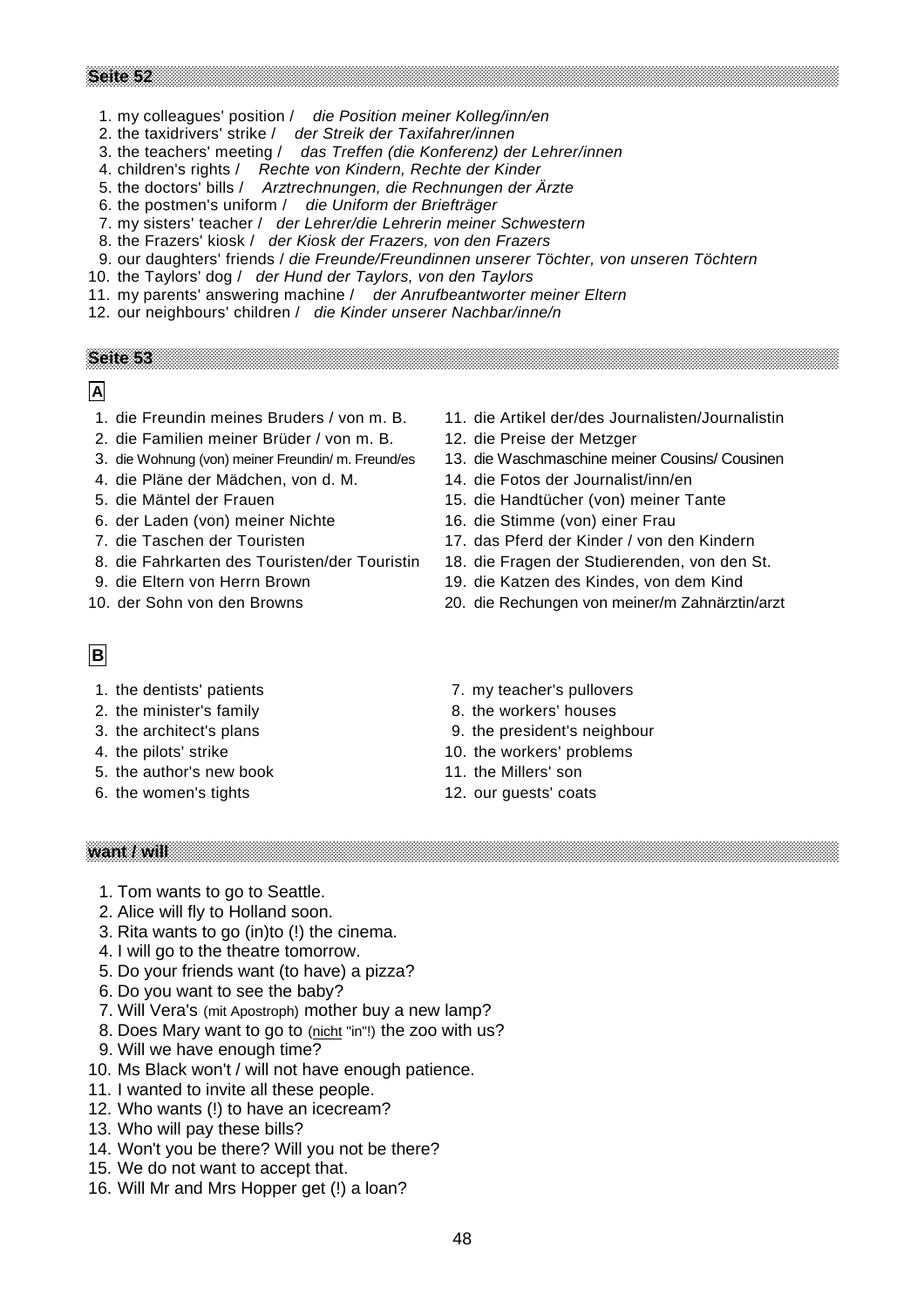## Seite 52

1. my colleagues' position / *die Position meiner Kolleg/inn/en*
2. the taxidrivers' strike / *der Streik der Taxifahrer/innen*
3. the teachers' meeting / *das Treffen (die Konferenz) der Lehrer/innen*
4. children's rights / *Rechte von Kindern, Rechte der Kinder*
5. the doctors' bills / *Arztrechnungen, die Rechnungen der Ärzte*
6. the postmen's uniform / *die Uniform der Briefträger*
7. my sisters' teacher / *der Lehrer/die Lehrerin meiner Schwestern*
8. the Frazers' kiosk / *der Kiosk der Frazers, von den Frazers*
9. our daughters' friends / *die Freunde/Freundinnen unserer Töchter, von unseren Töchtern*
10. the Taylors' dog / *der Hund der Taylors, von den Taylors*
11. my parents' answering machine / *der Anrufbeantworter meiner Eltern*
12. our neighbours' children / *die Kinder unserer Nachbar/inne/n*

## Seite 53

**A**

1. die Freundin meines Bruders / von m. B.
2. die Familien meiner Brüder / von m. B.
3. die Wohnung (von) meiner Freundin/ m. Freund/es
4. die Pläne der Mädchen, von d. M.
5. die Mäntel der Frauen
6. der Laden (von) meiner Nichte
7. die Taschen der Touristen
8. die Fahrkarten des Touristen/der Touristin
9. die Eltern von Herrn Brown
10. der Sohn von den Browns
11. die Artikel der/des Journalisten/Journalistin
12. die Preise der Metzger
13. die Waschmaschine meiner Cousins/ Cousinen
14. die Fotos der Journalist/inn/en
15. die Handtücher (von) meiner Tante
16. die Stimme (von) einer Frau
17. das Pferd der Kinder / von den Kindern
18. die Fragen der Studierenden, von den St.
19. die Katzen des Kindes, von dem Kind
20. die Rechungen von meiner/m Zahnärztin/arzt

**B**

1. the dentists' patients
2. the minister's family
3. the architect's plans
4. the pilots' strike
5. the author's new book
6. the women's tights
7. my teacher's pullovers
8. the workers' houses
9. the president's neighbour
10. the workers' problems
11. the Millers' son
12. our guests' coats

## want / will

1. Tom wants to go to Seattle.
2. Alice will fly to Holland soon.
3. Rita wants to go (in)to (!) the cinema.
4. I will go to the theatre tomorrow.
5. Do your friends want (to have) a pizza?
6. Do you want to see the baby?
7. Will Vera's (mit Apostroph) mother buy a new lamp?
8. Does Mary want to go to (nicht "in"!) the zoo with us?
9. Will we have enough time?
10. Ms Black won't / will not have enough patience.
11. I wanted to invite all these people.
12. Who wants (!) to have an icecream?
13. Who will pay these bills?
14. Won't you be there? Will you not be there?
15. We do not want to accept that.
16. Will Mr and Mrs Hopper get (!) a loan?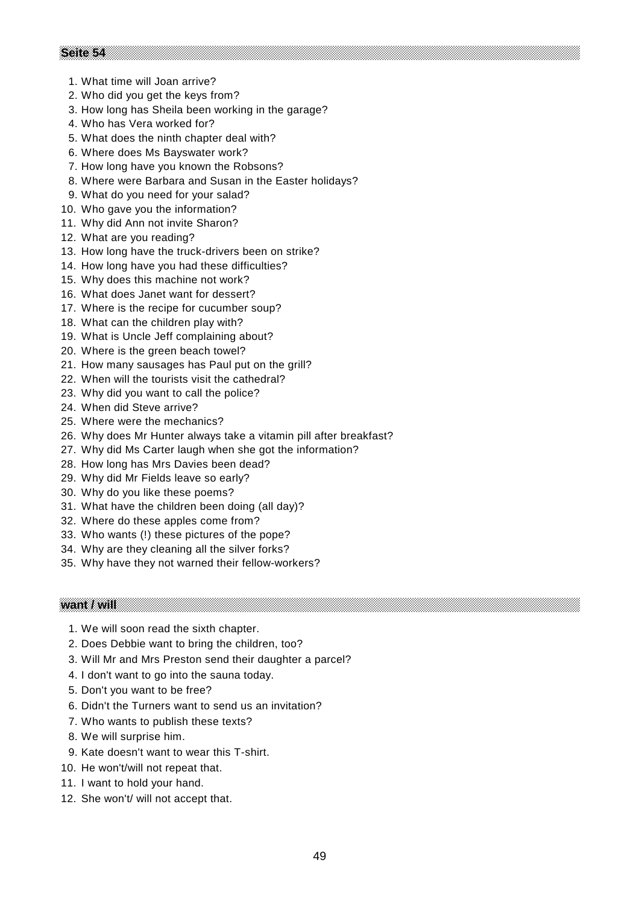## Seite 54

1. What time will Joan arrive?
2. Who did you get the keys from?
3. How long has Sheila been working in the garage?
4. Who has Vera worked for?
5. What does the ninth chapter deal with?
6. Where does Ms Bayswater work?
7. How long have you known the Robsons?
8. Where were Barbara and Susan in the Easter holidays?
9. What do you need for your salad?
10. Who gave you the information?
11. Why did Ann not invite Sharon?
12. What are you reading?
13. How long have the truck-drivers been on strike?
14. How long have you had these difficulties?
15. Why does this machine not work?
16. What does Janet want for dessert?
17. Where is the recipe for cucumber soup?
18. What can the children play with?
19. What is Uncle Jeff complaining about?
20. Where is the green beach towel?
21. How many sausages has Paul put on the grill?
22. When will the tourists visit the cathedral?
23. Why did you want to call the police?
24. When did Steve arrive?
25. Where were the mechanics?
26. Why does Mr Hunter always take a vitamin pill after breakfast?
27. Why did Ms Carter laugh when she got the information?
28. How long has Mrs Davies been dead?
29. Why did Mr Fields leave so early?
30. Why do you like these poems?
31. What have the children been doing (all day)?
32. Where do these apples come from?
33. Who wants (!) these pictures of the pope?
34. Why are they cleaning all the silver forks?
35. Why have they not warned their fellow-workers?

## want / will

1. We will soon read the sixth chapter.
2. Does Debbie want to bring the children, too?
3. Will Mr and Mrs Preston send their daughter a parcel?
4. I don't want to go into the sauna today.
5. Don't you want to be free?
6. Didn't the Turners want to send us an invitation?
7. Who wants to publish these texts?
8. We will surprise him.
9. Kate doesn't want to wear this T-shirt.
10. He won't/will not repeat that.
11. I want to hold your hand.
12. She won't/ will not accept that.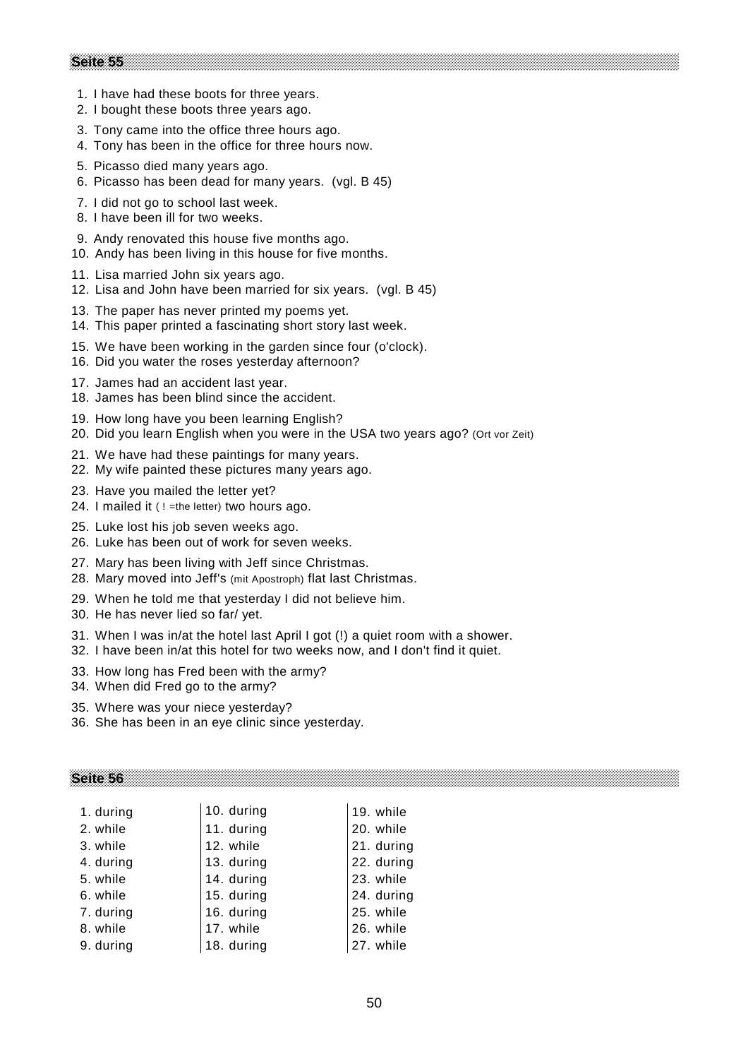## Seite 55

1. I have had these boots for three years.
2. I bought these boots three years ago.
3. Tony came into the office three hours ago.
4. Tony has been in the office for three hours now.
5. Picasso died many years ago.
6. Picasso has been dead for many years. (vgl. B 45)
7. I did not go to school last week.
8. I have been ill for two weeks.
9. Andy renovated this house five months ago.
10. Andy has been living in this house for five months.
11. Lisa married John six years ago.
12. Lisa and John have been married for six years. (vgl. B 45)
13. The paper has never printed my poems yet.
14. This paper printed a fascinating short story last week.
15. We have been working in the garden since four (o'clock).
16. Did you water the roses yesterday afternoon?
17. James had an accident last year.
18. James has been blind since the accident.
19. How long have you been learning English?
20. Did you learn English when you were in the USA two years ago? (Ort vor Zeit)
21. We have had these paintings for many years.
22. My wife painted these pictures many years ago.
23. Have you mailed the letter yet?
24. I mailed it ( ! =the letter) two hours ago.
25. Luke lost his job seven weeks ago.
26. Luke has been out of work for seven weeks.
27. Mary has been living with Jeff since Christmas.
28. Mary moved into Jeff's (mit Apostroph) flat last Christmas.
29. When he told me that yesterday I did not believe him.
30. He has never lied so far/ yet.
31. When I was in/at the hotel last April I got (!) a quiet room with a shower.
32. I have been in/at this hotel for two weeks now, and I don't find it quiet.
33. How long has Fred been with the army?
34. When did Fred go to the army?
35. Where was your niece yesterday?
36. She has been in an eye clinic since yesterday.

## Seite 56

| | | |
|---|---|---|
| 1. during | 10. during | 19. while |
| 2. while | 11. during | 20. while |
| 3. while | 12. while | 21. during |
| 4. during | 13. during | 22. during |
| 5. while | 14. during | 23. while |
| 6. while | 15. during | 24. during |
| 7. during | 16. during | 25. while |
| 8. while | 17. while | 26. while |
| 9. during | 18. during | 27. while |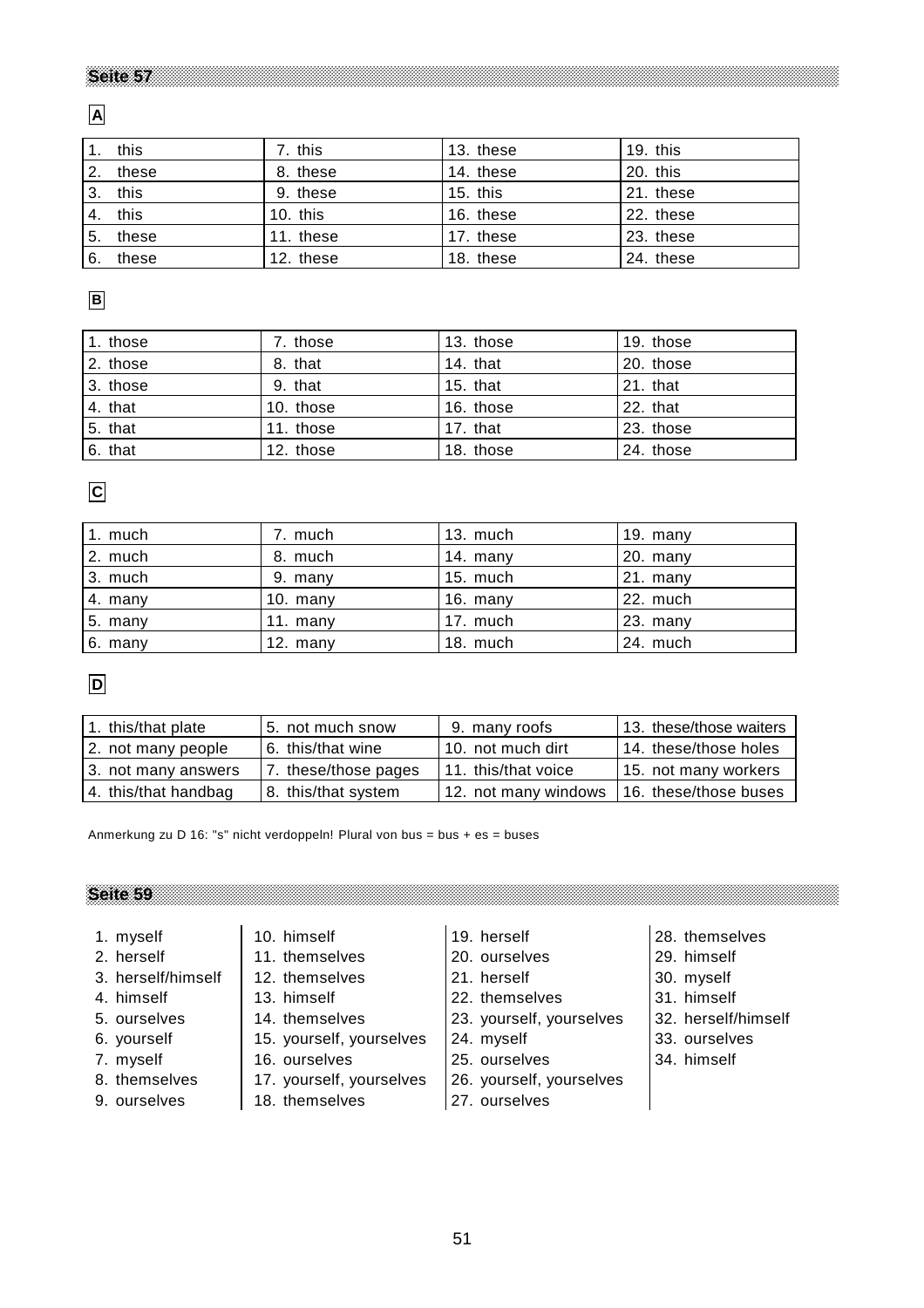## Seite 57

**A**

| | | | |
|---|---|---|---|
| 1. this | 7. this | 13. these | 19. this |
| 2. these | 8. these | 14. these | 20. this |
| 3. this | 9. these | 15. this | 21. these |
| 4. this | 10. this | 16. these | 22. these |
| 5. these | 11. these | 17. these | 23. these |
| 6. these | 12. these | 18. these | 24. these |

**B**

| | | | |
|---|---|---|---|
| 1. those | 7. those | 13. those | 19. those |
| 2. those | 8. that | 14. that | 20. those |
| 3. those | 9. that | 15. that | 21. that |
| 4. that | 10. those | 16. those | 22. that |
| 5. that | 11. those | 17. that | 23. those |
| 6. that | 12. those | 18. those | 24. those |

**C**

| | | | |
|---|---|---|---|
| 1. much | 7. much | 13. much | 19. many |
| 2. much | 8. much | 14. many | 20. many |
| 3. much | 9. many | 15. much | 21. many |
| 4. many | 10. many | 16. many | 22. much |
| 5. many | 11. many | 17. much | 23. many |
| 6. many | 12. many | 18. much | 24. much |

**D**

| | | | |
|---|---|---|---|
| 1. this/that plate | 5. not much snow | 9. many roofs | 13. these/those waiters |
| 2. not many people | 6. this/that wine | 10. not much dirt | 14. these/those holes |
| 3. not many answers | 7. these/those pages | 11. this/that voice | 15. not many workers |
| 4. this/that handbag | 8. this/that system | 12. not many windows | 16. these/those buses |

Anmerkung zu D 16: "s" nicht verdoppeln! Plural von bus = bus + es = buses

## Seite 59

| | | | |
|---|---|---|---|
| 1. myself | 10. himself | 19. herself | 28. themselves |
| 2. herself | 11. themselves | 20. ourselves | 29. himself |
| 3. herself/himself | 12. themselves | 21. herself | 30. myself |
| 4. himself | 13. himself | 22. themselves | 31. himself |
| 5. ourselves | 14. themselves | 23. yourself, yourselves | 32. herself/himself |
| 6. yourself | 15. yourself, yourselves | 24. myself | 33. ourselves |
| 7. myself | 16. ourselves | 25. ourselves | 34. himself |
| 8. themselves | 17. yourself, yourselves | 26. yourself, yourselves | |
| 9. ourselves | 18. themselves | 27. ourselves | |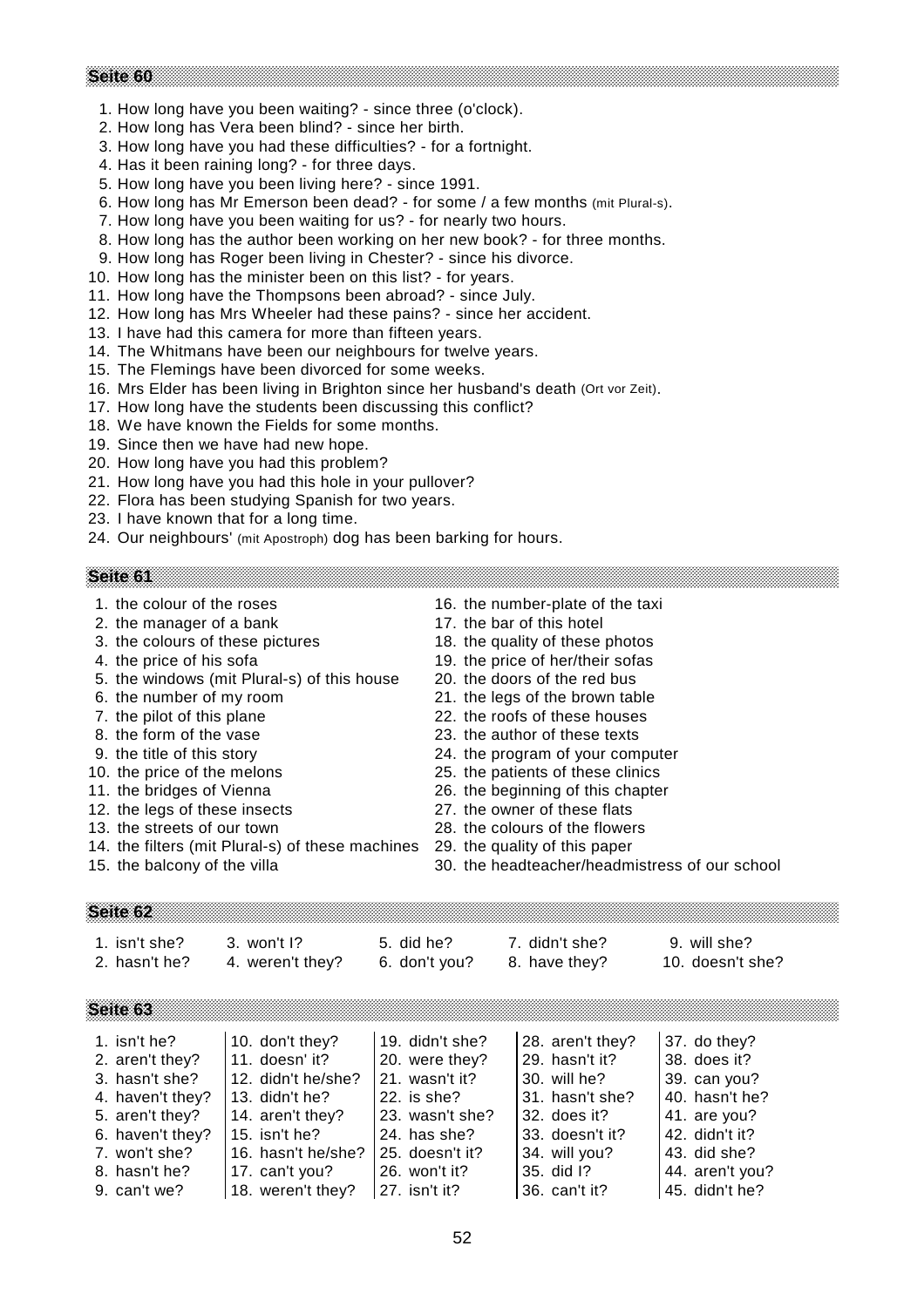## Seite 60

1. How long have you been waiting? - since three (o'clock).
2. How long has Vera been blind? - since her birth.
3. How long have you had these difficulties? - for a fortnight.
4. Has it been raining long? - for three days.
5. How long have you been living here? - since 1991.
6. How long has Mr Emerson been dead? - for some / a few months (mit Plural-s).
7. How long have you been waiting for us? - for nearly two hours.
8. How long has the author been working on her new book? - for three months.
9. How long has Roger been living in Chester? - since his divorce.
10. How long has the minister been on this list? - for years.
11. How long have the Thompsons been abroad? - since July.
12. How long has Mrs Wheeler had these pains? - since her accident.
13. I have had this camera for more than fifteen years.
14. The Whitmans have been our neighbours for twelve years.
15. The Flemings have been divorced for some weeks.
16. Mrs Elder has been living in Brighton since her husband's death (Ort vor Zeit).
17. How long have the students been discussing this conflict?
18. We have known the Fields for some months.
19. Since then we have had new hope.
20. How long have you had this problem?
21. How long have you had this hole in your pullover?
22. Flora has been studying Spanish for two years.
23. I have known that for a long time.
24. Our neighbours' (mit Apostroph) dog has been barking for hours.

## Seite 61

1. the colour of the roses
2. the manager of a bank
3. the colours of these pictures
4. the price of his sofa
5. the windows (mit Plural-s) of this house
6. the number of my room
7. the pilot of this plane
8. the form of the vase
9. the title of this story
10. the price of the melons
11. the bridges of Vienna
12. the legs of these insects
13. the streets of our town
14. the filters (mit Plural-s) of these machines
15. the balcony of the villa
16. the number-plate of the taxi
17. the bar of this hotel
18. the quality of these photos
19. the price of her/their sofas
20. the doors of the red bus
21. the legs of the brown table
22. the roofs of these houses
23. the author of these texts
24. the program of your computer
25. the patients of these clinics
26. the beginning of this chapter
27. the owner of these flats
28. the colours of the flowers
29. the quality of this paper
30. the headteacher/headmistress of our school

## Seite 62

1. isn't she?
2. hasn't he?
3. won't I?
4. weren't they?
5. did he?
6. don't you?
7. didn't she?
8. have they?
9. will she?
10. doesn't she?

## Seite 63

| | | | | |
|---|---|---|---|---|
| 1. isn't he? | 10. don't they? | 19. didn't she? | 28. aren't they? | 37. do they? |
| 2. aren't they? | 11. doesn' it? | 20. were they? | 29. hasn't it? | 38. does it? |
| 3. hasn't she? | 12. didn't he/she? | 21. wasn't it? | 30. will he? | 39. can you? |
| 4. haven't they? | 13. didn't he? | 22. is she? | 31. hasn't she? | 40. hasn't he? |
| 5. aren't they? | 14. aren't they? | 23. wasn't she? | 32. does it? | 41. are you? |
| 6. haven't they? | 15. isn't he? | 24. has she? | 33. doesn't it? | 42. didn't it? |
| 7. won't she? | 16. hasn't he/she? | 25. doesn't it? | 34. will you? | 43. did she? |
| 8. hasn't he? | 17. can't you? | 26. won't it? | 35. did I? | 44. aren't you? |
| 9. can't we? | 18. weren't they? | 27. isn't it? | 36. can't it? | 45. didn't he? |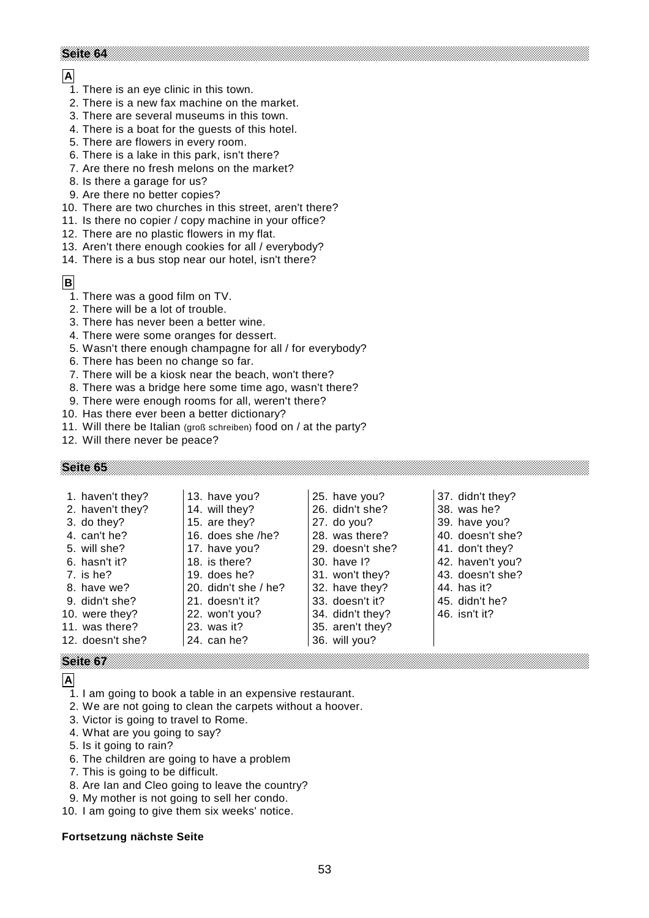## Seite 64

**A**

1. There is an eye clinic in this town.
2. There is a new fax machine on the market.
3. There are several museums in this town.
4. There is a boat for the guests of this hotel.
5. There are flowers in every room.
6. There is a lake in this park, isn't there?
7. Are there no fresh melons on the market?
8. Is there a garage for us?
9. Are there no better copies?
10. There are two churches in this street, aren't there?
11. Is there no copier / copy machine in your office?
12. There are no plastic flowers in my flat.
13. Aren't there enough cookies for all / everybody?
14. There is a bus stop near our hotel, isn't there?

**B**

1. There was a good film on TV.
2. There will be a lot of trouble.
3. There has never been a better wine.
4. There were some oranges for dessert.
5. Wasn't there enough champagne for all / for everybody?
6. There has been no change so far.
7. There will be a kiosk near the beach, won't there?
8. There was a bridge here some time ago, wasn't there?
9. There were enough rooms for all, weren't there?
10. Has there ever been a better dictionary?
11. Will there be Italian (groß schreiben) food on / at the party?
12. Will there never be peace?

## Seite 65

1. haven't they?
2. haven't they?
3. do they?
4. can't he?
5. will she?
6. hasn't it?
7. is he?
8. have we?
9. didn't she?
10. were they?
11. was there?
12. doesn't she?
13. have you?
14. will they?
15. are they?
16. does she /he?
17. have you?
18. is there?
19. does he?
20. didn't she / he?
21. doesn't it?
22. won't you?
23. was it?
24. can he?
25. have you?
26. didn't she?
27. do you?
28. was there?
29. doesn't she?
30. have I?
31. won't they?
32. have they?
33. doesn't it?
34. didn't they?
35. aren't they?
36. will you?
37. didn't they?
38. was he?
39. have you?
40. doesn't she?
41. don't they?
42. haven't you?
43. doesn't she?
44. has it?
45. didn't he?
46. isn't it?

## Seite 67

**A**

1. I am going to book a table in an expensive restaurant.
2. We are not going to clean the carpets without a hoover.
3. Victor is going to travel to Rome.
4. What are you going to say?
5. Is it going to rain?
6. The children are going to have a problem
7. This is going to be difficult.
8. Are Ian and Cleo going to leave the country?
9. My mother is not going to sell her condo.
10. I am going to give them six weeks' notice.

**Fortsetzung nächste Seite**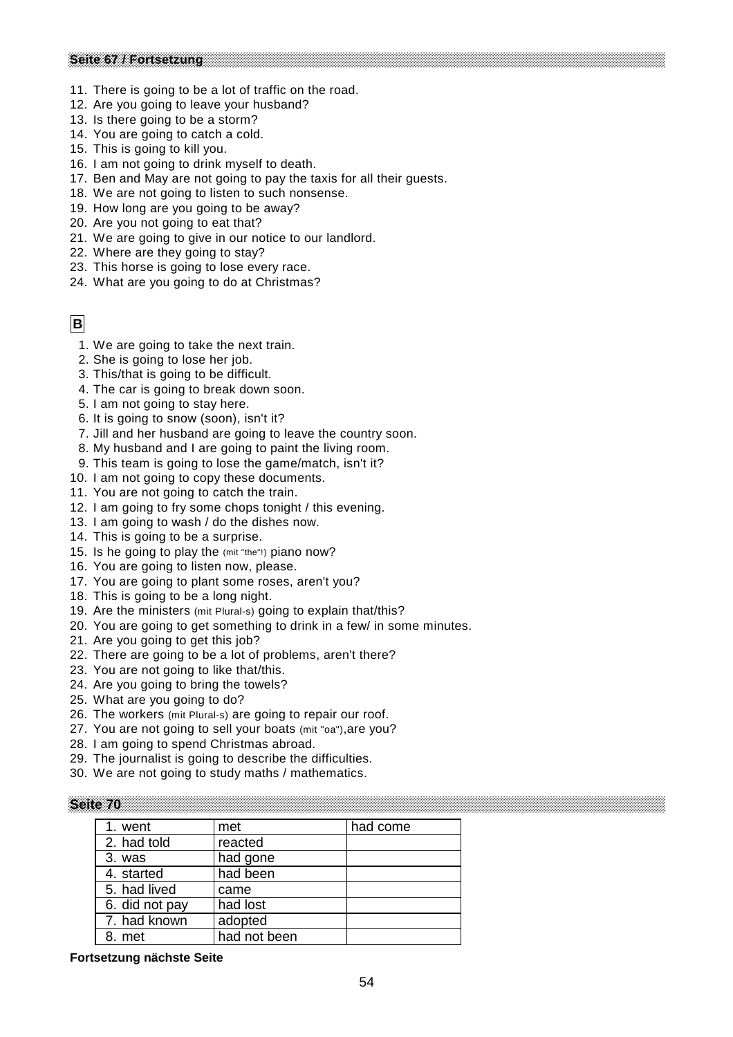**Seite 67 / Fortsetzung**

11. There is going to be a lot of traffic on the road.
12. Are you going to leave your husband?
13. Is there going to be a storm?
14. You are going to catch a cold.
15. This is going to kill you.
16. I am not going to drink myself to death.
17. Ben and May are not going to pay the taxis for all their guests.
18. We are not going to listen to such nonsense.
19. How long are you going to be away?
20. Are you not going to eat that?
21. We are going to give in our notice to our landlord.
22. Where are they going to stay?
23. This horse is going to lose every race.
24. What are you going to do at Christmas?

**B**

1. We are going to take the next train.
2. She is going to lose her job.
3. This/that is going to be difficult.
4. The car is going to break down soon.
5. I am not going to stay here.
6. It is going to snow (soon), isn't it?
7. Jill and her husband are going to leave the country soon.
8. My husband and I are going to paint the living room.
9. This team is going to lose the game/match, isn't it?
10. I am not going to copy these documents.
11. You are not going to catch the train.
12. I am going to fry some chops tonight / this evening.
13. I am going to wash / do the dishes now.
14. This is going to be a surprise.
15. Is he going to play the (mit "the"!) piano now?
16. You are going to listen now, please.
17. You are going to plant some roses, aren't you?
18. This is going to be a long night.
19. Are the ministers (mit Plural-s) going to explain that/this?
20. You are going to get something to drink in a few/ in some minutes.
21. Are you going to get this job?
22. There are going to be a lot of problems, aren't there?
23. You are not going to like that/this.
24. Are you going to bring the towels?
25. What are you going to do?
26. The workers (mit Plural-s) are going to repair our roof.
27. You are not going to sell your boats (mit "oa"),are you?
28. I am going to spend Christmas abroad.
29. The journalist is going to describe the difficulties.
30. We are not going to study maths / mathematics.

**Seite 70**

| | | |
|---|---|---|
| 1. went | met | had come |
| 2. had told | reacted | |
| 3. was | had gone | |
| 4. started | had been | |
| 5. had lived | came | |
| 6. did not pay | had lost | |
| 7. had known | adopted | |
| 8. met | had not been | |

**Fortsetzung nächste Seite**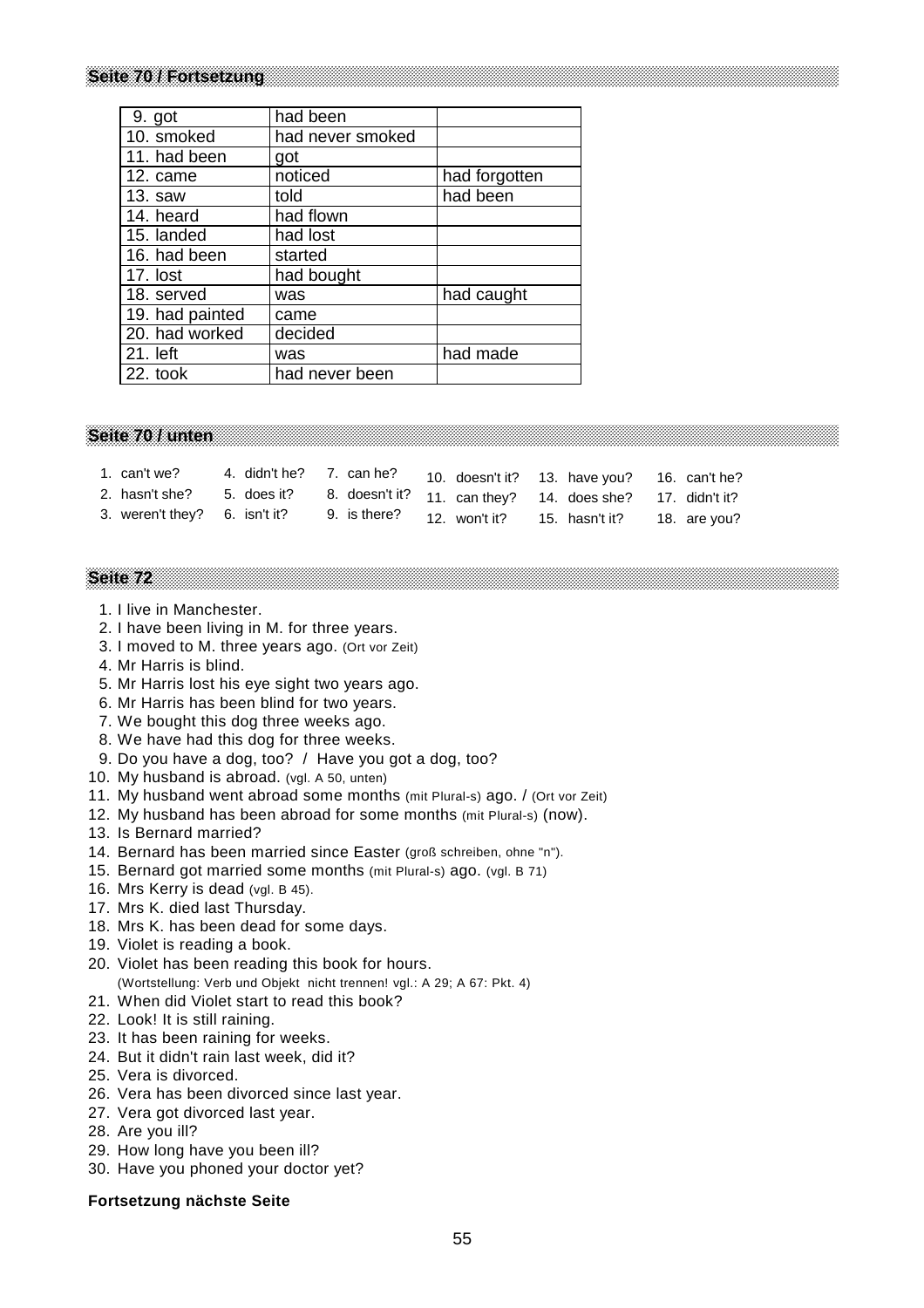## Seite 70 / Fortsetzung

| | | |
|---|---|---|
| 9. got | had been | |
| 10. smoked | had never smoked | |
| 11. had been | got | |
| 12. came | noticed | had forgotten |
| 13. saw | told | had been |
| 14. heard | had flown | |
| 15. landed | had lost | |
| 16. had been | started | |
| 17. lost | had bought | |
| 18. served | was | had caught |
| 19. had painted | came | |
| 20. had worked | decided | |
| 21. left | was | had made |
| 22. took | had never been | |

## Seite 70 / unten

1. can't we?
2. hasn't she?
3. weren't they?
4. didn't he?
5. does it?
6. isn't it?
7. can he?
8. doesn't it?
9. is there?
10. doesn't it?
11. can they?
12. won't it?
13. have you?
14. does she?
15. hasn't it?
16. can't he?
17. didn't it?
18. are you?

## Seite 72

1. I live in Manchester.
2. I have been living in M. for three years.
3. I moved to M. three years ago. (Ort vor Zeit)
4. Mr Harris is blind.
5. Mr Harris lost his eye sight two years ago.
6. Mr Harris has been blind for two years.
7. We bought this dog three weeks ago.
8. We have had this dog for three weeks.
9. Do you have a dog, too? / Have you got a dog, too?
10. My husband is abroad. (vgl. A 50, unten)
11. My husband went abroad some months (mit Plural-s) ago. / (Ort vor Zeit)
12. My husband has been abroad for some months (mit Plural-s) (now).
13. Is Bernard married?
14. Bernard has been married since Easter (groß schreiben, ohne "n").
15. Bernard got married some months (mit Plural-s) ago. (vgl. B 71)
16. Mrs Kerry is dead (vgl. B 45).
17. Mrs K. died last Thursday.
18. Mrs K. has been dead for some days.
19. Violet is reading a book.
20. Violet has been reading this book for hours.
    (Wortstellung: Verb und Objekt nicht trennen! vgl.: A 29; A 67: Pkt. 4)
21. When did Violet start to read this book?
22. Look! It is still raining.
23. It has been raining for weeks.
24. But it didn't rain last week, did it?
25. Vera is divorced.
26. Vera has been divorced since last year.
27. Vera got divorced last year.
28. Are you ill?
29. How long have you been ill?
30. Have you phoned your doctor yet?

**Fortsetzung nächste Seite**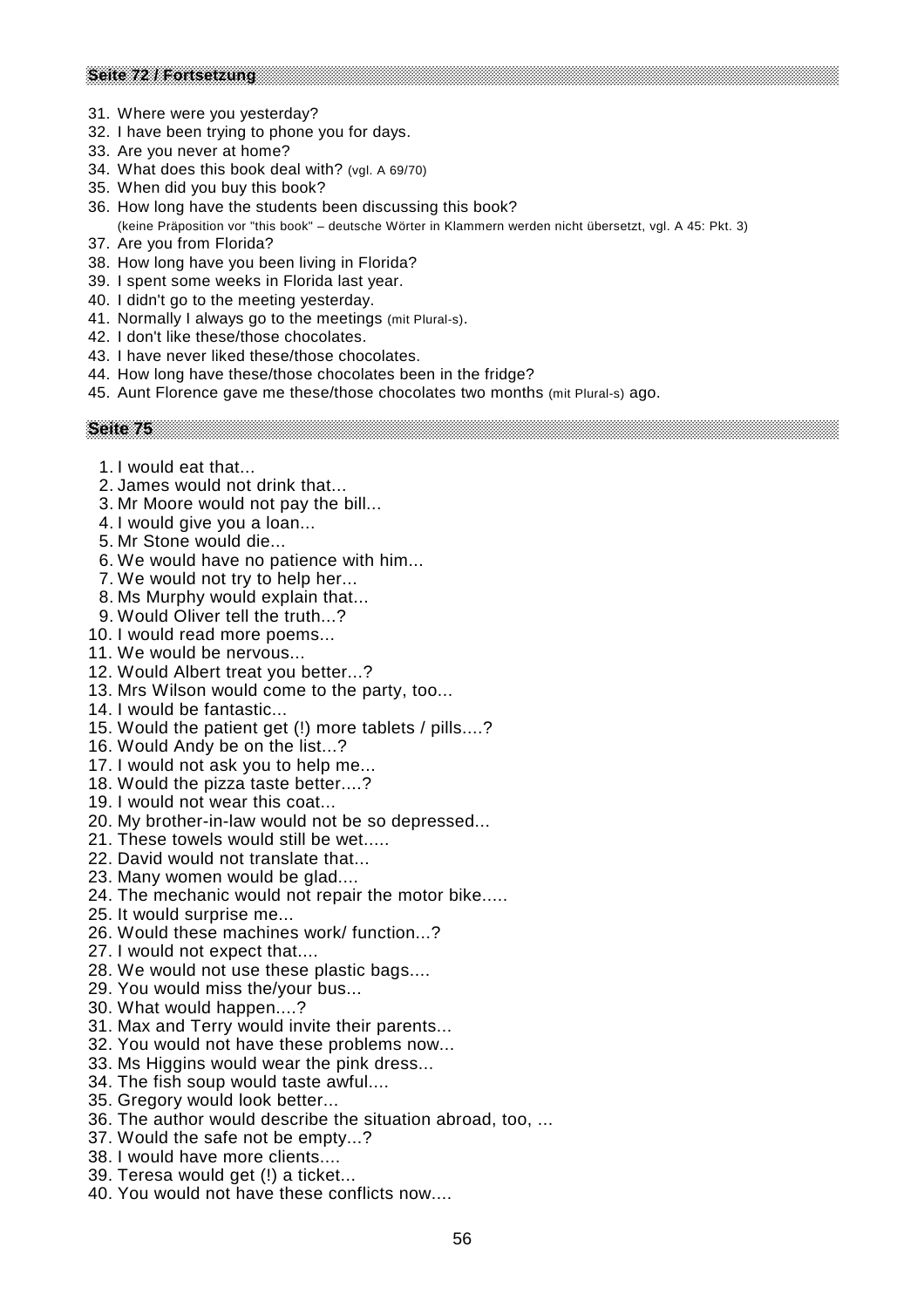## Seite 72 / Fortsetzung

31. Where were you yesterday?
32. I have been trying to phone you for days.
33. Are you never at home?
34. What does this book deal with? (vgl. A 69/70)
35. When did you buy this book?
36. How long have the students been discussing this book?
    (keine Präposition vor "this book" – deutsche Wörter in Klammern werden nicht übersetzt, vgl. A 45: Pkt. 3)
37. Are you from Florida?
38. How long have you been living in Florida?
39. I spent some weeks in Florida last year.
40. I didn't go to the meeting yesterday.
41. Normally I always go to the meetings (mit Plural-s).
42. I don't like these/those chocolates.
43. I have never liked these/those chocolates.
44. How long have these/those chocolates been in the fridge?
45. Aunt Florence gave me these/those chocolates two months (mit Plural-s) ago.

## Seite 75

1. I would eat that...
2. James would not drink that...
3. Mr Moore would not pay the bill...
4. I would give you a loan...
5. Mr Stone would die...
6. We would have no patience with him...
7. We would not try to help her...
8. Ms Murphy would explain that...
9. Would Oliver tell the truth...?
10. I would read more poems...
11. We would be nervous...
12. Would Albert treat you better...?
13. Mrs Wilson would come to the party, too...
14. I would be fantastic...
15. Would the patient get (!) more tablets / pills....?
16. Would Andy be on the list...?
17. I would not ask you to help me...
18. Would the pizza taste better....?
19. I would not wear this coat...
20. My brother-in-law would not be so depressed...
21. These towels would still be wet.....
22. David would not translate that...
23. Many women would be glad....
24. The mechanic would not repair the motor bike.....
25. It would surprise me...
26. Would these machines work/ function...?
27. I would not expect that....
28. We would not use these plastic bags....
29. You would miss the/your bus...
30. What would happen....?
31. Max and Terry would invite their parents...
32. You would not have these problems now...
33. Ms Higgins would wear the pink dress...
34. The fish soup would taste awful....
35. Gregory would look better...
36. The author would describe the situation abroad, too, ...
37. Would the safe not be empty...?
38. I would have more clients....
39. Teresa would get (!) a ticket...
40. You would not have these conflicts now....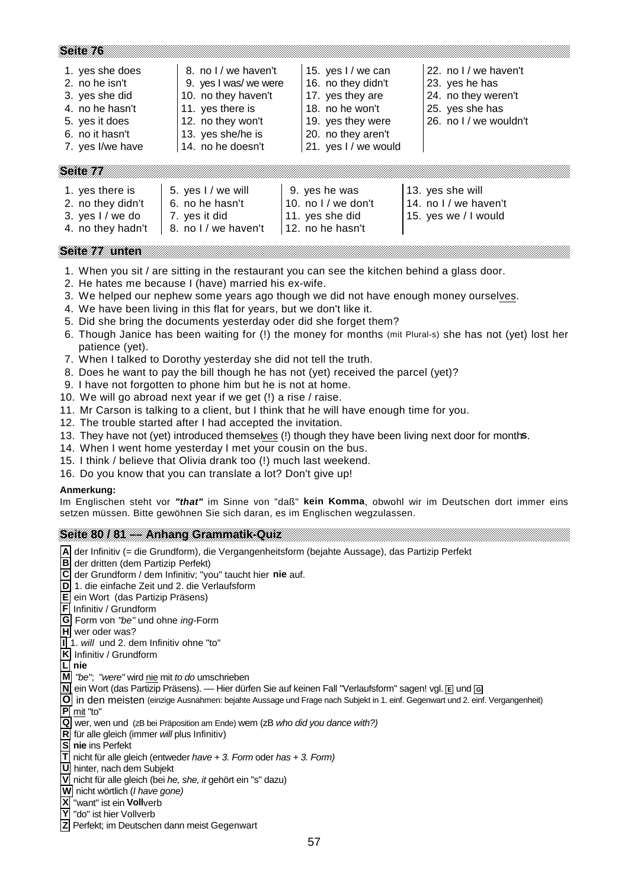## Seite 76

1. yes she does
2. no he isn't
3. yes she did
4. no he hasn't
5. yes it does
6. no it hasn't
7. yes I/we have
8. no I / we haven't
9. yes I was/ we were
10. no they haven't
11. yes there is
12. no they won't
13. yes she/he is
14. no he doesn't
15. yes I / we can
16. no they didn't
17. yes they are
18. no he won't
19. yes they were
20. no they aren't
21. yes I / we would
22. no I / we haven't
23. yes he has
24. no they weren't
25. yes she has
26. no I / we wouldn't

## Seite 77

1. yes there is
2. no they didn't
3. yes I / we do
4. no they hadn't
5. yes I / we will
6. no he hasn't
7. yes it did
8. no I / we haven't
9. yes he was
10. no I / we don't
11. yes she did
12. no he hasn't
13. yes she will
14. no I / we haven't
15. yes we / I would

## Seite 77 unten

1. When you sit / are sitting in the restaurant you can see the kitchen behind a glass door.
2. He hates me because I (have) married his ex-wife.
3. We helped our nephew some years ago though we did not have enough money ourselves.
4. We have been living in this flat for years, but we don't like it.
5. Did she bring the documents yesterday oder did she forget them?
6. Though Janice has been waiting for (!) the money for months (mit Plural-s) she has not (yet) lost her patience (yet).
7. When I talked to Dorothy yesterday she did not tell the truth.
8. Does he want to pay the bill though he has not (yet) received the parcel (yet)?
9. I have not forgotten to phone him but he is not at home.
10. We will go abroad next year if we get (!) a rise / raise.
11. Mr Carson is talking to a client, but I think that he will have enough time for you.
12. The trouble started after I had accepted the invitation.
13. They have not (yet) introduced themselves (!) though they have been living next door for month**s**.
14. When I went home yesterday I met your cousin on the bus.
15. I think / believe that Olivia drank too (!) much last weekend.
16. Do you know that you can translate a lot? Don't give up!

**Anmerkung:**
Im Englischen steht vor ***"that"*** im Sinne von "daß" **kein Komma**, obwohl wir im Deutschen dort immer eins setzen müssen. Bitte gewöhnen Sie sich daran, es im Englischen wegzulassen.

## Seite 80 / 81 --- Anhang Grammatik-Quiz

**A** der Infinitiv (= die Grundform), die Vergangenheitsform (bejahte Aussage), das Partizip Perfekt
**B** der dritten (dem Partizip Perfekt)
**C** der Grundform / dem Infinitiv; "you" taucht hier **nie** auf.
**D** 1. die einfache Zeit und 2. die Verlaufsform
**E** ein Wort (das Partizip Präsens)
**F** Infinitiv / Grundform
**G** Form von *"be"* und ohne *ing*-Form
**H** wer oder was?
**I** 1. *will* und 2. dem Infinitiv ohne "to"
**K** Infinitiv / Grundform
**L** **nie**
**M** *"be"*; *"were"* wird nie mit *to do* umschrieben
**N** ein Wort (das Partizip Präsens). — Hier dürfen Sie auf keinen Fall "Verlaufsform" sagen! vgl. **E** und **G**
**O** in den meisten (einzige Ausnahmen: bejahte Aussage und Frage nach Subjekt in 1. einf. Gegenwart und 2. einf. Vergangenheit)
**P** mit "to"
**Q** wer, wen und (zB bei Präposition am Ende) wem (zB *who did you dance with?)*
**R** für alle gleich (immer *will* plus Infinitiv)
**S** **nie** ins Perfekt
**T** nicht für alle gleich (entweder *have + 3. Form* oder *has + 3. Form)*
**U** hinter, nach dem Subjekt
**V** nicht für alle gleich (bei *he, she, it* gehört ein "s" dazu)
**W** nicht wörtlich (*I have gone)*
**X** "want" ist ein **Voll**verb
**Y** "do" ist hier Vollverb
**Z** Perfekt; im Deutschen dann meist Gegenwart